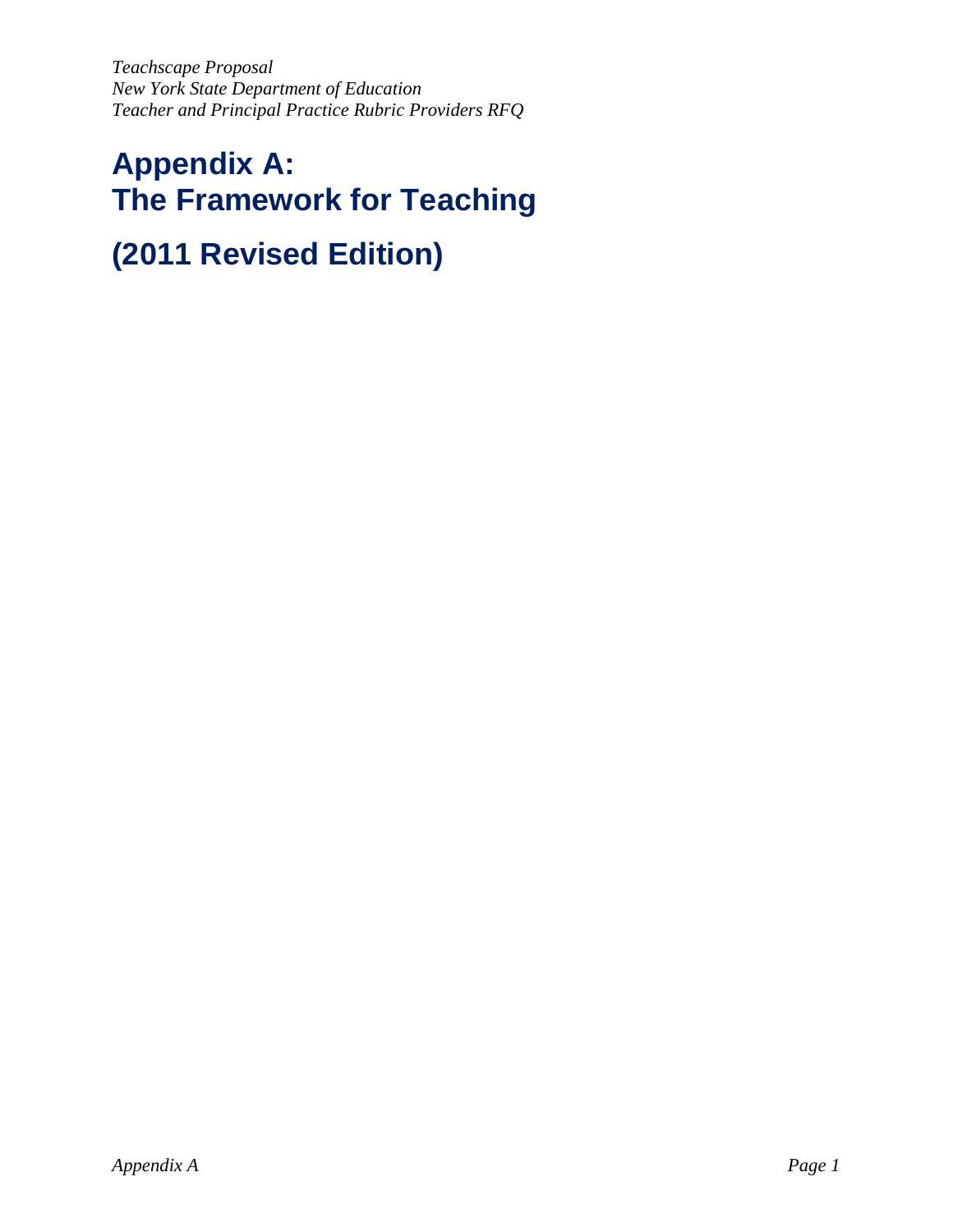# Appendix A: The Framework for Teaching

# (2011 Revised Edition)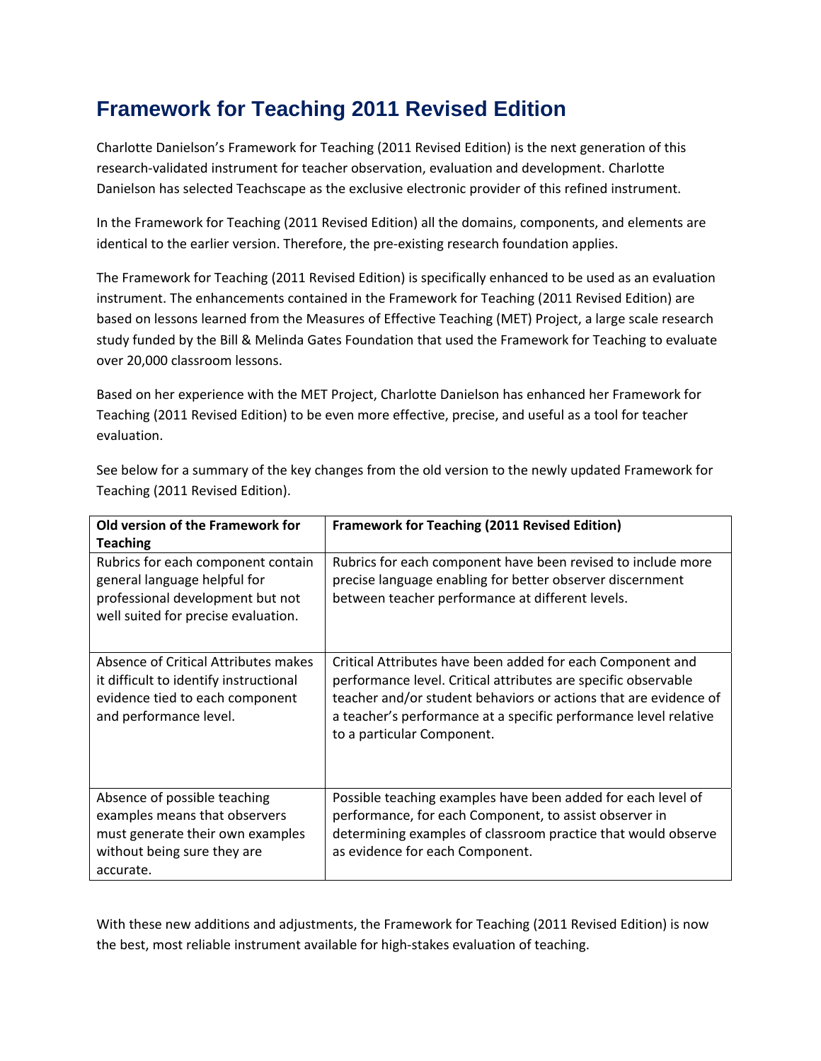# Framework for Teaching 2011 Revised Edition

Charlotte Danielson's Framework for Teaching (2011 Revised Edition) is the next generation of this research-validated instrument for teacher observation, evaluation and development. Charlotte Danielson has selected Teachscape as the exclusive electronic provider of this refined instrument.

In the Framework for Teaching (2011 Revised Edition) all the domains, components, and elements are identical to the earlier version. Therefore, the pre-existing research foundation applies.

The Framework for Teaching (2011 Revised Edition) is specifically enhanced to be used as an evaluation instrument. The enhancements contained in the Framework for Teaching (2011 Revised Edition) are based on lessons learned from the Measures of Effective Teaching (MET) Project, a large scale research study funded by the Bill & Melinda Gates Foundation that used the Framework for Teaching to evaluate over 20,000 classroom lessons.

Based on her experience with the MET Project, Charlotte Danielson has enhanced her Framework for Teaching (2011 Revised Edition) to be even more effective, precise, and useful as a tool for teacher evaluation.

See below for a summary of the key changes from the old version to the newly updated Framework for Teaching (2011 Revised Edition).

| **Old version of the Framework for Teaching** | **Framework for Teaching (2011 Revised Edition)** |
|---|---|
| Rubrics for each component contain general language helpful for professional development but not well suited for precise evaluation. | Rubrics for each component have been revised to include more precise language enabling for better observer discernment between teacher performance at different levels. |
| Absence of Critical Attributes makes it difficult to identify instructional evidence tied to each component and performance level. | Critical Attributes have been added for each Component and performance level. Critical attributes are specific observable teacher and/or student behaviors or actions that are evidence of a teacher's performance at a specific performance level relative to a particular Component. |
| Absence of possible teaching examples means that observers must generate their own examples without being sure they are accurate. | Possible teaching examples have been added for each level of performance, for each Component, to assist observer in determining examples of classroom practice that would observe as evidence for each Component. |

With these new additions and adjustments, the Framework for Teaching (2011 Revised Edition) is now the best, most reliable instrument available for high-stakes evaluation of teaching.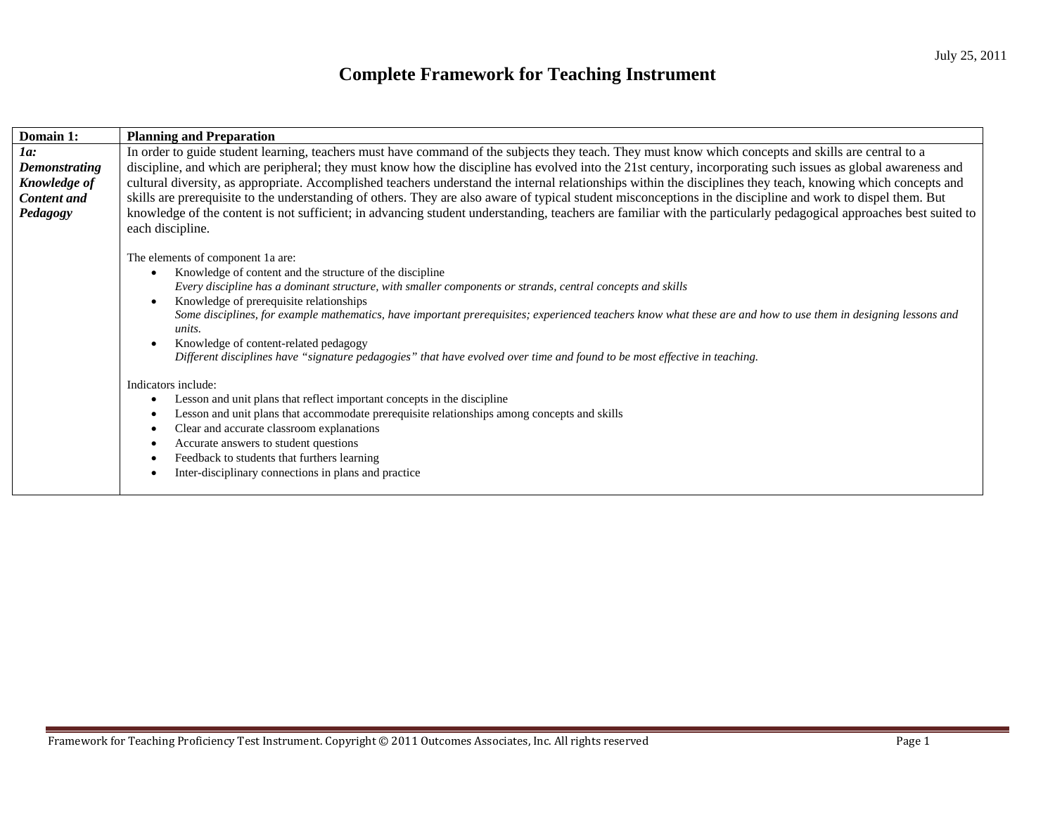# Complete Framework for Teaching Instrument

| Domain 1: | Planning and Preparation |
|---|---|
| ***1a: Demonstrating Knowledge of Content and Pedagogy*** | In order to guide student learning, teachers must have command of the subjects they teach. They must know which concepts and skills are central to a discipline, and which are peripheral; they must know how the discipline has evolved into the 21st century, incorporating such issues as global awareness and cultural diversity, as appropriate. Accomplished teachers understand the internal relationships within the disciplines they teach, knowing which concepts and skills are prerequisite to the understanding of others. They are also aware of typical student misconceptions in the discipline and work to dispel them. But knowledge of the content is not sufficient; in advancing student understanding, teachers are familiar with the particularly pedagogical approaches best suited to each discipline.<br><br>The elements of component 1a are:<br>• Knowledge of content and the structure of the discipline<br>*Every discipline has a dominant structure, with smaller components or strands, central concepts and skills*<br>• Knowledge of prerequisite relationships<br>*Some disciplines, for example mathematics, have important prerequisites; experienced teachers know what these are and how to use them in designing lessons and units.*<br>• Knowledge of content-related pedagogy<br>*Different disciplines have "signature pedagogies" that have evolved over time and found to be most effective in teaching.*<br><br>Indicators include:<br>• Lesson and unit plans that reflect important concepts in the discipline<br>• Lesson and unit plans that accommodate prerequisite relationships among concepts and skills<br>• Clear and accurate classroom explanations<br>• Accurate answers to student questions<br>• Feedback to students that furthers learning<br>• Inter-disciplinary connections in plans and practice |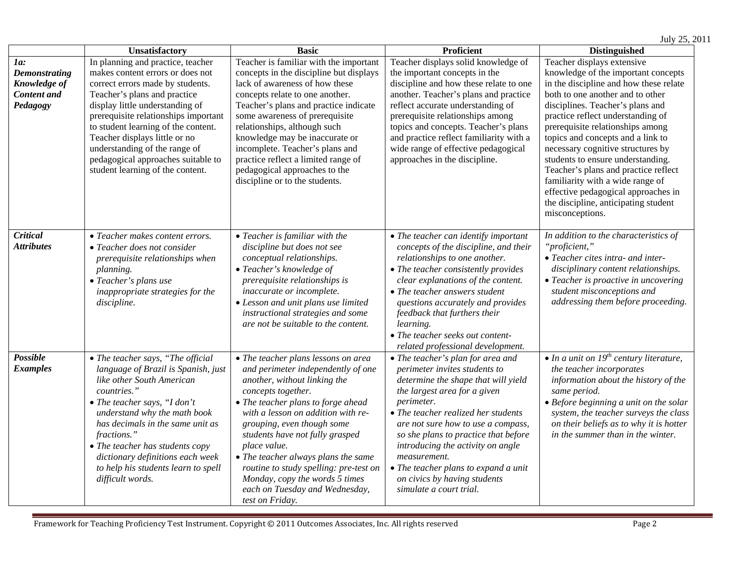|  | Unsatisfactory | Basic | Proficient | Distinguished |
| --- | --- | --- | --- | --- |
| ***1a: Demonstrating Knowledge of Content and Pedagogy*** | In planning and practice, teacher makes content errors or does not correct errors made by students. Teacher's plans and practice display little understanding of prerequisite relationships important to student learning of the content. Teacher displays little or no understanding of the range of pedagogical approaches suitable to student learning of the content. | Teacher is familiar with the important concepts in the discipline but displays lack of awareness of how these concepts relate to one another. Teacher's plans and practice indicate some awareness of prerequisite relationships, although such knowledge may be inaccurate or incomplete. Teacher's plans and practice reflect a limited range of pedagogical approaches to the discipline or to the students. | Teacher displays solid knowledge of the important concepts in the discipline and how these relate to one another. Teacher's plans and practice reflect accurate understanding of prerequisite relationships among topics and concepts. Teacher's plans and practice reflect familiarity with a wide range of effective pedagogical approaches in the discipline. | Teacher displays extensive knowledge of the important concepts in the discipline and how these relate both to one another and to other disciplines. Teacher's plans and practice reflect understanding of prerequisite relationships among topics and concepts and a link to necessary cognitive structures by students to ensure understanding. Teacher's plans and practice reflect familiarity with a wide range of effective pedagogical approaches in the discipline, anticipating student misconceptions. |
| ***Critical Attributes*** | • *Teacher makes content errors.*<br>• *Teacher does not consider prerequisite relationships when planning.*<br>• *Teacher's plans use inappropriate strategies for the discipline.* | • *Teacher is familiar with the discipline but does not see conceptual relationships.*<br>• *Teacher's knowledge of prerequisite relationships is inaccurate or incomplete.*<br>• *Lesson and unit plans use limited instructional strategies and some are not be suitable to the content.* | • *The teacher can identify important concepts of the discipline, and their relationships to one another.*<br>• *The teacher consistently provides clear explanations of the content.*<br>• *The teacher answers student questions accurately and provides feedback that furthers their learning.*<br>• *The teacher seeks out content-related professional development.* | *In addition to the characteristics of "proficient,"*<br>• *Teacher cites intra- and inter-disciplinary content relationships.*<br>• *Teacher is proactive in uncovering student misconceptions and addressing them before proceeding.* |
| ***Possible Examples*** | • *The teacher says, "The official language of Brazil is Spanish, just like other South American countries."*<br>• *The teacher says, "I don't understand why the math book has decimals in the same unit as fractions."*<br>• *The teacher has students copy dictionary definitions each week to help his students learn to spell difficult words.* | • *The teacher plans lessons on area and perimeter independently of one another, without linking the concepts together.*<br>• *The teacher plans to forge ahead with a lesson on addition with re-grouping, even though some students have not fully grasped place value.*<br>• *The teacher always plans the same routine to study spelling: pre-test on Monday, copy the words 5 times each on Tuesday and Wednesday, test on Friday.* | • *The teacher's plan for area and perimeter invites students to determine the shape that will yield the largest area for a given perimeter.*<br>• *The teacher realized her students are not sure how to use a compass, so she plans to practice that before introducing the activity on angle measurement.*<br>• *The teacher plans to expand a unit on civics by having students simulate a court trial.* | • *In a unit on 19th century literature, the teacher incorporates information about the history of the same period.*<br>• *Before beginning a unit on the solar system, the teacher surveys the class on their beliefs as to why it is hotter in the summer than in the winter.* |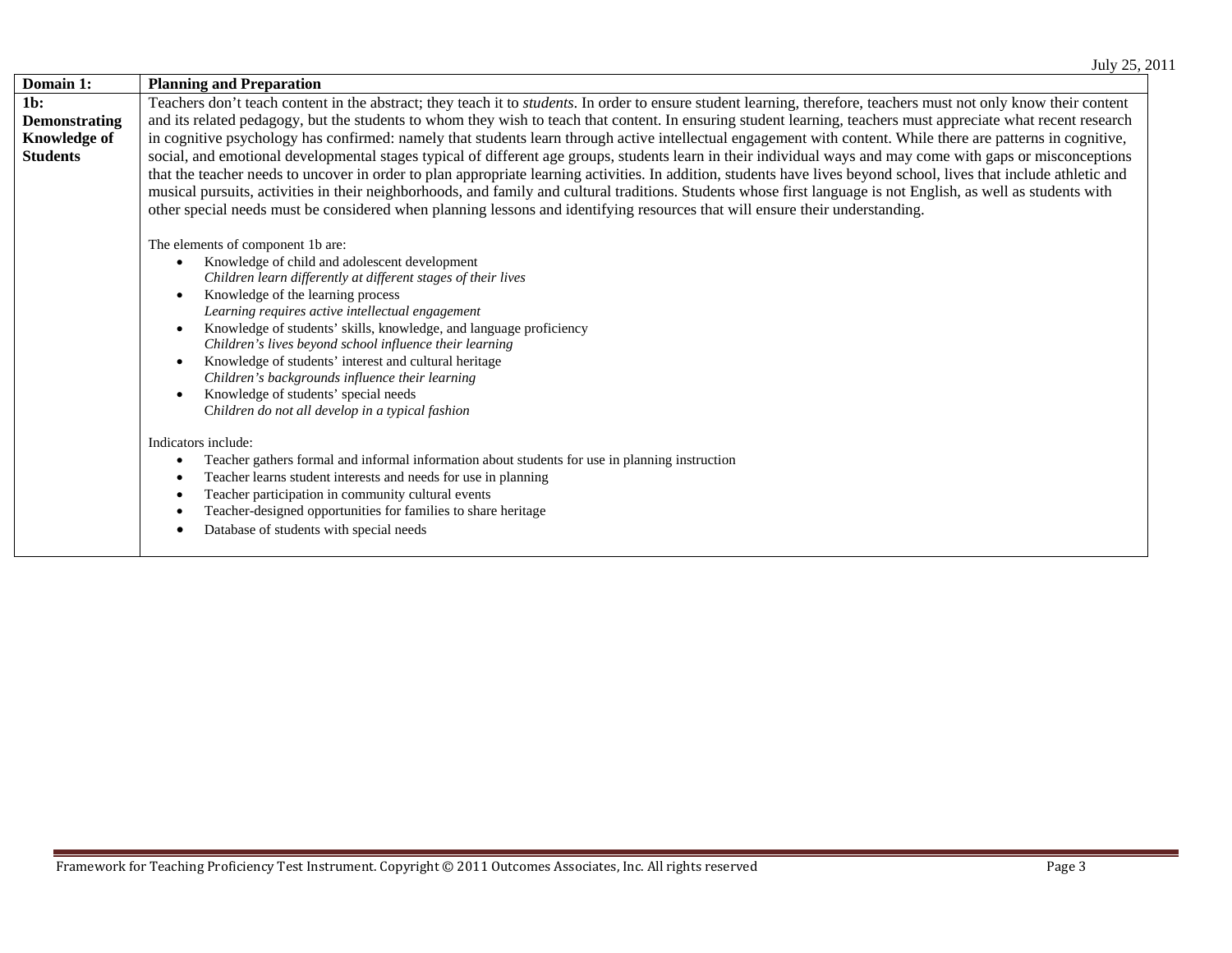| Domain 1: | Planning and Preparation |
|---|---|
| **1b: Demonstrating Knowledge of Students** | Teachers don't teach content in the abstract; they teach it to *students*. In order to ensure student learning, therefore, teachers must not only know their content and its related pedagogy, but the students to whom they wish to teach that content. In ensuring student learning, teachers must appreciate what recent research in cognitive psychology has confirmed: namely that students learn through active intellectual engagement with content. While there are patterns in cognitive, social, and emotional developmental stages typical of different age groups, students learn in their individual ways and may come with gaps or misconceptions that the teacher needs to uncover in order to plan appropriate learning activities. In addition, students have lives beyond school, lives that include athletic and musical pursuits, activities in their neighborhoods, and family and cultural traditions. Students whose first language is not English, as well as students with other special needs must be considered when planning lessons and identifying resources that will ensure their understanding.<br><br>The elements of component 1b are:<br>• Knowledge of child and adolescent development<br>*Children learn differently at different stages of their lives*<br>• Knowledge of the learning process<br>*Learning requires active intellectual engagement*<br>• Knowledge of students' skills, knowledge, and language proficiency<br>*Children's lives beyond school influence their learning*<br>• Knowledge of students' interest and cultural heritage<br>*Children's backgrounds influence their learning*<br>• Knowledge of students' special needs<br>*Children do not all develop in a typical fashion*<br><br>Indicators include:<br>• Teacher gathers formal and informal information about students for use in planning instruction<br>• Teacher learns student interests and needs for use in planning<br>• Teacher participation in community cultural events<br>• Teacher-designed opportunities for families to share heritage<br>• Database of students with special needs |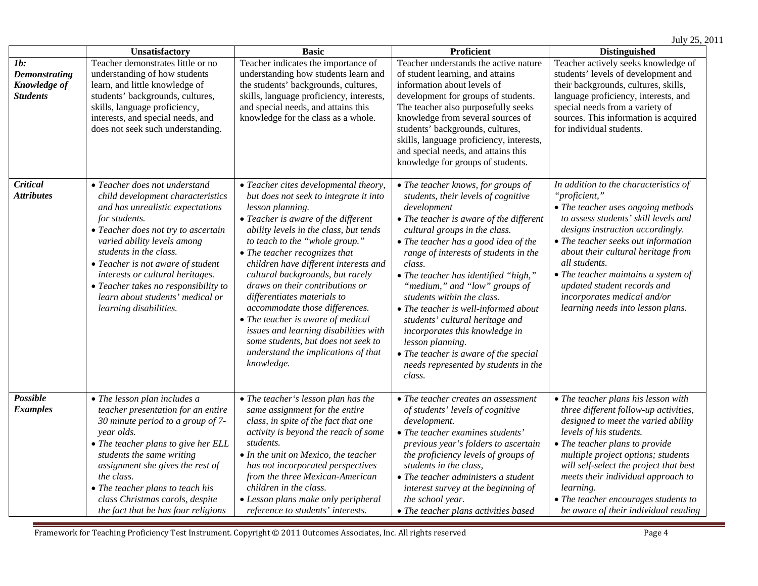| | Unsatisfactory | Basic | Proficient | Distinguished |
|---|---|---|---|---|
| ***1b: Demonstrating Knowledge of Students*** | Teacher demonstrates little or no understanding of how students learn, and little knowledge of students' backgrounds, cultures, skills, language proficiency, interests, and special needs, and does not seek such understanding. | Teacher indicates the importance of understanding how students learn and the students' backgrounds, cultures, skills, language proficiency, interests, and special needs, and attains this knowledge for the class as a whole. | Teacher understands the active nature of student learning, and attains information about levels of development for groups of students. The teacher also purposefully seeks knowledge from several sources of students' backgrounds, cultures, skills, language proficiency, interests, and special needs, and attains this knowledge for groups of students. | Teacher actively seeks knowledge of students' levels of development and their backgrounds, cultures, skills, language proficiency, interests, and special needs from a variety of sources. This information is acquired for individual students. |
| ***Critical Attributes*** | • *Teacher does not understand child development characteristics and has unrealistic expectations for students.* <br> • *Teacher does not try to ascertain varied ability levels among students in the class.* <br> • *Teacher is not aware of student interests or cultural heritages.* <br> • *Teacher takes no responsibility to learn about students' medical or learning disabilities.* | • *Teacher cites developmental theory, but does not seek to integrate it into lesson planning.* <br> • *Teacher is aware of the different ability levels in the class, but tends to teach to the "whole group."* <br> • *The teacher recognizes that children have different interests and cultural backgrounds, but rarely draws on their contributions or differentiates materials to accommodate those differences.* <br> • *The teacher is aware of medical issues and learning disabilities with some students, but does not seek to understand the implications of that knowledge.* | • *The teacher knows, for groups of students, their levels of cognitive development* <br> • *The teacher is aware of the different cultural groups in the class.* <br> • *The teacher has a good idea of the range of interests of students in the class.* <br> • *The teacher has identified "high," "medium," and "low" groups of students within the class.* <br> • *The teacher is well-informed about students' cultural heritage and incorporates this knowledge in lesson planning.* <br> • *The teacher is aware of the special needs represented by students in the class.* | *In addition to the characteristics of "proficient,"* <br> • *The teacher uses ongoing methods to assess students' skill levels and designs instruction accordingly.* <br> • *The teacher seeks out information about their cultural heritage from all students.* <br> • *The teacher maintains a system of updated student records and incorporates medical and/or learning needs into lesson plans.* |
| ***Possible Examples*** | • *The lesson plan includes a teacher presentation for an entire 30 minute period to a group of 7-year olds.* <br> • *The teacher plans to give her ELL students the same writing assignment she gives the rest of the class.* <br> • *The teacher plans to teach his class Christmas carols, despite the fact that he has four religions* | • *The teacher's lesson plan has the same assignment for the entire class, in spite of the fact that one activity is beyond the reach of some students.* <br> • *In the unit on Mexico, the teacher has not incorporated perspectives from the three Mexican-American children in the class.* <br> • *Lesson plans make only peripheral reference to students' interests.* | • *The teacher creates an assessment of students' levels of cognitive development.* <br> • *The teacher examines students' previous year's folders to ascertain the proficiency levels of groups of students in the class,* <br> • *The teacher administers a student interest survey at the beginning of the school year.* <br> • *The teacher plans activities based* | • *The teacher plans his lesson with three different follow-up activities, designed to meet the varied ability levels of his students.* <br> • *The teacher plans to provide multiple project options; students will self-select the project that best meets their individual approach to learning.* <br> • *The teacher encourages students to be aware of their individual reading* |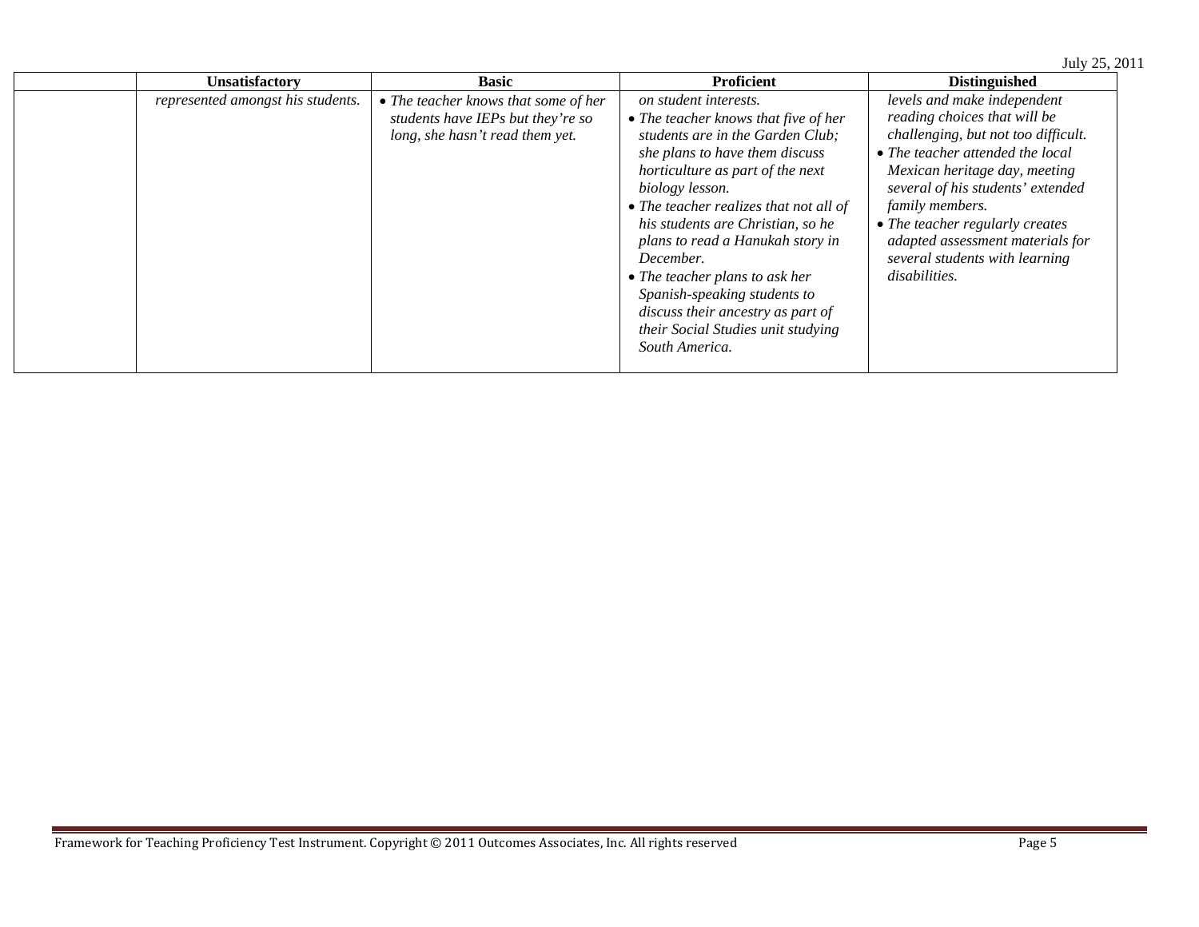| | Unsatisfactory | Basic | Proficient | Distinguished |
|---|---|---|---|---|
| | *represented amongst his students.* | • *The teacher knows that some of her students have IEPs but they're so long, she hasn't read them yet.* | *on student interests.*<br>• *The teacher knows that five of her students are in the Garden Club; she plans to have them discuss horticulture as part of the next biology lesson.*<br>• *The teacher realizes that not all of his students are Christian, so he plans to read a Hanukah story in December.*<br>• *The teacher plans to ask her Spanish-speaking students to discuss their ancestry as part of their Social Studies unit studying South America.* | *levels and make independent reading choices that will be challenging, but not too difficult.*<br>• *The teacher attended the local Mexican heritage day, meeting several of his students' extended family members.*<br>• *The teacher regularly creates adapted assessment materials for several students with learning disabilities.* |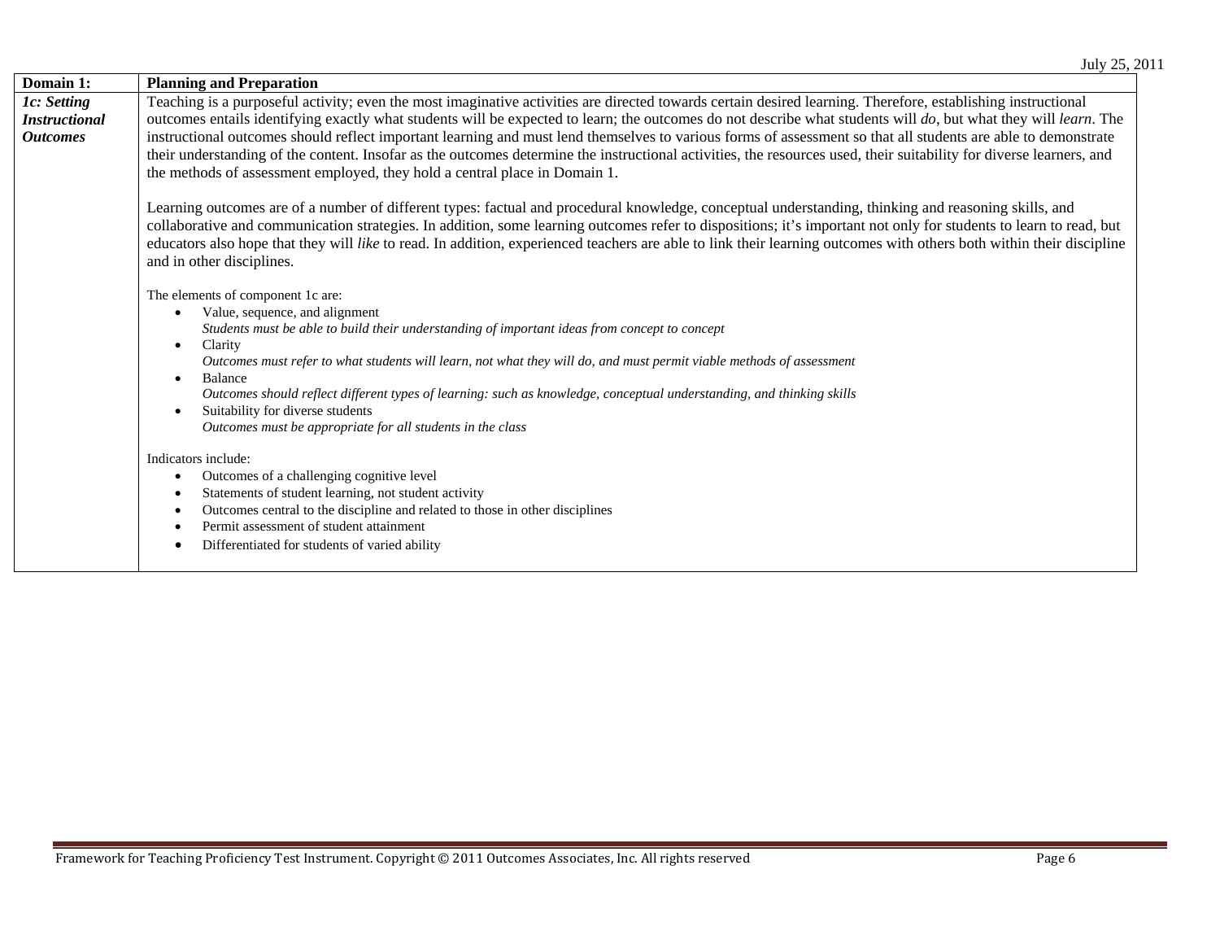| Domain 1: | Planning and Preparation |
|---|---|
| ***1c: Setting Instructional Outcomes*** | Teaching is a purposeful activity; even the most imaginative activities are directed towards certain desired learning. Therefore, establishing instructional outcomes entails identifying exactly what students will be expected to learn; the outcomes do not describe what students will *do*, but what they will *learn*. The instructional outcomes should reflect important learning and must lend themselves to various forms of assessment so that all students are able to demonstrate their understanding of the content. Insofar as the outcomes determine the instructional activities, the resources used, their suitability for diverse learners, and the methods of assessment employed, they hold a central place in Domain 1.<br><br>Learning outcomes are of a number of different types: factual and procedural knowledge, conceptual understanding, thinking and reasoning skills, and collaborative and communication strategies. In addition, some learning outcomes refer to dispositions; it's important not only for students to learn to read, but educators also hope that they will *like* to read. In addition, experienced teachers are able to link their learning outcomes with others both within their discipline and in other disciplines.<br><br>The elements of component 1c are:<br>• Value, sequence, and alignment<br>*Students must be able to build their understanding of important ideas from concept to concept*<br>• Clarity<br>*Outcomes must refer to what students will learn, not what they will do, and must permit viable methods of assessment*<br>• Balance<br>*Outcomes should reflect different types of learning: such as knowledge, conceptual understanding, and thinking skills*<br>• Suitability for diverse students<br>*Outcomes must be appropriate for all students in the class*<br><br>Indicators include:<br>• Outcomes of a challenging cognitive level<br>• Statements of student learning, not student activity<br>• Outcomes central to the discipline and related to those in other disciplines<br>• Permit assessment of student attainment<br>• Differentiated for students of varied ability |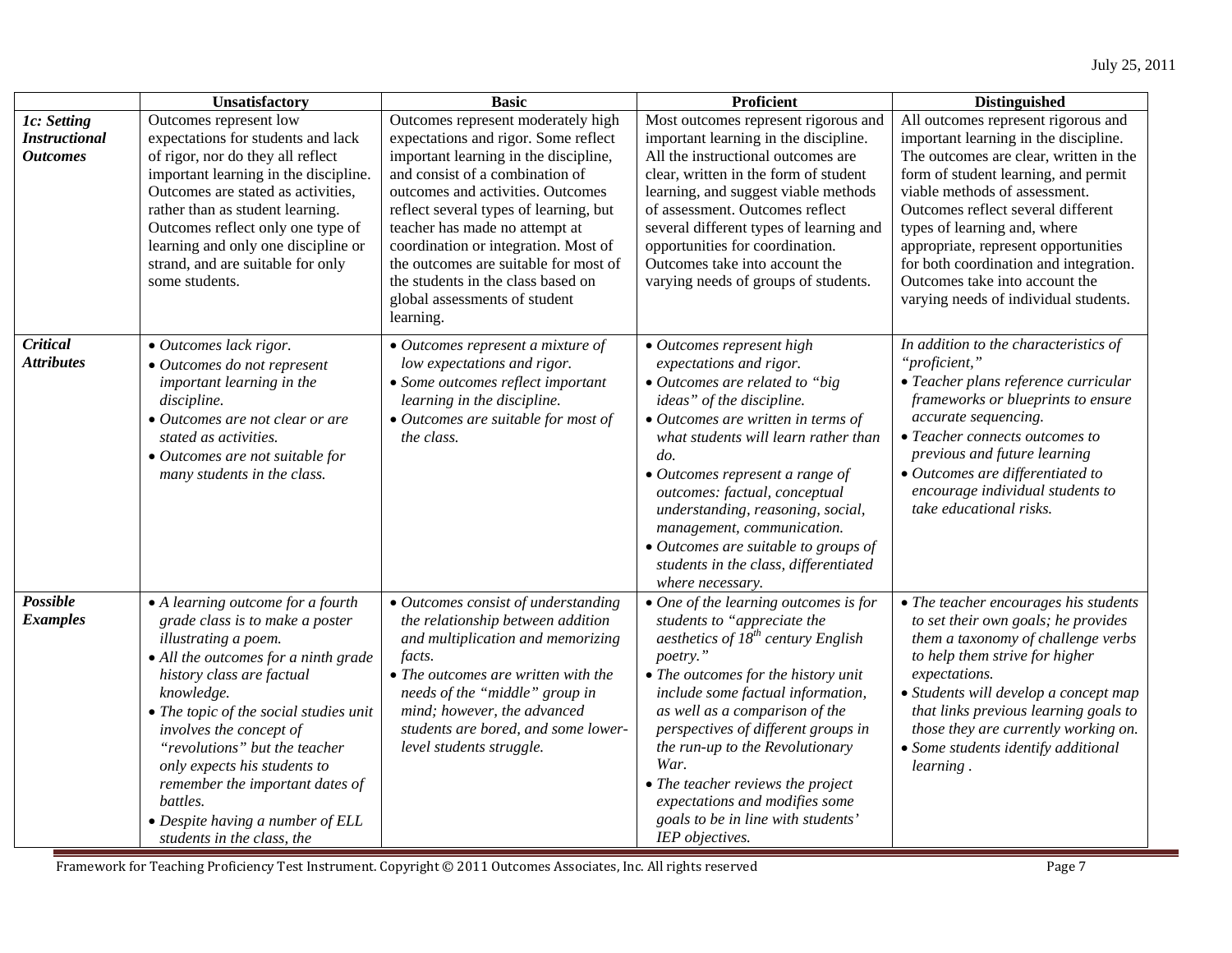| | Unsatisfactory | Basic | Proficient | Distinguished |
|---|---|---|---|---|
| ***1c: Setting Instructional Outcomes*** | Outcomes represent low expectations for students and lack of rigor, nor do they all reflect important learning in the discipline. Outcomes are stated as activities, rather than as student learning. Outcomes reflect only one type of learning and only one discipline or strand, and are suitable for only some students. | Outcomes represent moderately high expectations and rigor. Some reflect important learning in the discipline, and consist of a combination of outcomes and activities. Outcomes reflect several types of learning, but teacher has made no attempt at coordination or integration. Most of the outcomes are suitable for most of the students in the class based on global assessments of student learning. | Most outcomes represent rigorous and important learning in the discipline. All the instructional outcomes are clear, written in the form of student learning, and suggest viable methods of assessment. Outcomes reflect several different types of learning and opportunities for coordination. Outcomes take into account the varying needs of groups of students. | All outcomes represent rigorous and important learning in the discipline. The outcomes are clear, written in the form of student learning, and permit viable methods of assessment. Outcomes reflect several different types of learning and, where appropriate, represent opportunities for both coordination and integration. Outcomes take into account the varying needs of individual students. |
| ***Critical Attributes*** | • *Outcomes lack rigor.*<br>• *Outcomes do not represent important learning in the discipline.*<br>• *Outcomes are not clear or are stated as activities.*<br>• *Outcomes are not suitable for many students in the class.* | • *Outcomes represent a mixture of low expectations and rigor.*<br>• *Some outcomes reflect important learning in the discipline.*<br>• *Outcomes are suitable for most of the class.* | • *Outcomes represent high expectations and rigor.*<br>• *Outcomes are related to "big ideas" of the discipline.*<br>• *Outcomes are written in terms of what students will learn rather than do.*<br>• *Outcomes represent a range of outcomes: factual, conceptual understanding, reasoning, social, management, communication.*<br>• *Outcomes are suitable to groups of students in the class, differentiated where necessary.* | *In addition to the characteristics of "proficient,"*<br>• *Teacher plans reference curricular frameworks or blueprints to ensure accurate sequencing.*<br>• *Teacher connects outcomes to previous and future learning*<br>• *Outcomes are differentiated to encourage individual students to take educational risks.* |
| ***Possible Examples*** | • *A learning outcome for a fourth grade class is to make a poster illustrating a poem.*<br>• *All the outcomes for a ninth grade history class are factual knowledge.*<br>• *The topic of the social studies unit involves the concept of "revolutions" but the teacher only expects his students to remember the important dates of battles.*<br>• *Despite having a number of ELL students in the class, the* | • *Outcomes consist of understanding the relationship between addition and multiplication and memorizing facts.*<br>• *The outcomes are written with the needs of the "middle" group in mind; however, the advanced students are bored, and some lower-level students struggle.* | • *One of the learning outcomes is for students to "appreciate the aesthetics of 18th century English poetry."*<br>• *The outcomes for the history unit include some factual information, as well as a comparison of the perspectives of different groups in the run-up to the Revolutionary War.*<br>• *The teacher reviews the project expectations and modifies some goals to be in line with students' IEP objectives.* | • *The teacher encourages his students to set their own goals; he provides them a taxonomy of challenge verbs to help them strive for higher expectations.*<br>• *Students will develop a concept map that links previous learning goals to those they are currently working on.*<br>• *Some students identify additional learning .* |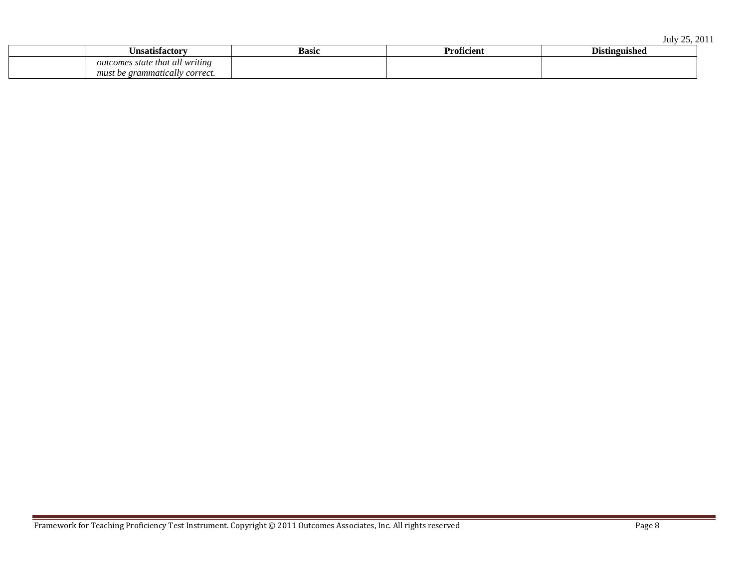| | Unsatisfactory | Basic | Proficient | Distinguished |
|---|---|---|---|---|
| | *outcomes state that all writing must be grammatically correct.* | | | |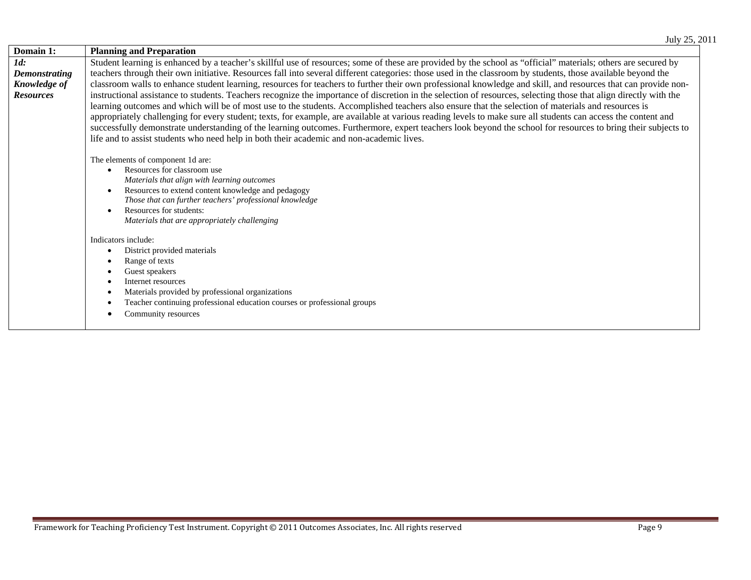| **Domain 1:** | **Planning and Preparation** |
|---|---|
| ***1d: Demonstrating Knowledge of Resources*** | Student learning is enhanced by a teacher's skillful use of resources; some of these are provided by the school as "official" materials; others are secured by teachers through their own initiative. Resources fall into several different categories: those used in the classroom by students, those available beyond the classroom walls to enhance student learning, resources for teachers to further their own professional knowledge and skill, and resources that can provide non-instructional assistance to students. Teachers recognize the importance of discretion in the selection of resources, selecting those that align directly with the learning outcomes and which will be of most use to the students. Accomplished teachers also ensure that the selection of materials and resources is appropriately challenging for every student; texts, for example, are available at various reading levels to make sure all students can access the content and successfully demonstrate understanding of the learning outcomes. Furthermore, expert teachers look beyond the school for resources to bring their subjects to life and to assist students who need help in both their academic and non-academic lives.<br><br>The elements of component 1d are:<br>• Resources for classroom use<br>*Materials that align with learning outcomes*<br>• Resources to extend content knowledge and pedagogy<br>*Those that can further teachers' professional knowledge*<br>• Resources for students:<br>*Materials that are appropriately challenging*<br><br>Indicators include:<br>• District provided materials<br>• Range of texts<br>• Guest speakers<br>• Internet resources<br>• Materials provided by professional organizations<br>• Teacher continuing professional education courses or professional groups<br>• Community resources |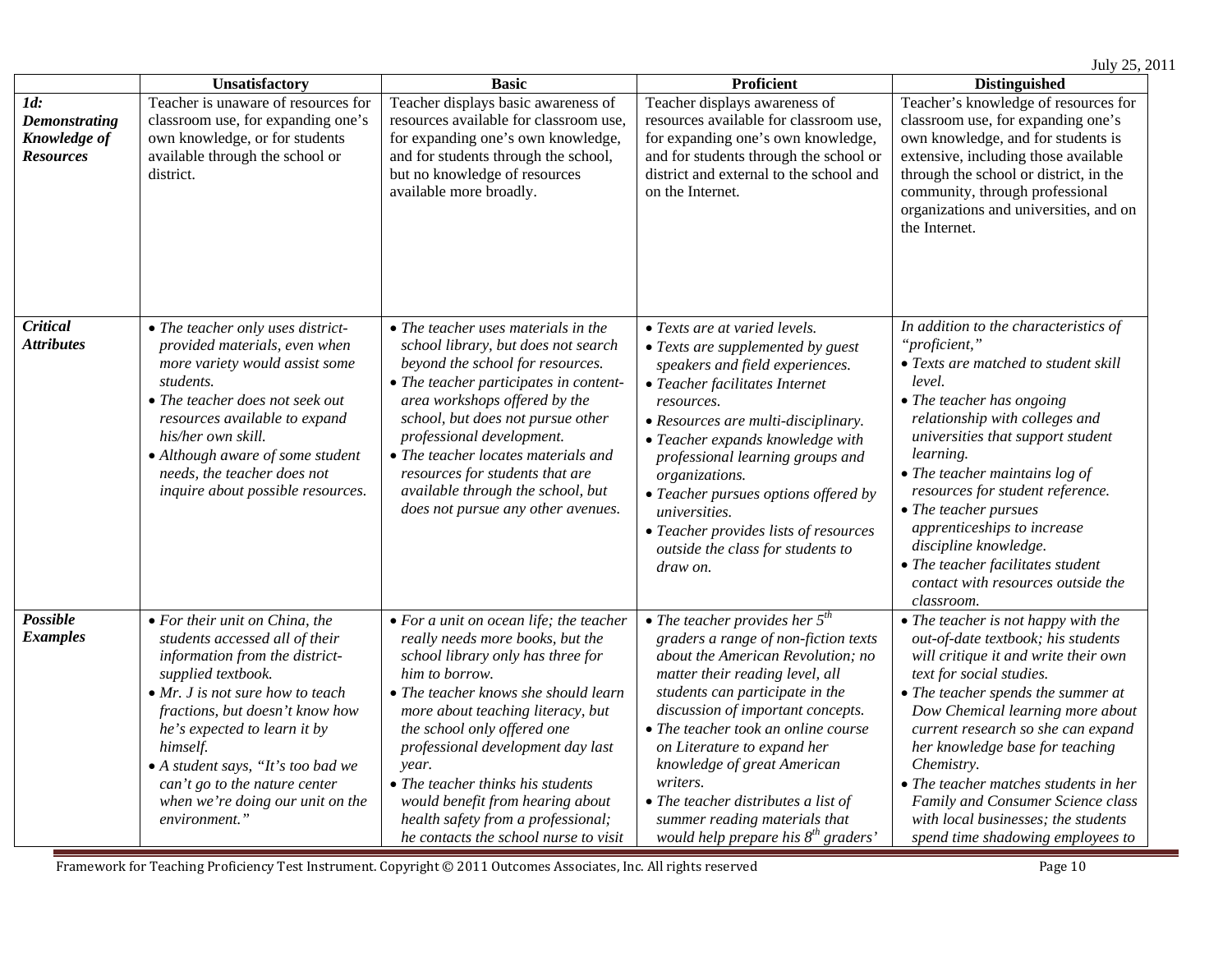|  | Unsatisfactory | Basic | Proficient | Distinguished |
|---|---|---|---|---|
| ***1d: Demonstrating Knowledge of Resources*** | Teacher is unaware of resources for classroom use, for expanding one's own knowledge, or for students available through the school or district. | Teacher displays basic awareness of resources available for classroom use, for expanding one's own knowledge, and for students through the school, but no knowledge of resources available more broadly. | Teacher displays awareness of resources available for classroom use, for expanding one's own knowledge, and for students through the school or district and external to the school and on the Internet. | Teacher's knowledge of resources for classroom use, for expanding one's own knowledge, and for students is extensive, including those available through the school or district, in the community, through professional organizations and universities, and on the Internet. |
| ***Critical Attributes*** | • *The teacher only uses district-provided materials, even when more variety would assist some students.*<br>• *The teacher does not seek out resources available to expand his/her own skill.*<br>• *Although aware of some student needs, the teacher does not inquire about possible resources.* | • *The teacher uses materials in the school library, but does not search beyond the school for resources.*<br>• *The teacher participates in content-area workshops offered by the school, but does not pursue other professional development.*<br>• *The teacher locates materials and resources for students that are available through the school, but does not pursue any other avenues.* | • *Texts are at varied levels.*<br>• *Texts are supplemented by guest speakers and field experiences.*<br>• *Teacher facilitates Internet resources.*<br>• *Resources are multi-disciplinary.*<br>• *Teacher expands knowledge with professional learning groups and organizations.*<br>• *Teacher pursues options offered by universities.*<br>• *Teacher provides lists of resources outside the class for students to draw on.* | *In addition to the characteristics of "proficient,"*<br>• *Texts are matched to student skill level.*<br>• *The teacher has ongoing relationship with colleges and universities that support student learning.*<br>• *The teacher maintains log of resources for student reference.*<br>• *The teacher pursues apprenticeships to increase discipline knowledge.*<br>• *The teacher facilitates student contact with resources outside the classroom.* |
| ***Possible Examples*** | • *For their unit on China, the students accessed all of their information from the district-supplied textbook.*<br>• *Mr. J is not sure how to teach fractions, but doesn't know how he's expected to learn it by himself.*<br>• *A student says, "It's too bad we can't go to the nature center when we're doing our unit on the environment."* | • *For a unit on ocean life; the teacher really needs more books, but the school library only has three for him to borrow.*<br>• *The teacher knows she should learn more about teaching literacy, but the school only offered one professional development day last year.*<br>• *The teacher thinks his students would benefit from hearing about health safety from a professional; he contacts the school nurse to visit* | • *The teacher provides her 5th graders a range of non-fiction texts about the American Revolution; no matter their reading level, all students can participate in the discussion of important concepts.*<br>• *The teacher took an online course on Literature to expand her knowledge of great American writers.*<br>• *The teacher distributes a list of summer reading materials that would help prepare his 8th graders'* | • *The teacher is not happy with the out-of-date textbook; his students will critique it and write their own text for social studies.*<br>• *The teacher spends the summer at Dow Chemical learning more about current research so she can expand her knowledge base for teaching Chemistry.*<br>• *The teacher matches students in her Family and Consumer Science class with local businesses; the students spend time shadowing employees to* |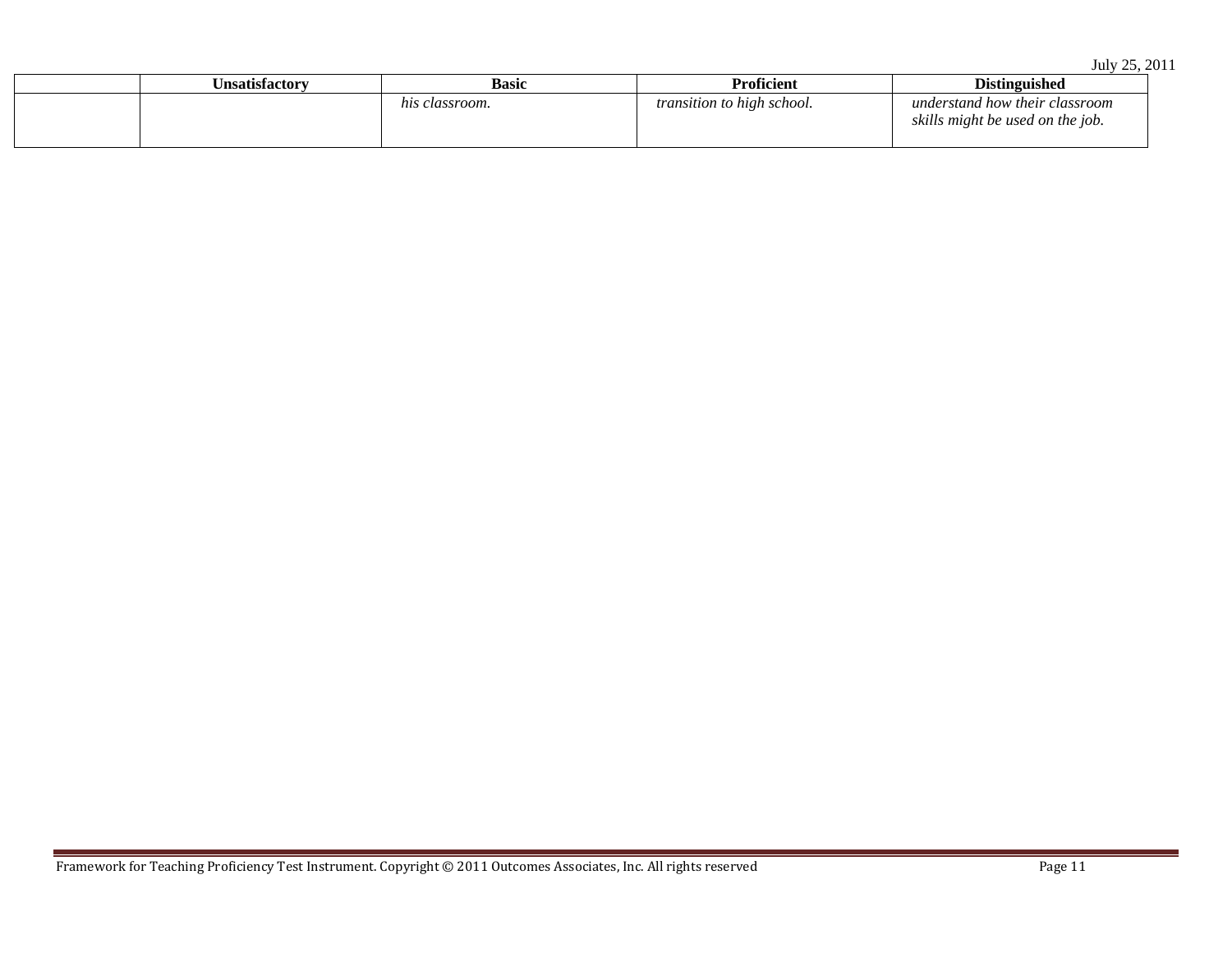| | Unsatisfactory | Basic | Proficient | Distinguished |
|---|---|---|---|---|
| | | *his classroom.* | *transition to high school.* | *understand how their classroom skills might be used on the job.* |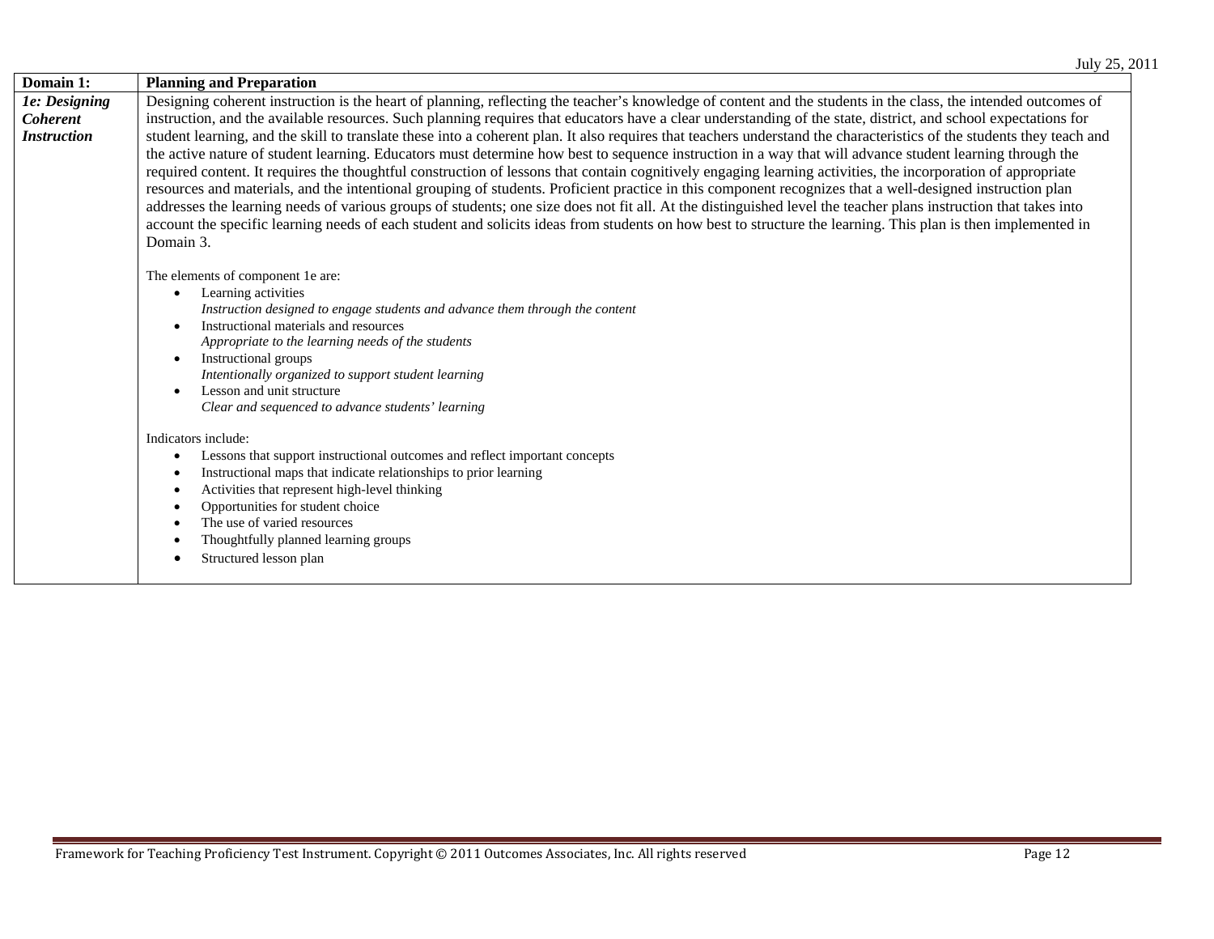| **Domain 1:** | **Planning and Preparation** |
| --- | --- |
| ***1e: Designing Coherent Instruction*** | Designing coherent instruction is the heart of planning, reflecting the teacher's knowledge of content and the students in the class, the intended outcomes of instruction, and the available resources. Such planning requires that educators have a clear understanding of the state, district, and school expectations for student learning, and the skill to translate these into a coherent plan. It also requires that teachers understand the characteristics of the students they teach and the active nature of student learning. Educators must determine how best to sequence instruction in a way that will advance student learning through the required content. It requires the thoughtful construction of lessons that contain cognitively engaging learning activities, the incorporation of appropriate resources and materials, and the intentional grouping of students. Proficient practice in this component recognizes that a well-designed instruction plan addresses the learning needs of various groups of students; one size does not fit all. At the distinguished level the teacher plans instruction that takes into account the specific learning needs of each student and solicits ideas from students on how best to structure the learning. This plan is then implemented in Domain 3.<br><br>The elements of component 1e are:<br>• Learning activities<br>*Instruction designed to engage students and advance them through the content*<br>• Instructional materials and resources<br>*Appropriate to the learning needs of the students*<br>• Instructional groups<br>*Intentionally organized to support student learning*<br>• Lesson and unit structure<br>*Clear and sequenced to advance students' learning*<br><br>Indicators include:<br>• Lessons that support instructional outcomes and reflect important concepts<br>• Instructional maps that indicate relationships to prior learning<br>• Activities that represent high-level thinking<br>• Opportunities for student choice<br>• The use of varied resources<br>• Thoughtfully planned learning groups<br>• Structured lesson plan |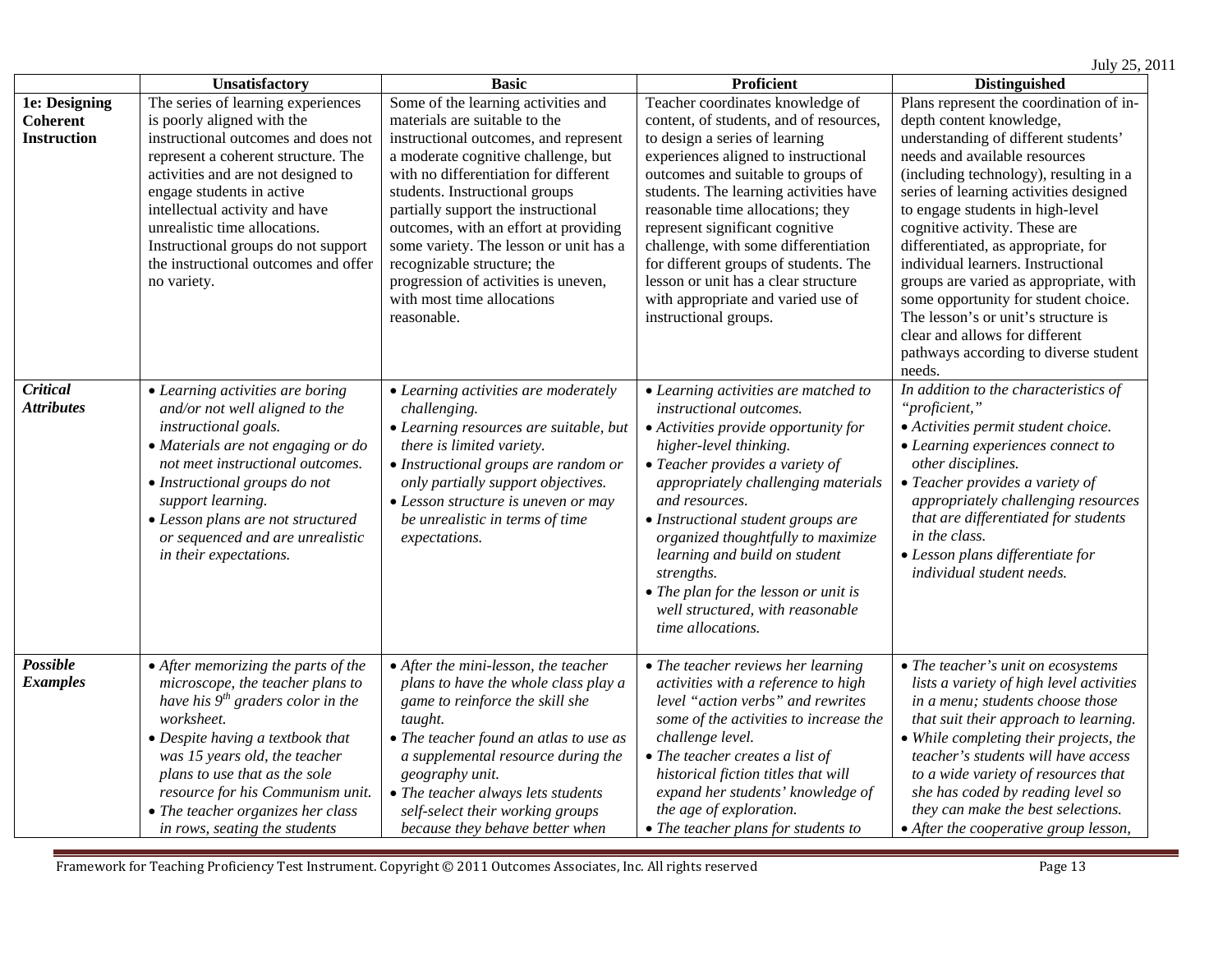| | Unsatisfactory | Basic | Proficient | Distinguished |
|---|---|---|---|---|
| **1e: Designing Coherent Instruction** | The series of learning experiences is poorly aligned with the instructional outcomes and does not represent a coherent structure. The activities and are not designed to engage students in active intellectual activity and have unrealistic time allocations. Instructional groups do not support the instructional outcomes and offer no variety. | Some of the learning activities and materials are suitable to the instructional outcomes, and represent a moderate cognitive challenge, but with no differentiation for different students. Instructional groups partially support the instructional outcomes, with an effort at providing some variety. The lesson or unit has a recognizable structure; the progression of activities is uneven, with most time allocations reasonable. | Teacher coordinates knowledge of content, of students, and of resources, to design a series of learning experiences aligned to instructional outcomes and suitable to groups of students. The learning activities have reasonable time allocations; they represent significant cognitive challenge, with some differentiation for different groups of students. The lesson or unit has a clear structure with appropriate and varied use of instructional groups. | Plans represent the coordination of in-depth content knowledge, understanding of different students' needs and available resources (including technology), resulting in a series of learning activities designed to engage students in high-level cognitive activity. These are differentiated, as appropriate, for individual learners. Instructional groups are varied as appropriate, with some opportunity for student choice. The lesson's or unit's structure is clear and allows for different pathways according to diverse student needs. |
| ***Critical Attributes*** | • *Learning activities are boring and/or not well aligned to the instructional goals.*<br>• *Materials are not engaging or do not meet instructional outcomes.*<br>• *Instructional groups do not support learning.*<br>• *Lesson plans are not structured or sequenced and are unrealistic in their expectations.* | • *Learning activities are moderately challenging.*<br>• *Learning resources are suitable, but there is limited variety.*<br>• *Instructional groups are random or only partially support objectives.*<br>• *Lesson structure is uneven or may be unrealistic in terms of time expectations.* | • *Learning activities are matched to instructional outcomes.*<br>• *Activities provide opportunity for higher-level thinking.*<br>• *Teacher provides a variety of appropriately challenging materials and resources.*<br>• *Instructional student groups are organized thoughtfully to maximize learning and build on student strengths.*<br>• *The plan for the lesson or unit is well structured, with reasonable time allocations.* | *In addition to the characteristics of "proficient,"*<br>• *Activities permit student choice.*<br>• *Learning experiences connect to other disciplines.*<br>• *Teacher provides a variety of appropriately challenging resources that are differentiated for students in the class.*<br>• *Lesson plans differentiate for individual student needs.* |
| ***Possible Examples*** | • *After memorizing the parts of the microscope, the teacher plans to have his 9th graders color in the worksheet.*<br>• *Despite having a textbook that was 15 years old, the teacher plans to use that as the sole resource for his Communism unit.*<br>• *The teacher organizes her class in rows, seating the students* | • *After the mini-lesson, the teacher plans to have the whole class play a game to reinforce the skill she taught.*<br>• *The teacher found an atlas to use as a supplemental resource during the geography unit.*<br>• *The teacher always lets students self-select their working groups because they behave better when* | • *The teacher reviews her learning activities with a reference to high level "action verbs" and rewrites some of the activities to increase the challenge level.*<br>• *The teacher creates a list of historical fiction titles that will expand her students' knowledge of the age of exploration.*<br>• *The teacher plans for students to* | • *The teacher's unit on ecosystems lists a variety of high level activities in a menu; students choose those that suit their approach to learning.*<br>• *While completing their projects, the teacher's students will have access to a wide variety of resources that she has coded by reading level so they can make the best selections.*<br>• *After the cooperative group lesson,* |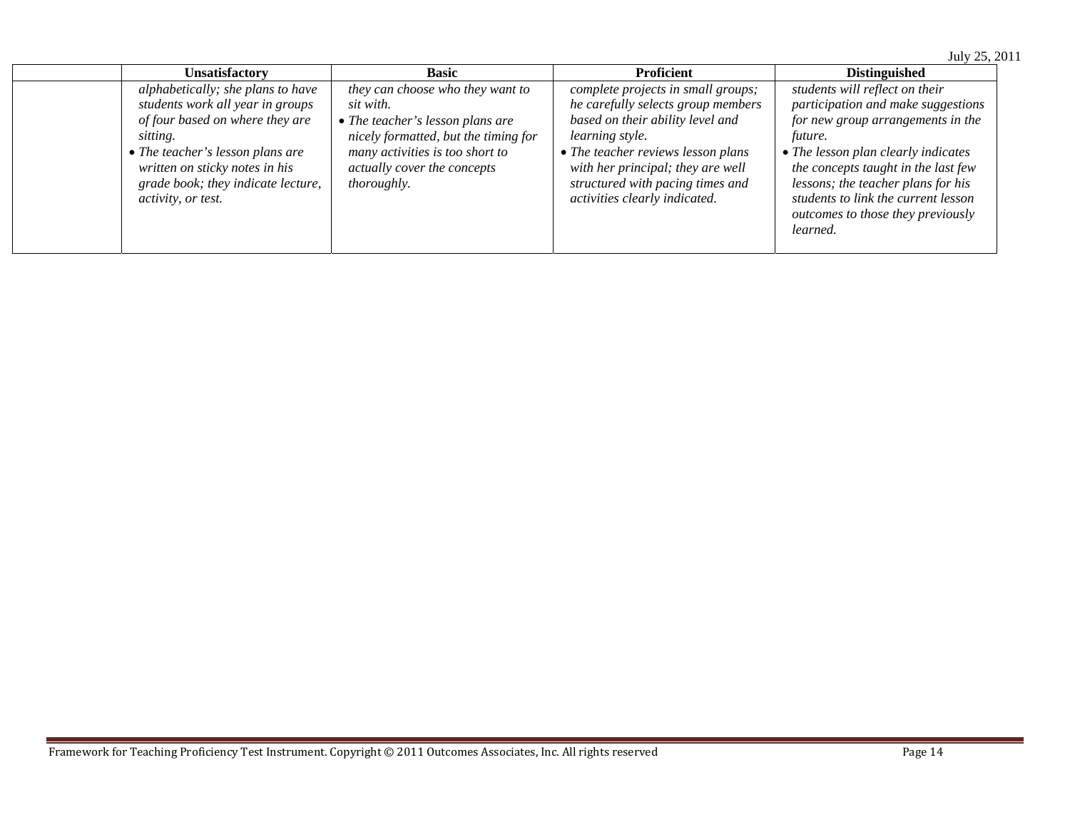| | Unsatisfactory | Basic | Proficient | Distinguished |
|---|---|---|---|---|
| | *alphabetically; she plans to have students work all year in groups of four based on where they are sitting.*<br>• *The teacher's lesson plans are written on sticky notes in his grade book; they indicate lecture, activity, or test.* | *they can choose who they want to sit with.*<br>• *The teacher's lesson plans are nicely formatted, but the timing for many activities is too short to actually cover the concepts thoroughly.* | *complete projects in small groups; he carefully selects group members based on their ability level and learning style.*<br>• *The teacher reviews lesson plans with her principal; they are well structured with pacing times and activities clearly indicated.* | *students will reflect on their participation and make suggestions for new group arrangements in the future.*<br>• *The lesson plan clearly indicates the concepts taught in the last few lessons; the teacher plans for his students to link the current lesson outcomes to those they previously learned.* |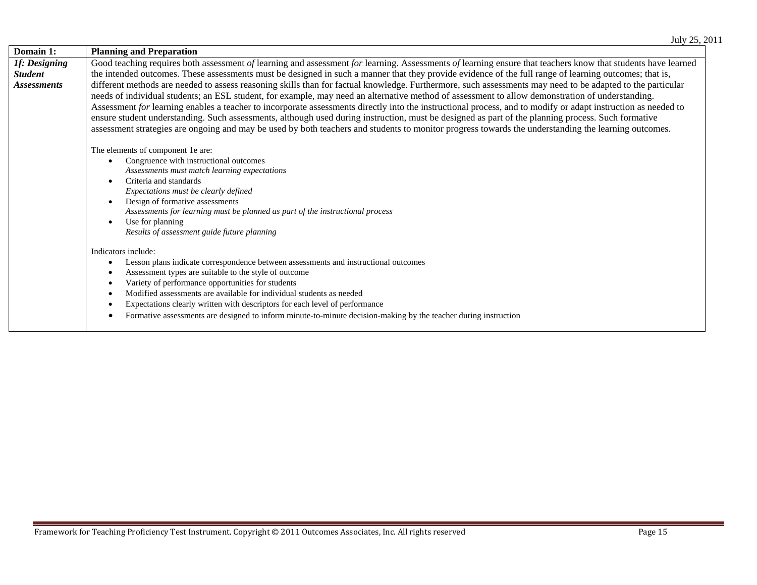| Domain 1: | Planning and Preparation |
|---|---|
| ***1f: Designing Student Assessments*** | Good teaching requires both assessment *of* learning and assessment *for* learning. Assessments *of* learning ensure that teachers know that students have learned the intended outcomes. These assessments must be designed in such a manner that they provide evidence of the full range of learning outcomes; that is, different methods are needed to assess reasoning skills than for factual knowledge. Furthermore, such assessments may need to be adapted to the particular needs of individual students; an ESL student, for example, may need an alternative method of assessment to allow demonstration of understanding. Assessment *for* learning enables a teacher to incorporate assessments directly into the instructional process, and to modify or adapt instruction as needed to ensure student understanding. Such assessments, although used during instruction, must be designed as part of the planning process. Such formative assessment strategies are ongoing and may be used by both teachers and students to monitor progress towards the understanding the learning outcomes.<br><br>The elements of component 1e are:<br>• Congruence with instructional outcomes<br>*Assessments must match learning expectations*<br>• Criteria and standards<br>*Expectations must be clearly defined*<br>• Design of formative assessments<br>*Assessments for learning must be planned as part of the instructional process*<br>• Use for planning<br>*Results of assessment guide future planning*<br><br>Indicators include:<br>• Lesson plans indicate correspondence between assessments and instructional outcomes<br>• Assessment types are suitable to the style of outcome<br>• Variety of performance opportunities for students<br>• Modified assessments are available for individual students as needed<br>• Expectations clearly written with descriptors for each level of performance<br>• Formative assessments are designed to inform minute-to-minute decision-making by the teacher during instruction |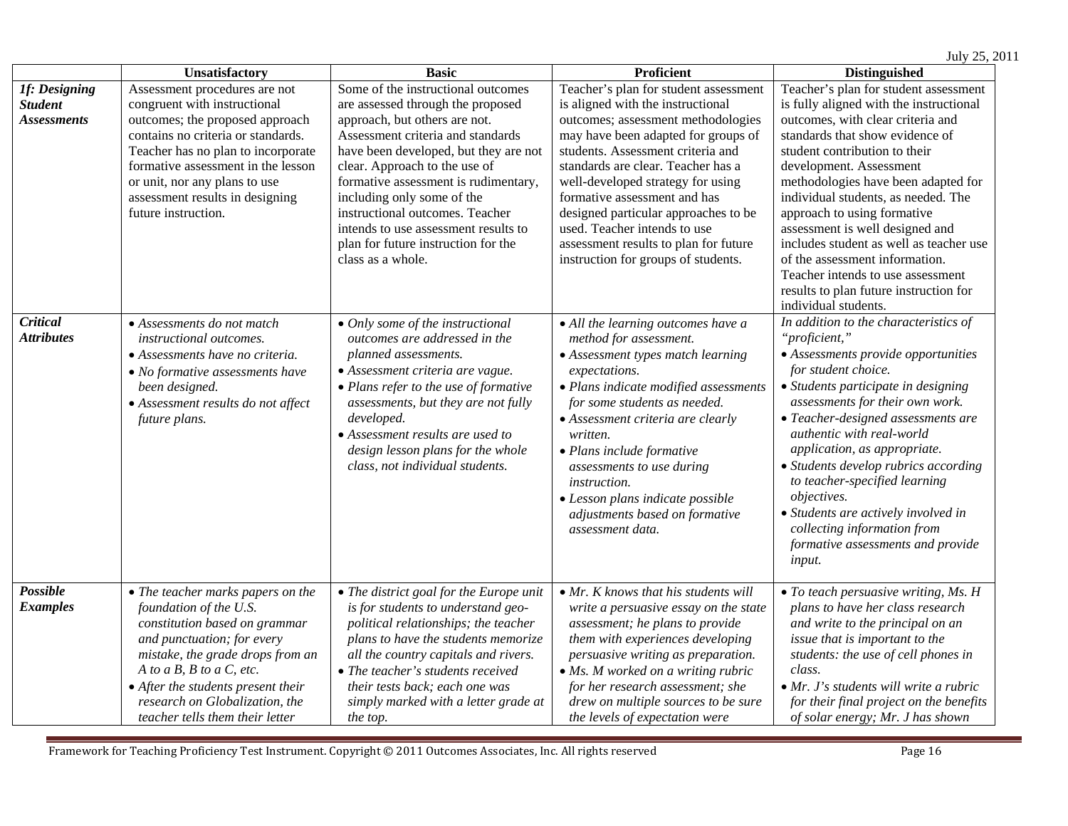July 25, 2011

| | Unsatisfactory | Basic | Proficient | Distinguished |
|---|---|---|---|---|
| ***1f: Designing Student Assessments*** | Assessment procedures are not congruent with instructional outcomes; the proposed approach contains no criteria or standards. Teacher has no plan to incorporate formative assessment in the lesson or unit, nor any plans to use assessment results in designing future instruction. | Some of the instructional outcomes are assessed through the proposed approach, but others are not. Assessment criteria and standards have been developed, but they are not clear. Approach to the use of formative assessment is rudimentary, including only some of the instructional outcomes. Teacher intends to use assessment results to plan for future instruction for the class as a whole. | Teacher's plan for student assessment is aligned with the instructional outcomes; assessment methodologies may have been adapted for groups of students. Assessment criteria and standards are clear. Teacher has a well-developed strategy for using formative assessment and has designed particular approaches to be used. Teacher intends to use assessment results to plan for future instruction for groups of students. | Teacher's plan for student assessment is fully aligned with the instructional outcomes, with clear criteria and standards that show evidence of student contribution to their development. Assessment methodologies have been adapted for individual students, as needed. The approach to using formative assessment is well designed and includes student as well as teacher use of the assessment information. Teacher intends to use assessment results to plan future instruction for individual students. |
| ***Critical Attributes*** | • *Assessments do not match instructional outcomes.* <br> • *Assessments have no criteria.* <br> • *No formative assessments have been designed.* <br> • *Assessment results do not affect future plans.* | • *Only some of the instructional outcomes are addressed in the planned assessments.* <br> • *Assessment criteria are vague.* <br> • *Plans refer to the use of formative assessments, but they are not fully developed.* <br> • *Assessment results are used to design lesson plans for the whole class, not individual students.* | • *All the learning outcomes have a method for assessment.* <br> • *Assessment types match learning expectations.* <br> • *Plans indicate modified assessments for some students as needed.* <br> • *Assessment criteria are clearly written.* <br> • *Plans include formative assessments to use during instruction.* <br> • *Lesson plans indicate possible adjustments based on formative assessment data.* | *In addition to the characteristics of "proficient,"* <br> • *Assessments provide opportunities for student choice.* <br> • *Students participate in designing assessments for their own work.* <br> • *Teacher-designed assessments are authentic with real-world application, as appropriate.* <br> • *Students develop rubrics according to teacher-specified learning objectives.* <br> • *Students are actively involved in collecting information from formative assessments and provide input.* |
| ***Possible Examples*** | • *The teacher marks papers on the foundation of the U.S. constitution based on grammar and punctuation; for every mistake, the grade drops from an A to a B, B to a C, etc.* <br> • *After the students present their research on Globalization, the teacher tells them their letter* | • *The district goal for the Europe unit is for students to understand geo-political relationships; the teacher plans to have the students memorize all the country capitals and rivers.* <br> • *The teacher's students received their tests back; each one was simply marked with a letter grade at the top.* | • *Mr. K knows that his students will write a persuasive essay on the state assessment; he plans to provide them with experiences developing persuasive writing as preparation.* <br> • *Ms. M worked on a writing rubric for her research assessment; she drew on multiple sources to be sure the levels of expectation were* | • *To teach persuasive writing, Ms. H plans to have her class research and write to the principal on an issue that is important to the students: the use of cell phones in class.* <br> • *Mr. J's students will write a rubric for their final project on the benefits of solar energy; Mr. J has shown* |

Framework for Teaching Proficiency Test Instrument. Copyright © 2011 Outcomes Associates, Inc. All rights reserved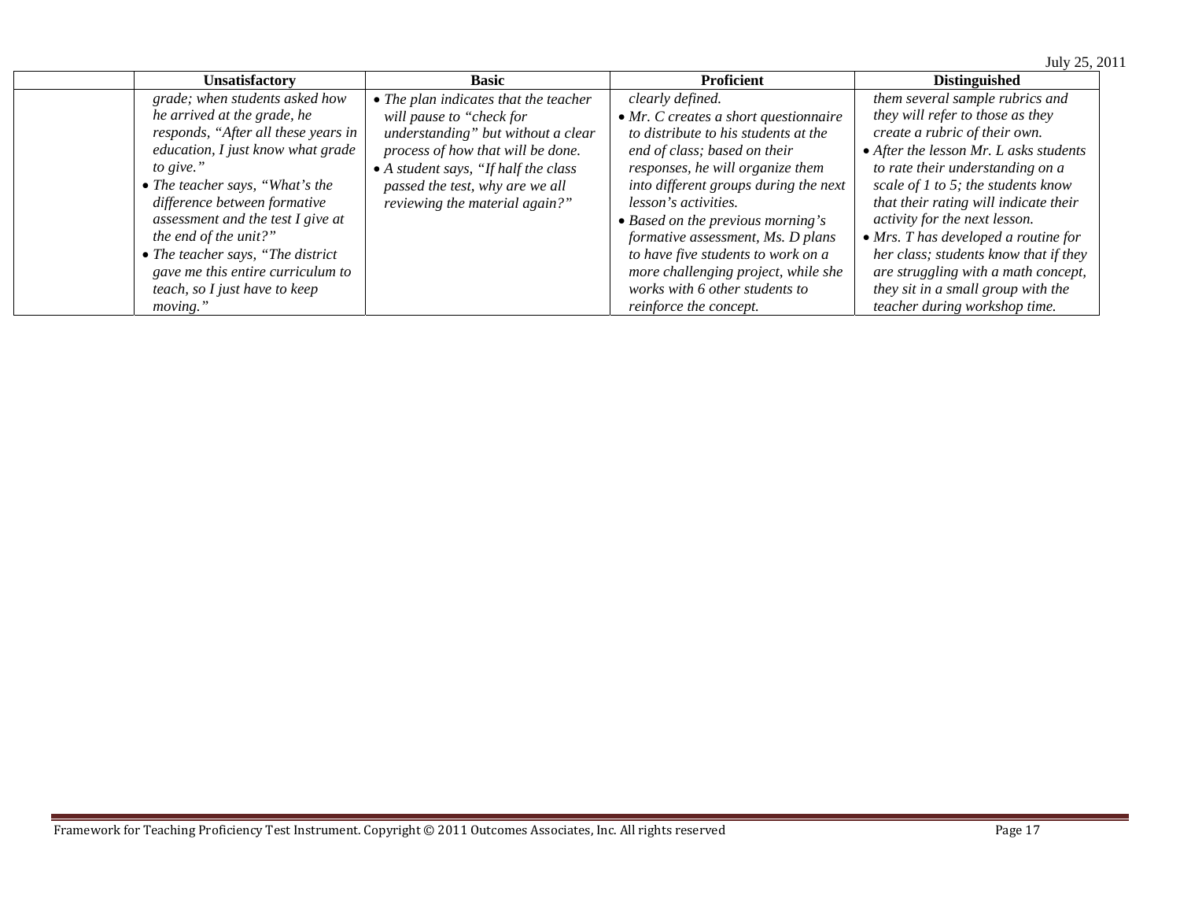| | Unsatisfactory | Basic | Proficient | Distinguished |
|---|---|---|---|---|
| | *grade; when students asked how he arrived at the grade, he responds, "After all these years in education, I just know what grade to give."*<br>• *The teacher says, "What's the difference between formative assessment and the test I give at the end of the unit?"*<br>• *The teacher says, "The district gave me this entire curriculum to teach, so I just have to keep moving."* | • *The plan indicates that the teacher will pause to "check for understanding" but without a clear process of how that will be done.*<br>• *A student says, "If half the class passed the test, why are we all reviewing the material again?"* | *clearly defined.*<br>• *Mr. C creates a short questionnaire to distribute to his students at the end of class; based on their responses, he will organize them into different groups during the next lesson's activities.*<br>• *Based on the previous morning's formative assessment, Ms. D plans to have five students to work on a more challenging project, while she works with 6 other students to reinforce the concept.* | *them several sample rubrics and they will refer to those as they create a rubric of their own.*<br>• *After the lesson Mr. L asks students to rate their understanding on a scale of 1 to 5; the students know that their rating will indicate their activity for the next lesson.*<br>• *Mrs. T has developed a routine for her class; students know that if they are struggling with a math concept, they sit in a small group with the teacher during workshop time.* |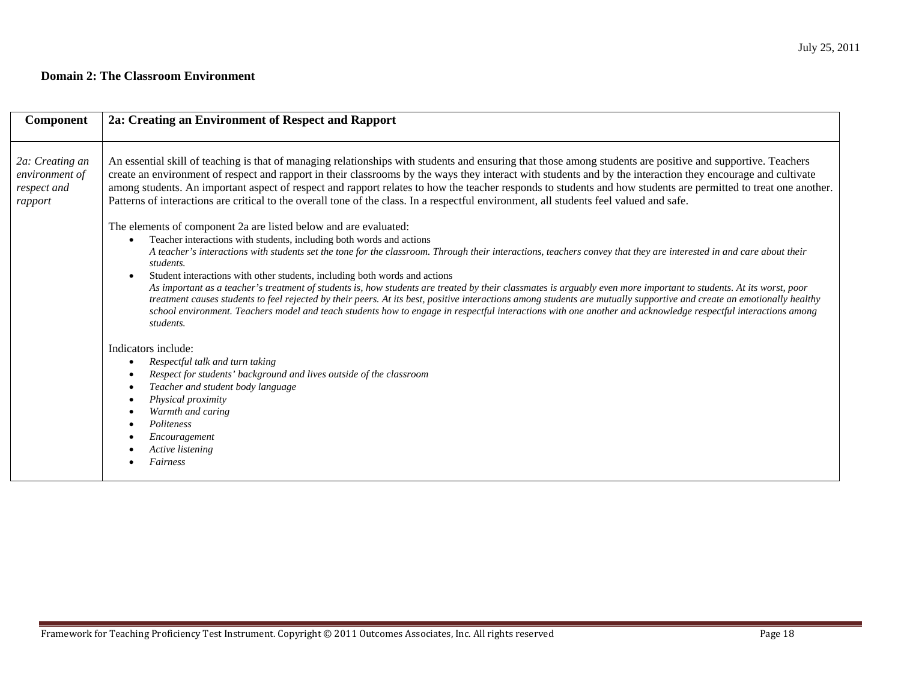**Domain 2: The Classroom Environment**

| Component | 2a: Creating an Environment of Respect and Rapport |
|---|---|
| *2a: Creating an environment of respect and rapport* | An essential skill of teaching is that of managing relationships with students and ensuring that those among students are positive and supportive. Teachers create an environment of respect and rapport in their classrooms by the ways they interact with students and by the interaction they encourage and cultivate among students. An important aspect of respect and rapport relates to how the teacher responds to students and how students are permitted to treat one another. Patterns of interactions are critical to the overall tone of the class. In a respectful environment, all students feel valued and safe.<br><br>The elements of component 2a are listed below and are evaluated:<br>• Teacher interactions with students, including both words and actions<br>*A teacher's interactions with students set the tone for the classroom. Through their interactions, teachers convey that they are interested in and care about their students.*<br>• Student interactions with other students, including both words and actions<br>*As important as a teacher's treatment of students is, how students are treated by their classmates is arguably even more important to students. At its worst, poor treatment causes students to feel rejected by their peers. At its best, positive interactions among students are mutually supportive and create an emotionally healthy school environment. Teachers model and teach students how to engage in respectful interactions with one another and acknowledge respectful interactions among students.*<br><br>Indicators include:<br>• *Respectful talk and turn taking*<br>• *Respect for students' background and lives outside of the classroom*<br>• *Teacher and student body language*<br>• *Physical proximity*<br>• *Warmth and caring*<br>• *Politeness*<br>• *Encouragement*<br>• *Active listening*<br>• *Fairness* |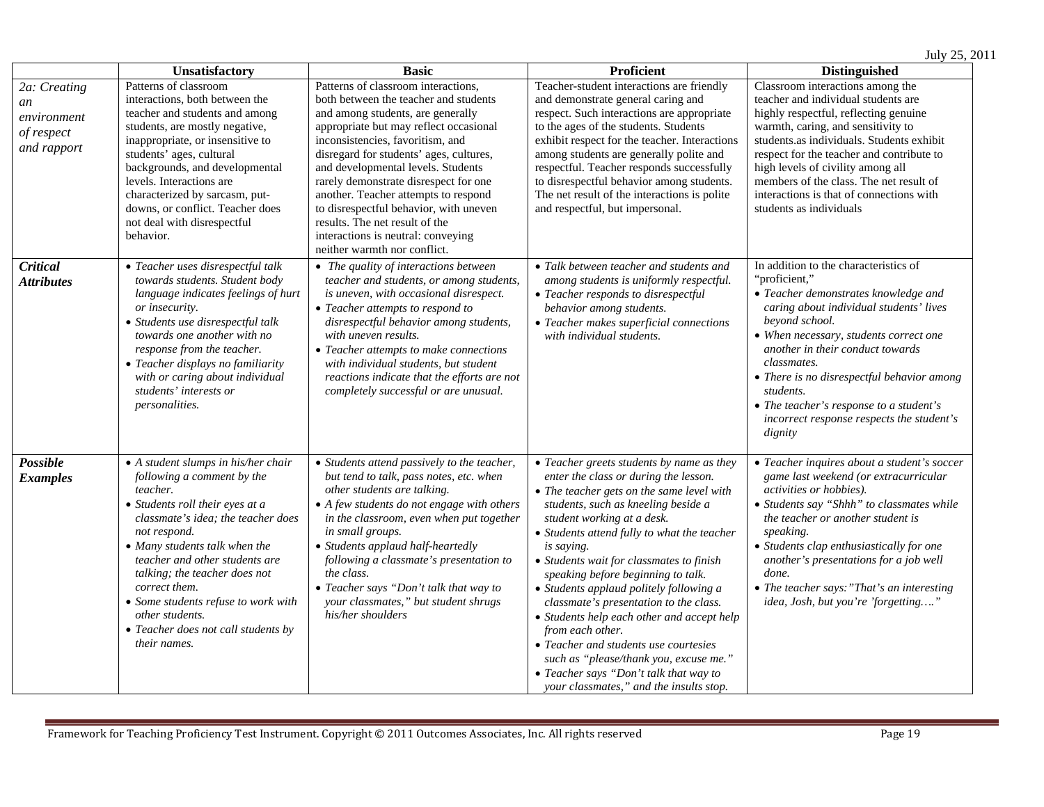July 25, 2011

| | Unsatisfactory | Basic | Proficient | Distinguished |
|---|---|---|---|---|
| *2a: Creating an environment of respect and rapport* | Patterns of classroom interactions, both between the teacher and students and among students, are mostly negative, inappropriate, or insensitive to students' ages, cultural backgrounds, and developmental levels. Interactions are characterized by sarcasm, put-downs, or conflict. Teacher does not deal with disrespectful behavior. | Patterns of classroom interactions, both between the teacher and students and among students, are generally appropriate but may reflect occasional inconsistencies, favoritism, and disregard for students' ages, cultures, and developmental levels. Students rarely demonstrate disrespect for one another. Teacher attempts to respond to disrespectful behavior, with uneven results. The net result of the interactions is neutral: conveying neither warmth nor conflict. | Teacher-student interactions are friendly and demonstrate general caring and respect. Such interactions are appropriate to the ages of the students. Students exhibit respect for the teacher. Interactions among students are generally polite and respectful. Teacher responds successfully to disrespectful behavior among students. The net result of the interactions is polite and respectful, but impersonal. | Classroom interactions among the teacher and individual students are highly respectful, reflecting genuine warmth, caring, and sensitivity to students.as individuals. Students exhibit respect for the teacher and contribute to high levels of civility among all members of the class. The net result of interactions is that of connections with students as individuals |
| ***Critical Attributes*** | • *Teacher uses disrespectful talk towards students. Student body language indicates feelings of hurt or insecurity.*<br>• *Students use disrespectful talk towards one another with no response from the teacher.*<br>• *Teacher displays no familiarity with or caring about individual students' interests or personalities.* | • *The quality of interactions between teacher and students, or among students, is uneven, with occasional disrespect.*<br>• *Teacher attempts to respond to disrespectful behavior among students, with uneven results.*<br>• *Teacher attempts to make connections with individual students, but student reactions indicate that the efforts are not completely successful or are unusual.* | • *Talk between teacher and students and among students is uniformly respectful.*<br>• *Teacher responds to disrespectful behavior among students.*<br>• *Teacher makes superficial connections with individual students.* | In addition to the characteristics of "proficient,"<br>• *Teacher demonstrates knowledge and caring about individual students' lives beyond school.*<br>• *When necessary, students correct one another in their conduct towards classmates.*<br>• *There is no disrespectful behavior among students.*<br>• *The teacher's response to a student's incorrect response respects the student's dignity* |
| ***Possible Examples*** | • *A student slumps in his/her chair following a comment by the teacher.*<br>• *Students roll their eyes at a classmate's idea; the teacher does not respond.*<br>• *Many students talk when the teacher and other students are talking; the teacher does not correct them.*<br>• *Some students refuse to work with other students.*<br>• *Teacher does not call students by their names.* | • *Students attend passively to the teacher, but tend to talk, pass notes, etc. when other students are talking.*<br>• *A few students do not engage with others in the classroom, even when put together in small groups.*<br>• *Students applaud half-heartedly following a classmate's presentation to the class.*<br>• *Teacher says "Don't talk that way to your classmates," but student shrugs his/her shoulders* | • *Teacher greets students by name as they enter the class or during the lesson.*<br>• *The teacher gets on the same level with students, such as kneeling beside a student working at a desk.*<br>• *Students attend fully to what the teacher is saying.*<br>• *Students wait for classmates to finish speaking before beginning to talk.*<br>• *Students applaud politely following a classmate's presentation to the class.*<br>• *Students help each other and accept help from each other.*<br>• *Teacher and students use courtesies such as "please/thank you, excuse me."*<br>• *Teacher says "Don't talk that way to your classmates," and the insults stop.* | • *Teacher inquires about a student's soccer game last weekend (or extracurricular activities or hobbies).*<br>• *Students say "Shhh" to classmates while the teacher or another student is speaking.*<br>• *Students clap enthusiastically for one another's presentations for a job well done.*<br>• *The teacher says:"That's an interesting idea, Josh, but you're 'forgetting…."* |

Framework for Teaching Proficiency Test Instrument. Copyright © 2011 Outcomes Associates, Inc. All rights reserved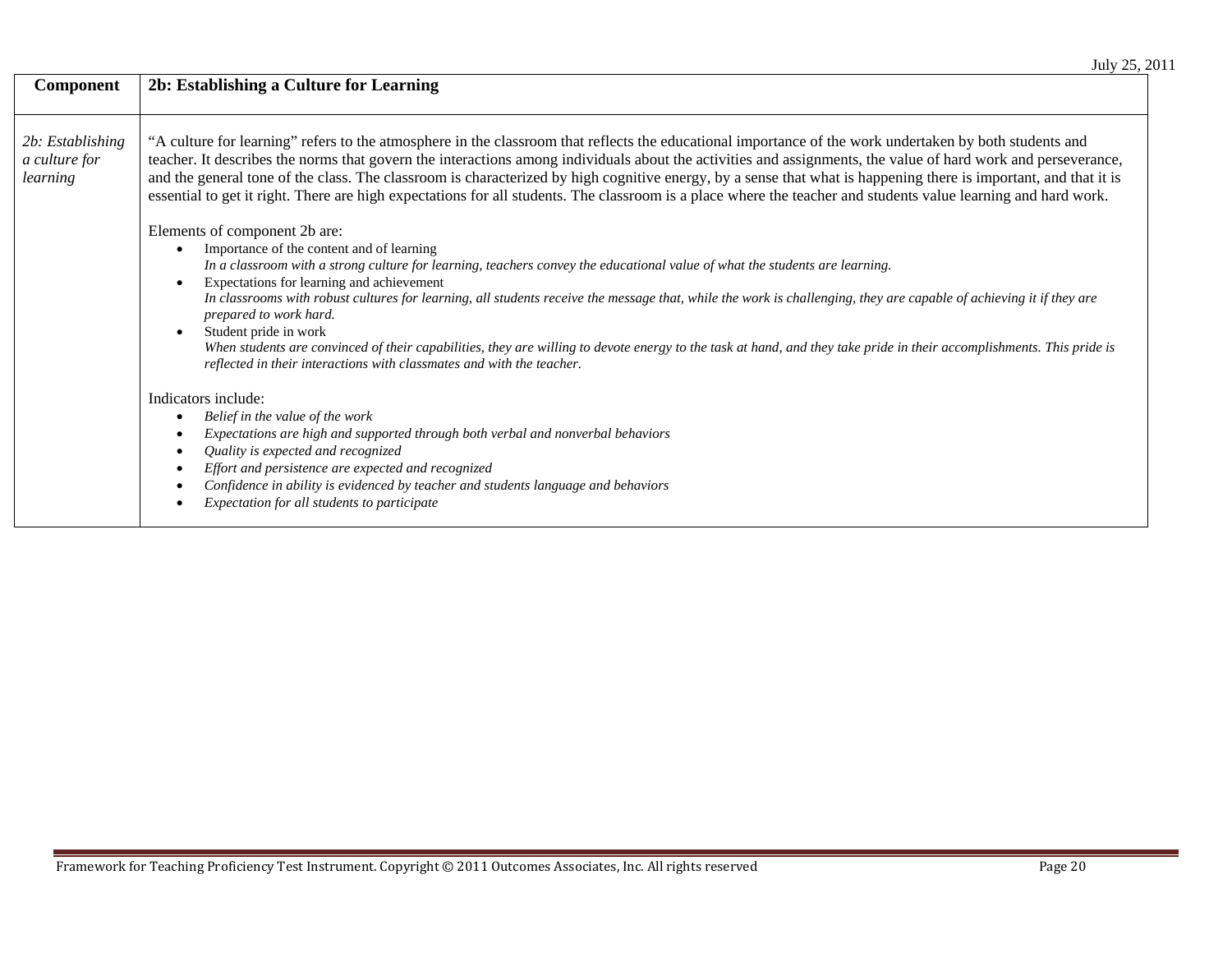| Component | 2b: Establishing a Culture for Learning |
|---|---|
| *2b: Establishing a culture for learning* | "A culture for learning" refers to the atmosphere in the classroom that reflects the educational importance of the work undertaken by both students and teacher. It describes the norms that govern the interactions among individuals about the activities and assignments, the value of hard work and perseverance, and the general tone of the class. The classroom is characterized by high cognitive energy, by a sense that what is happening there is important, and that it is essential to get it right. There are high expectations for all students. The classroom is a place where the teacher and students value learning and hard work.<br><br>Elements of component 2b are:<br>• Importance of the content and of learning<br>*In a classroom with a strong culture for learning, teachers convey the educational value of what the students are learning.*<br>• Expectations for learning and achievement<br>*In classrooms with robust cultures for learning, all students receive the message that, while the work is challenging, they are capable of achieving it if they are prepared to work hard.*<br>• Student pride in work<br>*When students are convinced of their capabilities, they are willing to devote energy to the task at hand, and they take pride in their accomplishments. This pride is reflected in their interactions with classmates and with the teacher.*<br><br>Indicators include:<br>• *Belief in the value of the work*<br>• *Expectations are high and supported through both verbal and nonverbal behaviors*<br>• *Quality is expected and recognized*<br>• *Effort and persistence are expected and recognized*<br>• *Confidence in ability is evidenced by teacher and students language and behaviors*<br>• *Expectation for all students to participate* |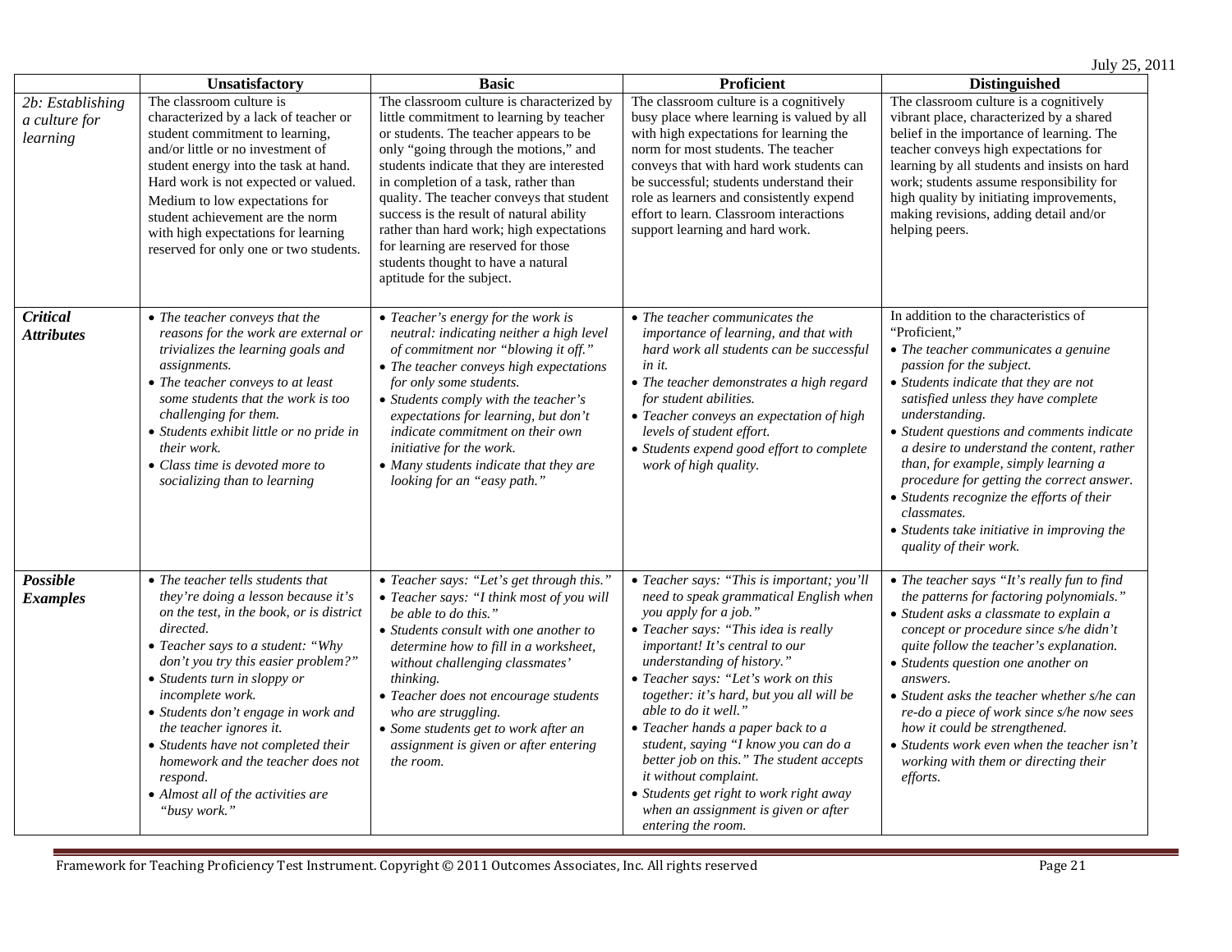| | Unsatisfactory | Basic | Proficient | Distinguished |
|---|---|---|---|---|
| *2b: Establishing a culture for learning* | The classroom culture is characterized by a lack of teacher or student commitment to learning, and/or little or no investment of student energy into the task at hand. Hard work is not expected or valued. Medium to low expectations for student achievement are the norm with high expectations for learning reserved for only one or two students. | The classroom culture is characterized by little commitment to learning by teacher or students. The teacher appears to be only "going through the motions," and students indicate that they are interested in completion of a task, rather than quality. The teacher conveys that student success is the result of natural ability rather than hard work; high expectations for learning are reserved for those students thought to have a natural aptitude for the subject. | The classroom culture is a cognitively busy place where learning is valued by all with high expectations for learning the norm for most students. The teacher conveys that with hard work students can be successful; students understand their role as learners and consistently expend effort to learn. Classroom interactions support learning and hard work. | The classroom culture is a cognitively vibrant place, characterized by a shared belief in the importance of learning. The teacher conveys high expectations for learning by all students and insists on hard work; students assume responsibility for high quality by initiating improvements, making revisions, adding detail and/or helping peers. |
| ***Critical Attributes*** | • *The teacher conveys that the reasons for the work are external or trivializes the learning goals and assignments.*<br>• *The teacher conveys to at least some students that the work is too challenging for them.*<br>• *Students exhibit little or no pride in their work.*<br>• *Class time is devoted more to socializing than to learning* | • *Teacher's energy for the work is neutral: indicating neither a high level of commitment nor "blowing it off."*<br>• *The teacher conveys high expectations for only some students.*<br>• *Students comply with the teacher's expectations for learning, but don't indicate commitment on their own initiative for the work.*<br>• *Many students indicate that they are looking for an "easy path."* | • *The teacher communicates the importance of learning, and that with hard work all students can be successful in it.*<br>• *The teacher demonstrates a high regard for student abilities.*<br>• *Teacher conveys an expectation of high levels of student effort.*<br>• *Students expend good effort to complete work of high quality.* | In addition to the characteristics of "Proficient,"<br>• *The teacher communicates a genuine passion for the subject.*<br>• *Students indicate that they are not satisfied unless they have complete understanding.*<br>• *Student questions and comments indicate a desire to understand the content, rather than, for example, simply learning a procedure for getting the correct answer.*<br>• *Students recognize the efforts of their classmates.*<br>• *Students take initiative in improving the quality of their work.* |
| ***Possible Examples*** | • *The teacher tells students that they're doing a lesson because it's on the test, in the book, or is district directed.*<br>• *Teacher says to a student: "Why don't you try this easier problem?"*<br>• *Students turn in sloppy or incomplete work.*<br>• *Students don't engage in work and the teacher ignores it.*<br>• *Students have not completed their homework and the teacher does not respond.*<br>• *Almost all of the activities are "busy work."* | • *Teacher says: "Let's get through this."*<br>• *Teacher says: "I think most of you will be able to do this."*<br>• *Students consult with one another to determine how to fill in a worksheet, without challenging classmates' thinking.*<br>• *Teacher does not encourage students who are struggling.*<br>• *Some students get to work after an assignment is given or after entering the room.* | • *Teacher says: "This is important; you'll need to speak grammatical English when you apply for a job."*<br>• *Teacher says: "This idea is really important! It's central to our understanding of history."*<br>• *Teacher says: "Let's work on this together: it's hard, but you all will be able to do it well."*<br>• *Teacher hands a paper back to a student, saying "I know you can do a better job on this." The student accepts it without complaint.*<br>• *Students get right to work right away when an assignment is given or after entering the room.* | • *The teacher says "It's really fun to find the patterns for factoring polynomials."*<br>• *Student asks a classmate to explain a concept or procedure since s/he didn't quite follow the teacher's explanation.*<br>• *Students question one another on answers.*<br>• *Student asks the teacher whether s/he can re-do a piece of work since s/he now sees how it could be strengthened.*<br>• *Students work even when the teacher isn't working with them or directing their efforts.* |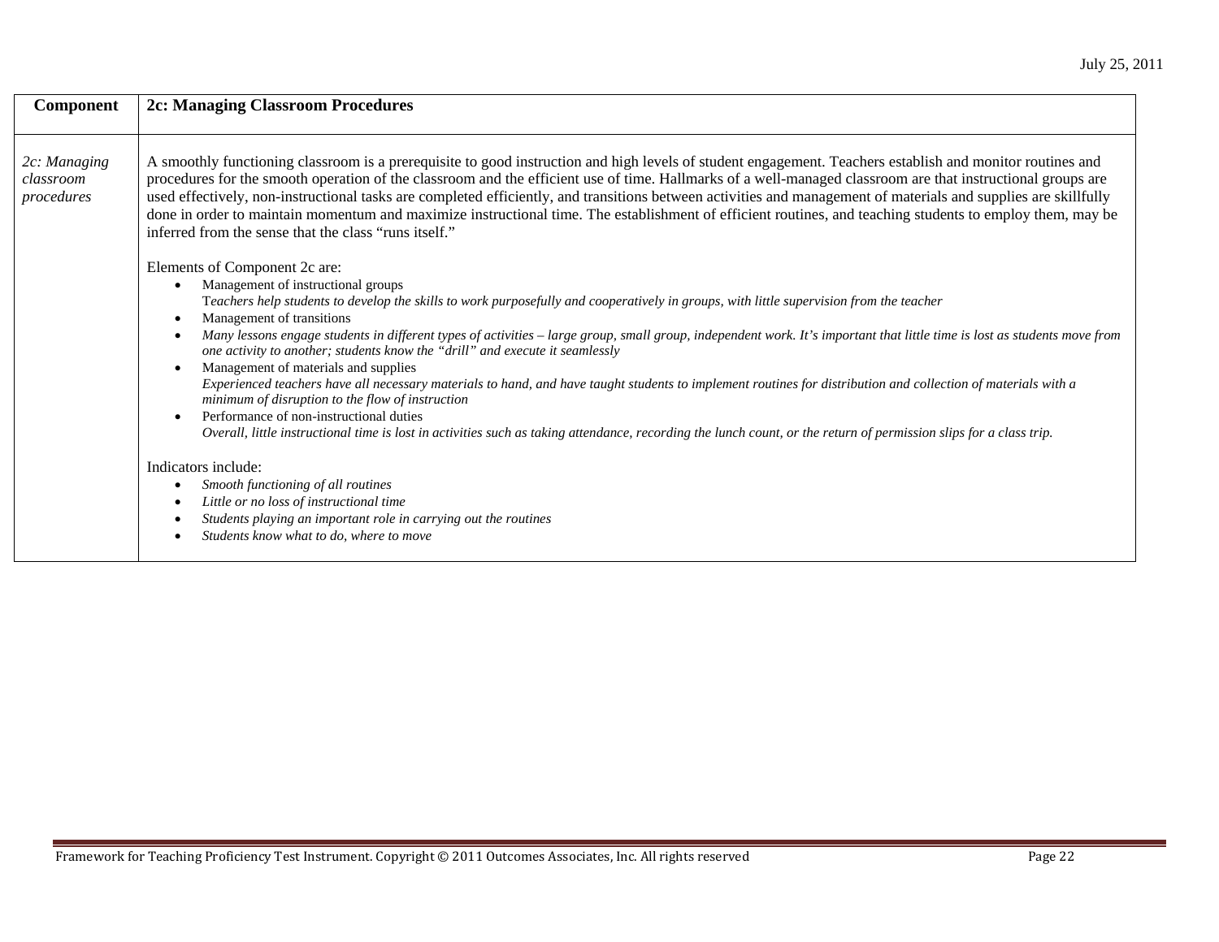| Component | 2c: Managing Classroom Procedures |
|---|---|
| *2c: Managing classroom procedures* | A smoothly functioning classroom is a prerequisite to good instruction and high levels of student engagement. Teachers establish and monitor routines and procedures for the smooth operation of the classroom and the efficient use of time. Hallmarks of a well-managed classroom are that instructional groups are used effectively, non-instructional tasks are completed efficiently, and transitions between activities and management of materials and supplies are skillfully done in order to maintain momentum and maximize instructional time. The establishment of efficient routines, and teaching students to employ them, may be inferred from the sense that the class "runs itself."<br><br>Elements of Component 2c are:<br>• Management of instructional groups<br>*Teachers help students to develop the skills to work purposefully and cooperatively in groups, with little supervision from the teacher*<br>• Management of transitions<br>• *Many lessons engage students in different types of activities – large group, small group, independent work. It's important that little time is lost as students move from one activity to another; students know the "drill" and execute it seamlessly*<br>• Management of materials and supplies<br>*Experienced teachers have all necessary materials to hand, and have taught students to implement routines for distribution and collection of materials with a minimum of disruption to the flow of instruction*<br>• Performance of non-instructional duties<br>*Overall, little instructional time is lost in activities such as taking attendance, recording the lunch count, or the return of permission slips for a class trip.*<br><br>Indicators include:<br>• *Smooth functioning of all routines*<br>• *Little or no loss of instructional time*<br>• *Students playing an important role in carrying out the routines*<br>• *Students know what to do, where to move* |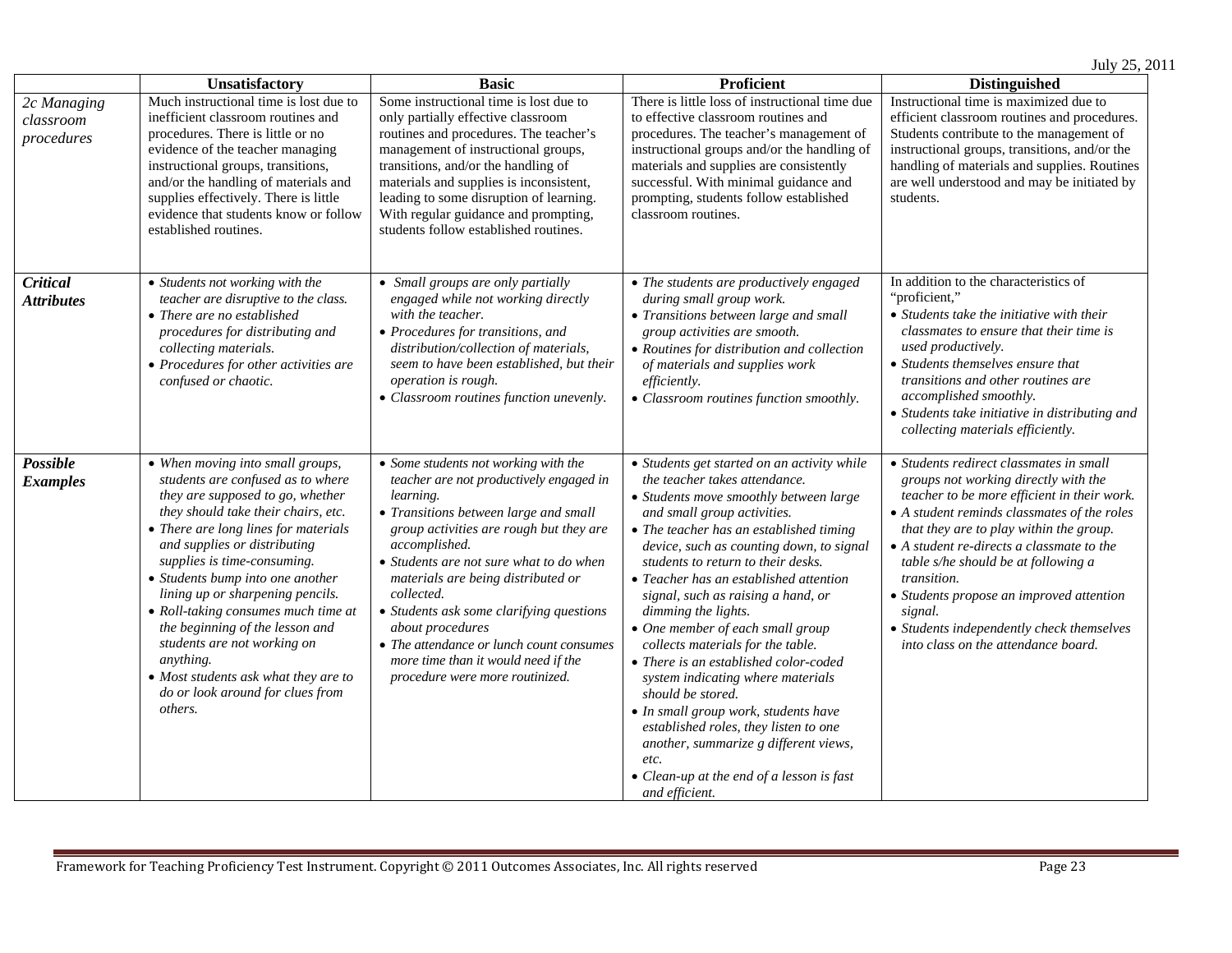| | Unsatisfactory | Basic | Proficient | Distinguished |
|---|---|---|---|---|
| *2c Managing classroom procedures* | Much instructional time is lost due to inefficient classroom routines and procedures. There is little or no evidence of the teacher managing instructional groups, transitions, and/or the handling of materials and supplies effectively. There is little evidence that students know or follow established routines. | Some instructional time is lost due to only partially effective classroom routines and procedures. The teacher's management of instructional groups, transitions, and/or the handling of materials and supplies is inconsistent, leading to some disruption of learning. With regular guidance and prompting, students follow established routines. | There is little loss of instructional time due to effective classroom routines and procedures. The teacher's management of instructional groups and/or the handling of materials and supplies are consistently successful. With minimal guidance and prompting, students follow established classroom routines. | Instructional time is maximized due to efficient classroom routines and procedures. Students contribute to the management of instructional groups, transitions, and/or the handling of materials and supplies. Routines are well understood and may be initiated by students. |
| ***Critical Attributes*** | • *Students not working with the teacher are disruptive to the class.*<br>• *There are no established procedures for distributing and collecting materials.*<br>• *Procedures for other activities are confused or chaotic.* | • *Small groups are only partially engaged while not working directly with the teacher.*<br>• *Procedures for transitions, and distribution/collection of materials, seem to have been established, but their operation is rough.*<br>• *Classroom routines function unevenly.* | • *The students are productively engaged during small group work.*<br>• *Transitions between large and small group activities are smooth.*<br>• *Routines for distribution and collection of materials and supplies work efficiently.*<br>• *Classroom routines function smoothly.* | In addition to the characteristics of "proficient,"<br>• *Students take the initiative with their classmates to ensure that their time is used productively.*<br>• *Students themselves ensure that transitions and other routines are accomplished smoothly.*<br>• *Students take initiative in distributing and collecting materials efficiently.* |
| ***Possible Examples*** | • *When moving into small groups, students are confused as to where they are supposed to go, whether they should take their chairs, etc.*<br>• *There are long lines for materials and supplies or distributing supplies is time-consuming.*<br>• *Students bump into one another lining up or sharpening pencils.*<br>• *Roll-taking consumes much time at the beginning of the lesson and students are not working on anything.*<br>• *Most students ask what they are to do or look around for clues from others.* | • *Some students not working with the teacher are not productively engaged in learning.*<br>• *Transitions between large and small group activities are rough but they are accomplished.*<br>• *Students are not sure what to do when materials are being distributed or collected.*<br>• *Students ask some clarifying questions about procedures*<br>• *The attendance or lunch count consumes more time than it would need if the procedure were more routinized.* | • *Students get started on an activity while the teacher takes attendance.*<br>• *Students move smoothly between large and small group activities.*<br>• *The teacher has an established timing device, such as counting down, to signal students to return to their desks.*<br>• *Teacher has an established attention signal, such as raising a hand, or dimming the lights.*<br>• *One member of each small group collects materials for the table.*<br>• *There is an established color-coded system indicating where materials should be stored.*<br>• *In small group work, students have established roles, they listen to one another, summarize g different views, etc.*<br>• *Clean-up at the end of a lesson is fast and efficient.* | • *Students redirect classmates in small groups not working directly with the teacher to be more efficient in their work.*<br>• *A student reminds classmates of the roles that they are to play within the group.*<br>• *A student re-directs a classmate to the table s/he should be at following a transition.*<br>• *Students propose an improved attention signal.*<br>• *Students independently check themselves into class on the attendance board.* |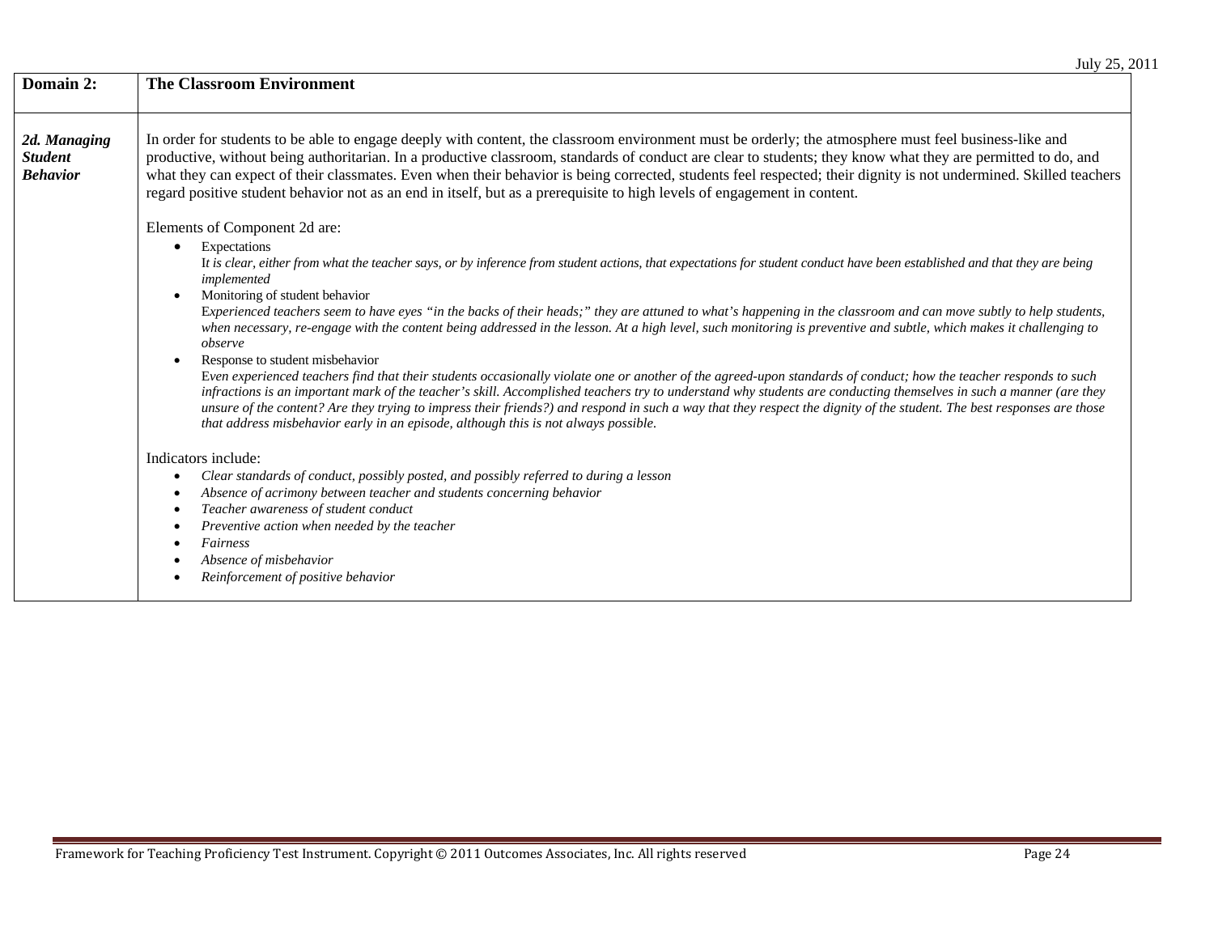| Domain 2: | The Classroom Environment |
|---|---|
| ***2d. Managing Student Behavior*** | In order for students to be able to engage deeply with content, the classroom environment must be orderly; the atmosphere must feel business-like and productive, without being authoritarian. In a productive classroom, standards of conduct are clear to students; they know what they are permitted to do, and what they can expect of their classmates. Even when their behavior is being corrected, students feel respected; their dignity is not undermined. Skilled teachers regard positive student behavior not as an end in itself, but as a prerequisite to high levels of engagement in content.<br><br>Elements of Component 2d are:<br>• Expectations<br>*It is clear, either from what the teacher says, or by inference from student actions, that expectations for student conduct have been established and that they are being implemented*<br>• Monitoring of student behavior<br>*Experienced teachers seem to have eyes "in the backs of their heads;" they are attuned to what's happening in the classroom and can move subtly to help students, when necessary, re-engage with the content being addressed in the lesson. At a high level, such monitoring is preventive and subtle, which makes it challenging to observe*<br>• Response to student misbehavior<br>*Even experienced teachers find that their students occasionally violate one or another of the agreed-upon standards of conduct; how the teacher responds to such infractions is an important mark of the teacher's skill. Accomplished teachers try to understand why students are conducting themselves in such a manner (are they unsure of the content? Are they trying to impress their friends?) and respond in such a way that they respect the dignity of the student. The best responses are those that address misbehavior early in an episode, although this is not always possible.*<br><br>Indicators include:<br>• *Clear standards of conduct, possibly posted, and possibly referred to during a lesson*<br>• *Absence of acrimony between teacher and students concerning behavior*<br>• *Teacher awareness of student conduct*<br>• *Preventive action when needed by the teacher*<br>• *Fairness*<br>• *Absence of misbehavior*<br>• *Reinforcement of positive behavior* |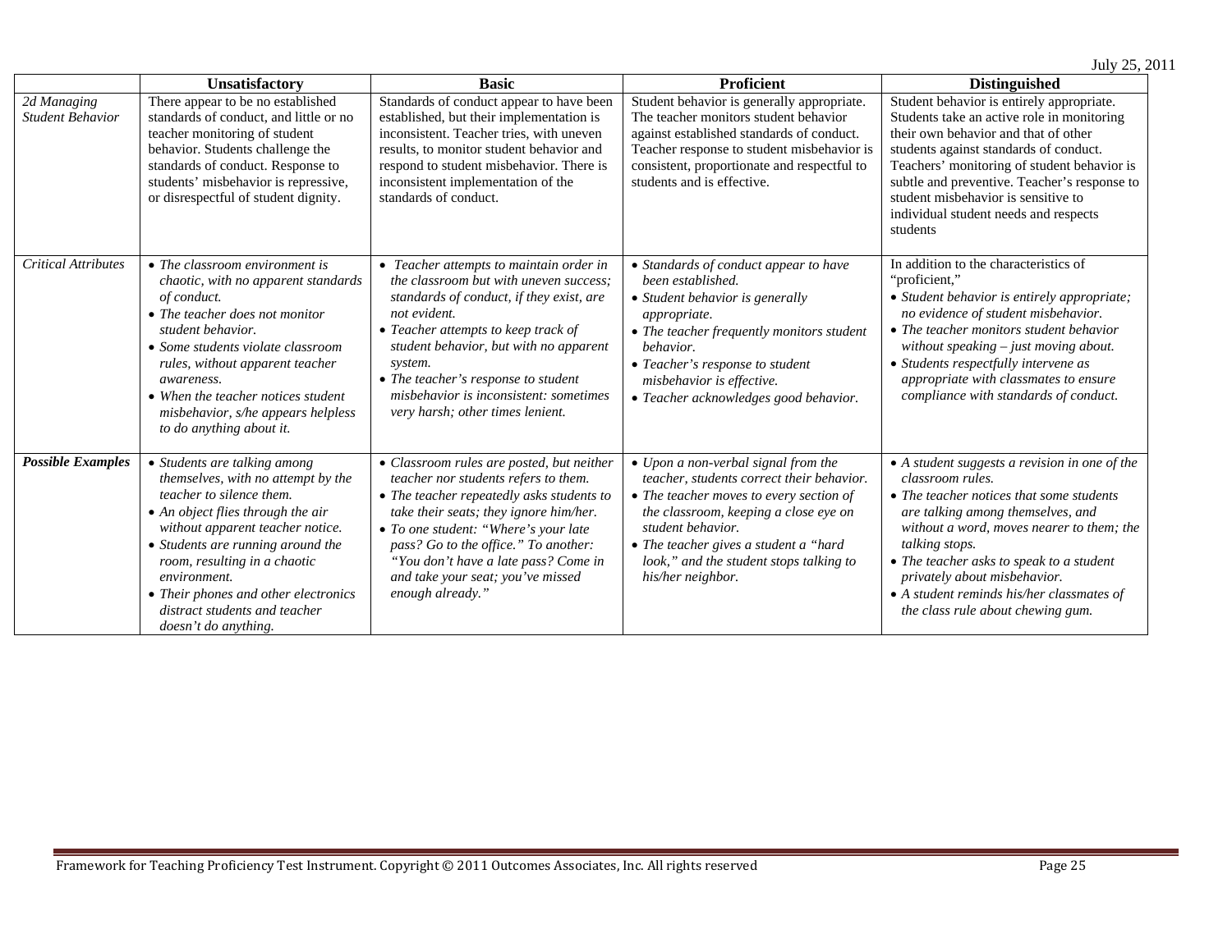| | Unsatisfactory | Basic | Proficient | Distinguished |
|---|---|---|---|---|
| *2d Managing Student Behavior* | There appear to be no established standards of conduct, and little or no teacher monitoring of student behavior. Students challenge the standards of conduct. Response to students' misbehavior is repressive, or disrespectful of student dignity. | Standards of conduct appear to have been established, but their implementation is inconsistent. Teacher tries, with uneven results, to monitor student behavior and respond to student misbehavior. There is inconsistent implementation of the standards of conduct. | Student behavior is generally appropriate. The teacher monitors student behavior against established standards of conduct. Teacher response to student misbehavior is consistent, proportionate and respectful to students and is effective. | Student behavior is entirely appropriate. Students take an active role in monitoring their own behavior and that of other students against standards of conduct. Teachers' monitoring of student behavior is subtle and preventive. Teacher's response to student misbehavior is sensitive to individual student needs and respects students |
| *Critical Attributes* | • *The classroom environment is chaotic, with no apparent standards of conduct.*<br>• *The teacher does not monitor student behavior.*<br>• *Some students violate classroom rules, without apparent teacher awareness.*<br>• *When the teacher notices student misbehavior, s/he appears helpless to do anything about it.* | • *Teacher attempts to maintain order in the classroom but with uneven success; standards of conduct, if they exist, are not evident.*<br>• *Teacher attempts to keep track of student behavior, but with no apparent system.*<br>• *The teacher's response to student misbehavior is inconsistent: sometimes very harsh; other times lenient.* | • *Standards of conduct appear to have been established.*<br>• *Student behavior is generally appropriate.*<br>• *The teacher frequently monitors student behavior.*<br>• *Teacher's response to student misbehavior is effective.*<br>• *Teacher acknowledges good behavior.* | In addition to the characteristics of "proficient,"<br>• *Student behavior is entirely appropriate; no evidence of student misbehavior.*<br>• *The teacher monitors student behavior without speaking – just moving about.*<br>• *Students respectfully intervene as appropriate with classmates to ensure compliance with standards of conduct.* |
| ***Possible Examples*** | • *Students are talking among themselves, with no attempt by the teacher to silence them.*<br>• *An object flies through the air without apparent teacher notice.*<br>• *Students are running around the room, resulting in a chaotic environment.*<br>• *Their phones and other electronics distract students and teacher doesn't do anything.* | • *Classroom rules are posted, but neither teacher nor students refers to them.*<br>• *The teacher repeatedly asks students to take their seats; they ignore him/her.*<br>• *To one student: "Where's your late pass? Go to the office." To another: "You don't have a late pass? Come in and take your seat; you've missed enough already."* | • *Upon a non-verbal signal from the teacher, students correct their behavior.*<br>• *The teacher moves to every section of the classroom, keeping a close eye on student behavior.*<br>• *The teacher gives a student a "hard look," and the student stops talking to his/her neighbor.* | • *A student suggests a revision in one of the classroom rules.*<br>• *The teacher notices that some students are talking among themselves, and without a word, moves nearer to them; the talking stops.*<br>• *The teacher asks to speak to a student privately about misbehavior.*<br>• *A student reminds his/her classmates of the class rule about chewing gum.* |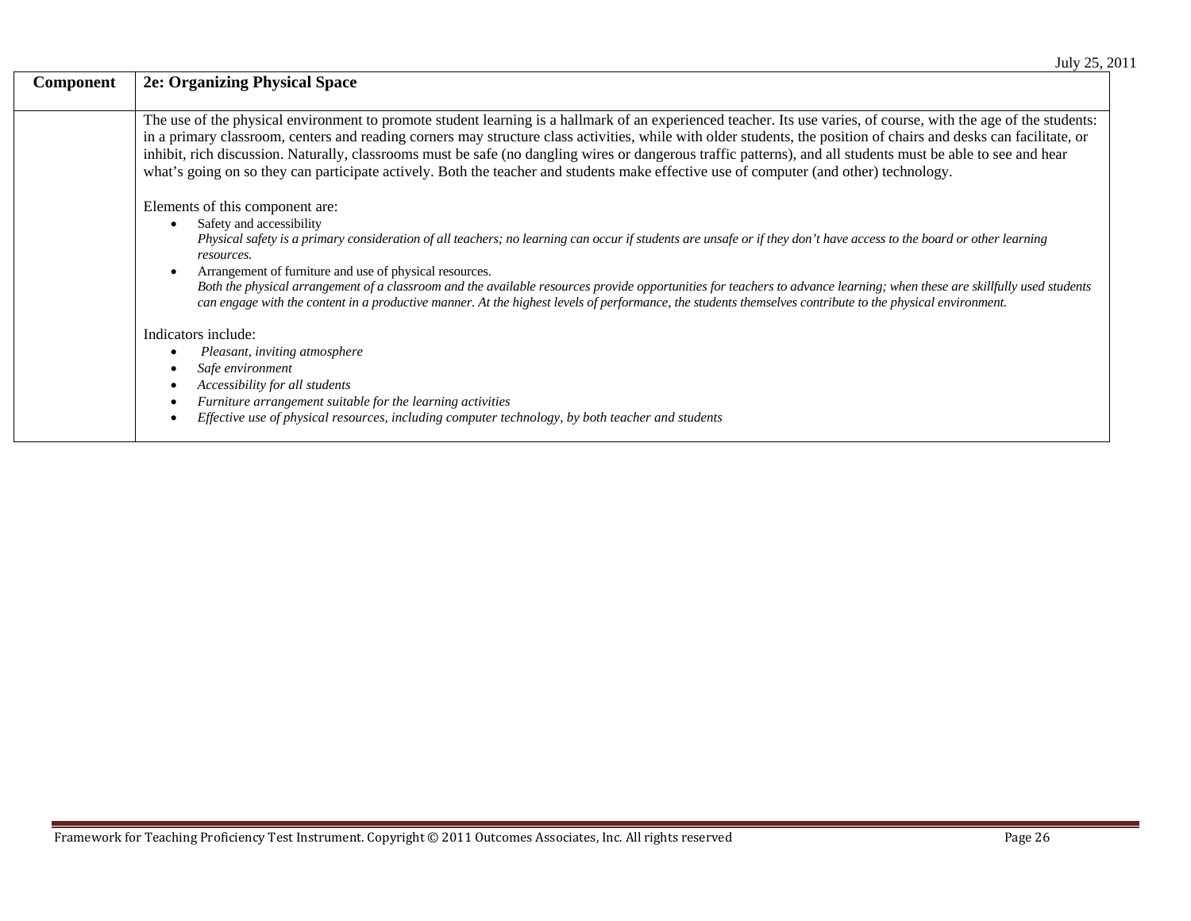| Component | 2e: Organizing Physical Space |
|---|---|
| | The use of the physical environment to promote student learning is a hallmark of an experienced teacher. Its use varies, of course, with the age of the students: in a primary classroom, centers and reading corners may structure class activities, while with older students, the position of chairs and desks can facilitate, or inhibit, rich discussion. Naturally, classrooms must be safe (no dangling wires or dangerous traffic patterns), and all students must be able to see and hear what's going on so they can participate actively. Both the teacher and students make effective use of computer (and other) technology.<br><br>Elements of this component are:<br>• Safety and accessibility<br>*Physical safety is a primary consideration of all teachers; no learning can occur if students are unsafe or if they don't have access to the board or other learning resources.*<br>• Arrangement of furniture and use of physical resources.<br>*Both the physical arrangement of a classroom and the available resources provide opportunities for teachers to advance learning; when these are skillfully used students can engage with the content in a productive manner. At the highest levels of performance, the students themselves contribute to the physical environment.*<br><br>Indicators include:<br>• *Pleasant, inviting atmosphere*<br>• *Safe environment*<br>• *Accessibility for all students*<br>• *Furniture arrangement suitable for the learning activities*<br>• *Effective use of physical resources, including computer technology, by both teacher and students* |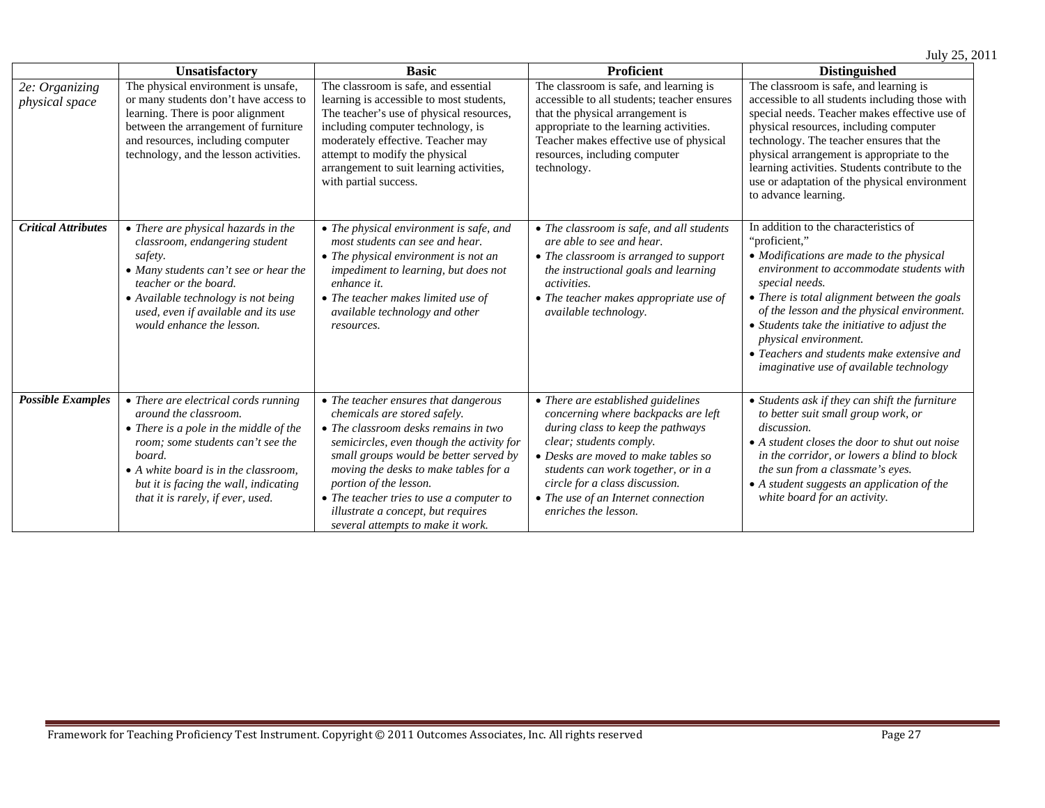| | Unsatisfactory | Basic | Proficient | Distinguished |
|---|---|---|---|---|
| *2e: Organizing physical space* | The physical environment is unsafe, or many students don't have access to learning. There is poor alignment between the arrangement of furniture and resources, including computer technology, and the lesson activities. | The classroom is safe, and essential learning is accessible to most students. The teacher's use of physical resources, including computer technology, is moderately effective. Teacher may attempt to modify the physical arrangement to suit learning activities, with partial success. | The classroom is safe, and learning is accessible to all students; teacher ensures that the physical arrangement is appropriate to the learning activities. Teacher makes effective use of physical resources, including computer technology. | The classroom is safe, and learning is accessible to all students including those with special needs. Teacher makes effective use of physical resources, including computer technology. The teacher ensures that the physical arrangement is appropriate to the learning activities. Students contribute to the use or adaptation of the physical environment to advance learning. |
| ***Critical Attributes*** | • *There are physical hazards in the classroom, endangering student safety.*<br>• *Many students can't see or hear the teacher or the board.*<br>• *Available technology is not being used, even if available and its use would enhance the lesson.* | • *The physical environment is safe, and most students can see and hear.*<br>• *The physical environment is not an impediment to learning, but does not enhance it.*<br>• *The teacher makes limited use of available technology and other resources.* | • *The classroom is safe, and all students are able to see and hear.*<br>• *The classroom is arranged to support the instructional goals and learning activities.*<br>• *The teacher makes appropriate use of available technology.* | In addition to the characteristics of "proficient,"<br>• *Modifications are made to the physical environment to accommodate students with special needs.*<br>• *There is total alignment between the goals of the lesson and the physical environment.*<br>• *Students take the initiative to adjust the physical environment.*<br>• *Teachers and students make extensive and imaginative use of available technology* |
| ***Possible Examples*** | • *There are electrical cords running around the classroom.*<br>• *There is a pole in the middle of the room; some students can't see the board.*<br>• *A white board is in the classroom, but it is facing the wall, indicating that it is rarely, if ever, used.* | • *The teacher ensures that dangerous chemicals are stored safely.*<br>• *The classroom desks remains in two semicircles, even though the activity for small groups would be better served by moving the desks to make tables for a portion of the lesson.*<br>• *The teacher tries to use a computer to illustrate a concept, but requires several attempts to make it work.* | • *There are established guidelines concerning where backpacks are left during class to keep the pathways clear; students comply.*<br>• *Desks are moved to make tables so students can work together, or in a circle for a class discussion.*<br>• *The use of an Internet connection enriches the lesson.* | • *Students ask if they can shift the furniture to better suit small group work, or discussion.*<br>• *A student closes the door to shut out noise in the corridor, or lowers a blind to block the sun from a classmate's eyes.*<br>• *A student suggests an application of the white board for an activity.* |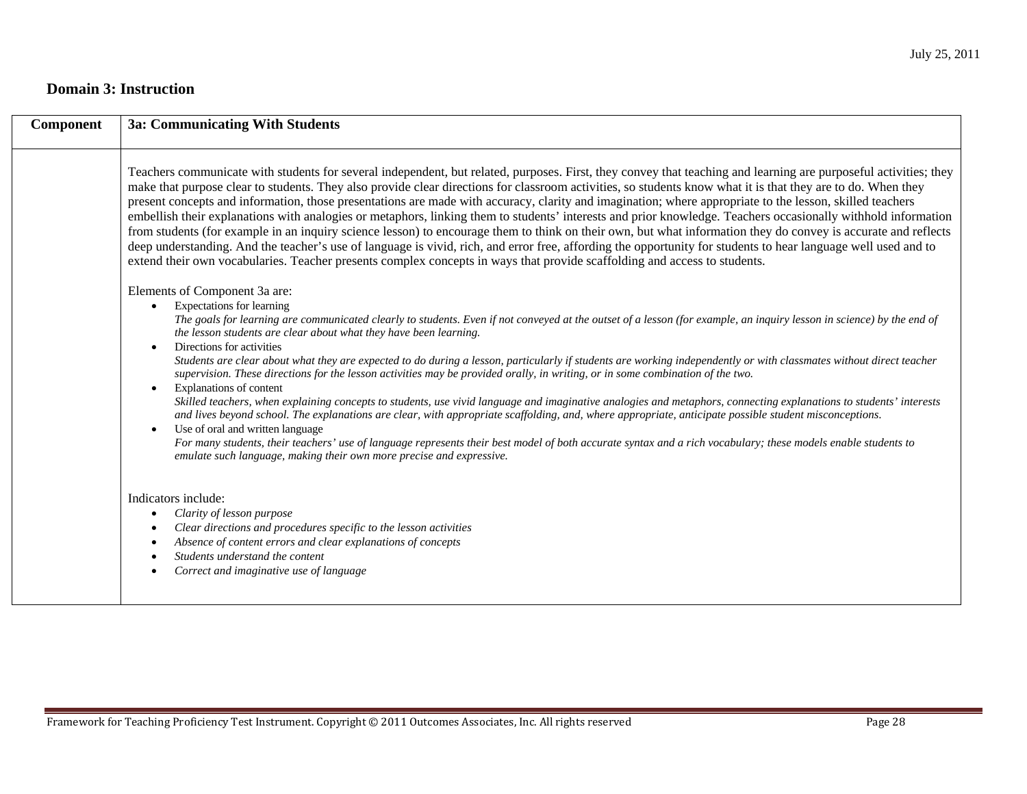## Domain 3: Instruction

| Component | 3a: Communicating With Students |
|---|---|
| | Teachers communicate with students for several independent, but related, purposes. First, they convey that teaching and learning are purposeful activities; they make that purpose clear to students. They also provide clear directions for classroom activities, so students know what it is that they are to do. When they present concepts and information, those presentations are made with accuracy, clarity and imagination; where appropriate to the lesson, skilled teachers embellish their explanations with analogies or metaphors, linking them to students' interests and prior knowledge. Teachers occasionally withhold information from students (for example in an inquiry science lesson) to encourage them to think on their own, but what information they do convey is accurate and reflects deep understanding. And the teacher's use of language is vivid, rich, and error free, affording the opportunity for students to hear language well used and to extend their own vocabularies. Teacher presents complex concepts in ways that provide scaffolding and access to students.<br><br>Elements of Component 3a are:<br>• Expectations for learning<br>*The goals for learning are communicated clearly to students. Even if not conveyed at the outset of a lesson (for example, an inquiry lesson in science) by the end of the lesson students are clear about what they have been learning.*<br>• Directions for activities<br>*Students are clear about what they are expected to do during a lesson, particularly if students are working independently or with classmates without direct teacher supervision. These directions for the lesson activities may be provided orally, in writing, or in some combination of the two.*<br>• Explanations of content<br>*Skilled teachers, when explaining concepts to students, use vivid language and imaginative analogies and metaphors, connecting explanations to students' interests and lives beyond school. The explanations are clear, with appropriate scaffolding, and, where appropriate, anticipate possible student misconceptions.*<br>• Use of oral and written language<br>*For many students, their teachers' use of language represents their best model of both accurate syntax and a rich vocabulary; these models enable students to emulate such language, making their own more precise and expressive.*<br><br>Indicators include:<br>• *Clarity of lesson purpose*<br>• *Clear directions and procedures specific to the lesson activities*<br>• *Absence of content errors and clear explanations of concepts*<br>• *Students understand the content*<br>• *Correct and imaginative use of language* |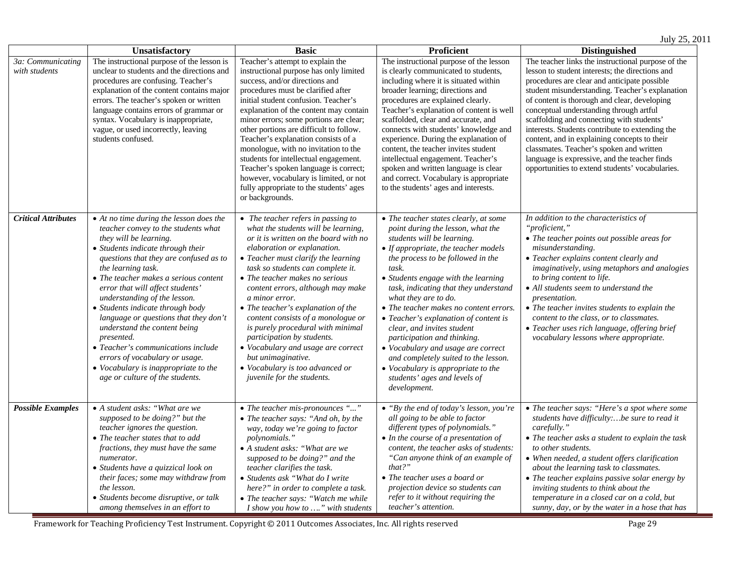|  | Unsatisfactory | Basic | Proficient | Distinguished |
|---|---|---|---|---|
| *3a: Communicating with students* | The instructional purpose of the lesson is unclear to students and the directions and procedures are confusing. Teacher's explanation of the content contains major errors. The teacher's spoken or written language contains errors of grammar or syntax. Vocabulary is inappropriate, vague, or used incorrectly, leaving students confused. | Teacher's attempt to explain the instructional purpose has only limited success, and/or directions and procedures must be clarified after initial student confusion. Teacher's explanation of the content may contain minor errors; some portions are clear; other portions are difficult to follow. Teacher's explanation consists of a monologue, with no invitation to the students for intellectual engagement. Teacher's spoken language is correct; however, vocabulary is limited, or not fully appropriate to the students' ages or backgrounds. | The instructional purpose of the lesson is clearly communicated to students, including where it is situated within broader learning; directions and procedures are explained clearly. Teacher's explanation of content is well scaffolded, clear and accurate, and connects with students' knowledge and experience. During the explanation of content, the teacher invites student intellectual engagement. Teacher's spoken and written language is clear and correct. Vocabulary is appropriate to the students' ages and interests. | The teacher links the instructional purpose of the lesson to student interests; the directions and procedures are clear and anticipate possible student misunderstanding. Teacher's explanation of content is thorough and clear, developing conceptual understanding through artful scaffolding and connecting with students' interests. Students contribute to extending the content, and in explaining concepts to their classmates. Teacher's spoken and written language is expressive, and the teacher finds opportunities to extend students' vocabularies. |
| ***Critical Attributes*** | • *At no time during the lesson does the teacher convey to the students what they will be learning.*<br>• *Students indicate through their questions that they are confused as to the learning task.*<br>• *The teacher makes a serious content error that will affect students' understanding of the lesson.*<br>• *Students indicate through body language or questions that they don't understand the content being presented.*<br>• *Teacher's communications include errors of vocabulary or usage.*<br>• *Vocabulary is inappropriate to the age or culture of the students.* | • *The teacher refers in passing to what the students will be learning, or it is written on the board with no elaboration or explanation.*<br>• *Teacher must clarify the learning task so students can complete it.*<br>• *The teacher makes no serious content errors, although may make a minor error.*<br>• *The teacher's explanation of the content consists of a monologue or is purely procedural with minimal participation by students.*<br>• *Vocabulary and usage are correct but unimaginative.*<br>• *Vocabulary is too advanced or juvenile for the students.* | • *The teacher states clearly, at some point during the lesson, what the students will be learning.*<br>• *If appropriate, the teacher models the process to be followed in the task.*<br>• *Students engage with the learning task, indicating that they understand what they are to do.*<br>• *The teacher makes no content errors.*<br>• *Teacher's explanation of content is clear, and invites student participation and thinking.*<br>• *Vocabulary and usage are correct and completely suited to the lesson.*<br>• *Vocabulary is appropriate to the students' ages and levels of development.* | *In addition to the characteristics of "proficient,"*<br>• *The teacher points out possible areas for misunderstanding.*<br>• *Teacher explains content clearly and imaginatively, using metaphors and analogies to bring content to life.*<br>• *All students seem to understand the presentation.*<br>• *The teacher invites students to explain the content to the class, or to classmates.*<br>• *Teacher uses rich language, offering brief vocabulary lessons where appropriate.* |
| ***Possible Examples*** | • *A student asks: "What are we supposed to be doing?" but the teacher ignores the question.*<br>• *The teacher states that to add fractions, they must have the same numerator.*<br>• *Students have a quizzical look on their faces; some may withdraw from the lesson.*<br>• *Students become disruptive, or talk among themselves in an effort to* | • *The teacher mis-pronounces "…"*<br>• *The teacher says: "And oh, by the way, today we're going to factor polynomials."*<br>• *A student asks: "What are we supposed to be doing?" and the teacher clarifies the task.*<br>• *Students ask "What do I write here?" in order to complete a task.*<br>• *The teacher says: "Watch me while I show you how to …." with students* | • *"By the end of today's lesson, you're all going to be able to factor different types of polynomials."*<br>• *In the course of a presentation of content, the teacher asks of students: "Can anyone think of an example of that?"*<br>• *The teacher uses a board or projection device so students can refer to it without requiring the teacher's attention.* | • *The teacher says: "Here's a spot where some students have difficulty:…be sure to read it carefully."*<br>• *The teacher asks a student to explain the task to other students.*<br>• *When needed, a student offers clarification about the learning task to classmates.*<br>• *The teacher explains passive solar energy by inviting students to think about the temperature in a closed car on a cold, but sunny, day, or by the water in a hose that has* |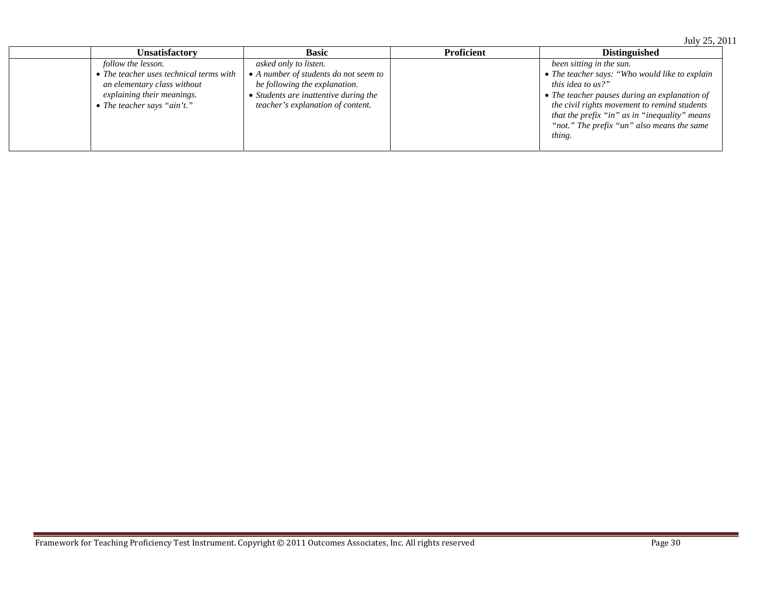| | Unsatisfactory | Basic | Proficient | Distinguished |
|---|---|---|---|---|
| | *follow the lesson.*<br>• *The teacher uses technical terms with an elementary class without explaining their meanings.*<br>• *The teacher says "ain't."* | *asked only to listen.*<br>• *A number of students do not seem to be following the explanation.*<br>• *Students are inattentive during the teacher's explanation of content.* | | *been sitting in the sun.*<br>• *The teacher says: "Who would like to explain this idea to us?"*<br>• *The teacher pauses during an explanation of the civil rights movement to remind students that the prefix "in" as in "inequality" means "not." The prefix "un" also means the same thing.* |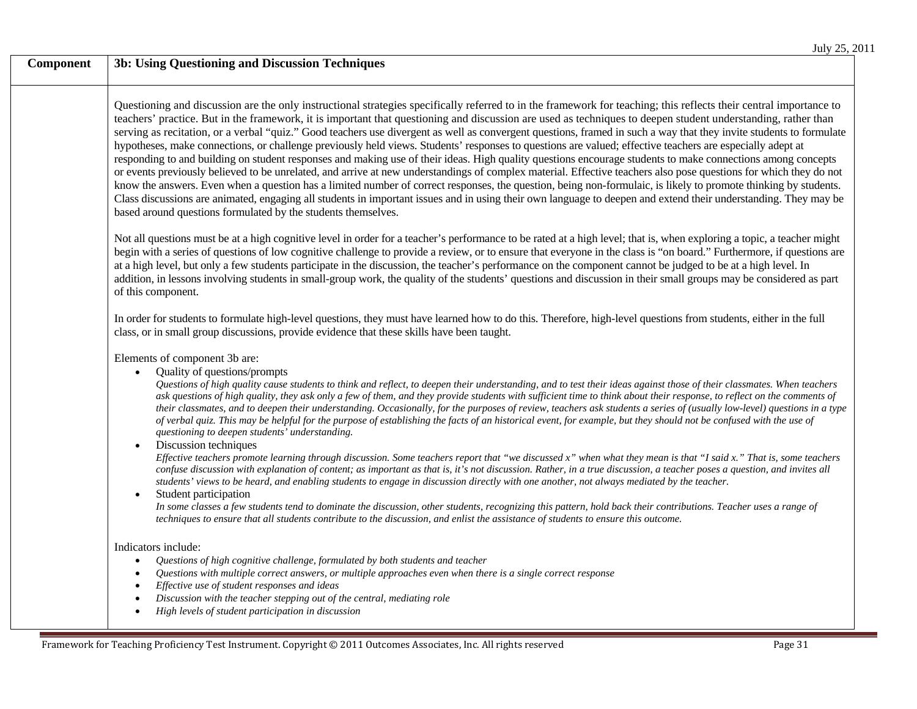| Component | 3b: Using Questioning and Discussion Techniques |
|---|---|

Questioning and discussion are the only instructional strategies specifically referred to in the framework for teaching; this reflects their central importance to teachers' practice. But in the framework, it is important that questioning and discussion are used as techniques to deepen student understanding, rather than serving as recitation, or a verbal "quiz." Good teachers use divergent as well as convergent questions, framed in such a way that they invite students to formulate hypotheses, make connections, or challenge previously held views. Students' responses to questions are valued; effective teachers are especially adept at responding to and building on student responses and making use of their ideas. High quality questions encourage students to make connections among concepts or events previously believed to be unrelated, and arrive at new understandings of complex material. Effective teachers also pose questions for which they do not know the answers. Even when a question has a limited number of correct responses, the question, being non-formulaic, is likely to promote thinking by students. Class discussions are animated, engaging all students in important issues and in using their own language to deepen and extend their understanding. They may be based around questions formulated by the students themselves.

Not all questions must be at a high cognitive level in order for a teacher's performance to be rated at a high level; that is, when exploring a topic, a teacher might begin with a series of questions of low cognitive challenge to provide a review, or to ensure that everyone in the class is "on board." Furthermore, if questions are at a high level, but only a few students participate in the discussion, the teacher's performance on the component cannot be judged to be at a high level. In addition, in lessons involving students in small-group work, the quality of the students' questions and discussion in their small groups may be considered as part of this component.

In order for students to formulate high-level questions, they must have learned how to do this. Therefore, high-level questions from students, either in the full class, or in small group discussions, provide evidence that these skills have been taught.

Elements of component 3b are:

- Quality of questions/prompts
  *Questions of high quality cause students to think and reflect, to deepen their understanding, and to test their ideas against those of their classmates. When teachers ask questions of high quality, they ask only a few of them, and they provide students with sufficient time to think about their response, to reflect on the comments of their classmates, and to deepen their understanding. Occasionally, for the purposes of review, teachers ask students a series of (usually low-level) questions in a type of verbal quiz. This may be helpful for the purpose of establishing the facts of an historical event, for example, but they should not be confused with the use of questioning to deepen students' understanding.*
- Discussion techniques
  *Effective teachers promote learning through discussion. Some teachers report that "we discussed x" when what they mean is that "I said x." That is, some teachers confuse discussion with explanation of content; as important as that is, it's not discussion. Rather, in a true discussion, a teacher poses a question, and invites all students' views to be heard, and enabling students to engage in discussion directly with one another, not always mediated by the teacher.*
- Student participation
  *In some classes a few students tend to dominate the discussion, other students, recognizing this pattern, hold back their contributions. Teacher uses a range of techniques to ensure that all students contribute to the discussion, and enlist the assistance of students to ensure this outcome.*

Indicators include:

- *Questions of high cognitive challenge, formulated by both students and teacher*
- *Questions with multiple correct answers, or multiple approaches even when there is a single correct response*
- *Effective use of student responses and ideas*
- *Discussion with the teacher stepping out of the central, mediating role*
- *High levels of student participation in discussion*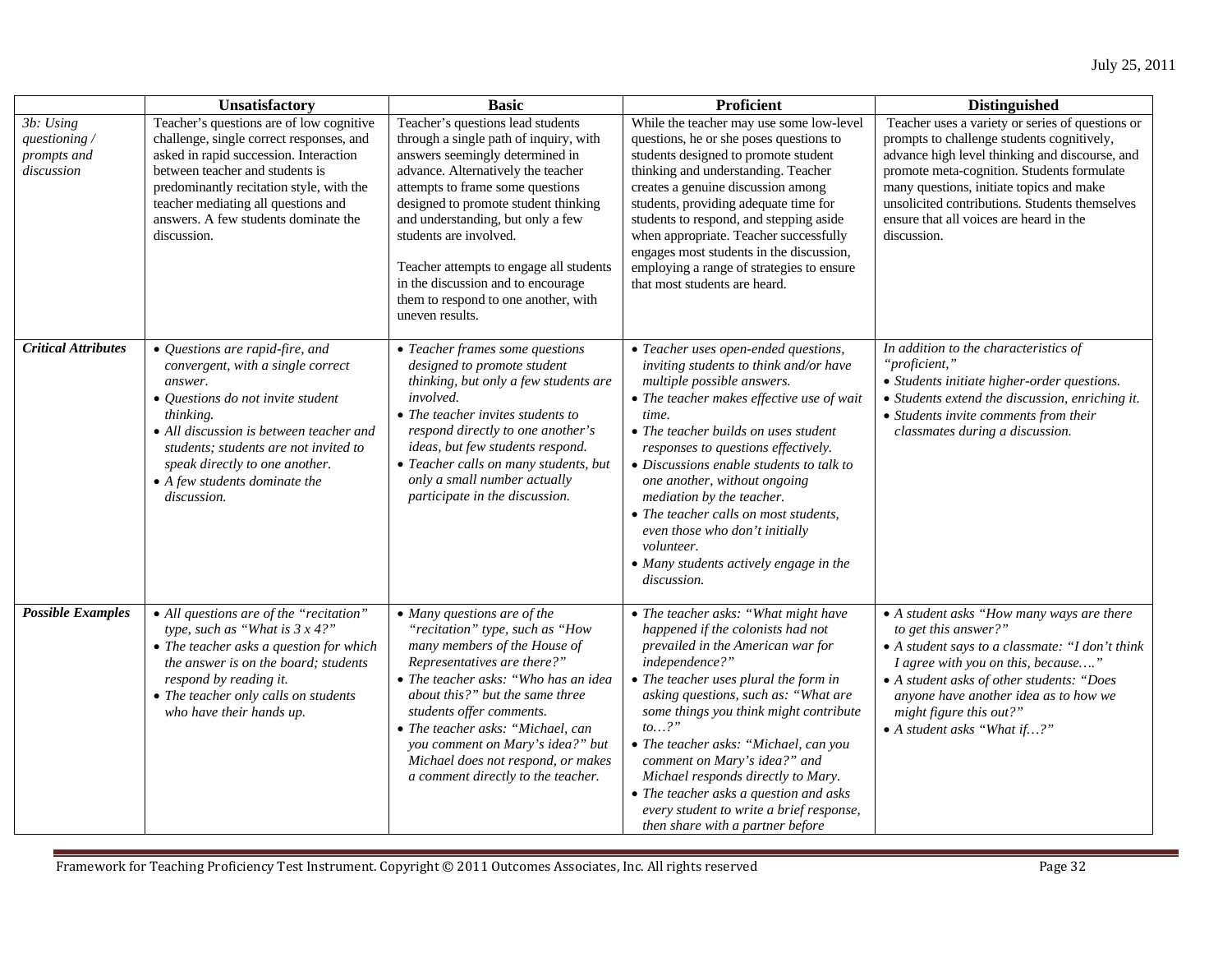| | Unsatisfactory | Basic | Proficient | Distinguished |
|---|---|---|---|---|
| *3b: Using questioning / prompts and discussion* | Teacher's questions are of low cognitive challenge, single correct responses, and asked in rapid succession. Interaction between teacher and students is predominantly recitation style, with the teacher mediating all questions and answers. A few students dominate the discussion. | Teacher's questions lead students through a single path of inquiry, with answers seemingly determined in advance. Alternatively the teacher attempts to frame some questions designed to promote student thinking and understanding, but only a few students are involved.<br><br>Teacher attempts to engage all students in the discussion and to encourage them to respond to one another, with uneven results. | While the teacher may use some low-level questions, he or she poses questions to students designed to promote student thinking and understanding. Teacher creates a genuine discussion among students, providing adequate time for students to respond, and stepping aside when appropriate. Teacher successfully engages most students in the discussion, employing a range of strategies to ensure that most students are heard. | Teacher uses a variety or series of questions or prompts to challenge students cognitively, advance high level thinking and discourse, and promote meta-cognition. Students formulate many questions, initiate topics and make unsolicited contributions. Students themselves ensure that all voices are heard in the discussion. |
| ***Critical Attributes*** | • *Questions are rapid-fire, and convergent, with a single correct answer.*<br>• *Questions do not invite student thinking.*<br>• *All discussion is between teacher and students; students are not invited to speak directly to one another.*<br>• *A few students dominate the discussion.* | • *Teacher frames some questions designed to promote student thinking, but only a few students are involved.*<br>• *The teacher invites students to respond directly to one another's ideas, but few students respond.*<br>• *Teacher calls on many students, but only a small number actually participate in the discussion.* | • *Teacher uses open-ended questions, inviting students to think and/or have multiple possible answers.*<br>• *The teacher makes effective use of wait time.*<br>• *The teacher builds on uses student responses to questions effectively.*<br>• *Discussions enable students to talk to one another, without ongoing mediation by the teacher.*<br>• *The teacher calls on most students, even those who don't initially volunteer.*<br>• *Many students actively engage in the discussion.* | *In addition to the characteristics of "proficient,"*<br>• *Students initiate higher-order questions.*<br>• *Students extend the discussion, enriching it.*<br>• *Students invite comments from their classmates during a discussion.* |
| ***Possible Examples*** | • *All questions are of the "recitation" type, such as "What is 3 x 4?"*<br>• *The teacher asks a question for which the answer is on the board; students respond by reading it.*<br>• *The teacher only calls on students who have their hands up.* | • *Many questions are of the "recitation" type, such as "How many members of the House of Representatives are there?"*<br>• *The teacher asks: "Who has an idea about this?" but the same three students offer comments.*<br>• *The teacher asks: "Michael, can you comment on Mary's idea?" but Michael does not respond, or makes a comment directly to the teacher.* | • *The teacher asks: "What might have happened if the colonists had not prevailed in the American war for independence?"*<br>• *The teacher uses plural the form in asking questions, such as: "What are some things you think might contribute to…?"*<br>• *The teacher asks: "Michael, can you comment on Mary's idea?" and Michael responds directly to Mary.*<br>• *The teacher asks a question and asks every student to write a brief response, then share with a partner before* | • *A student asks "How many ways are there to get this answer?"*<br>• *A student says to a classmate: "I don't think I agree with you on this, because…."*<br>• *A student asks of other students: "Does anyone have another idea as to how we might figure this out?"*<br>• *A student asks "What if…?"* |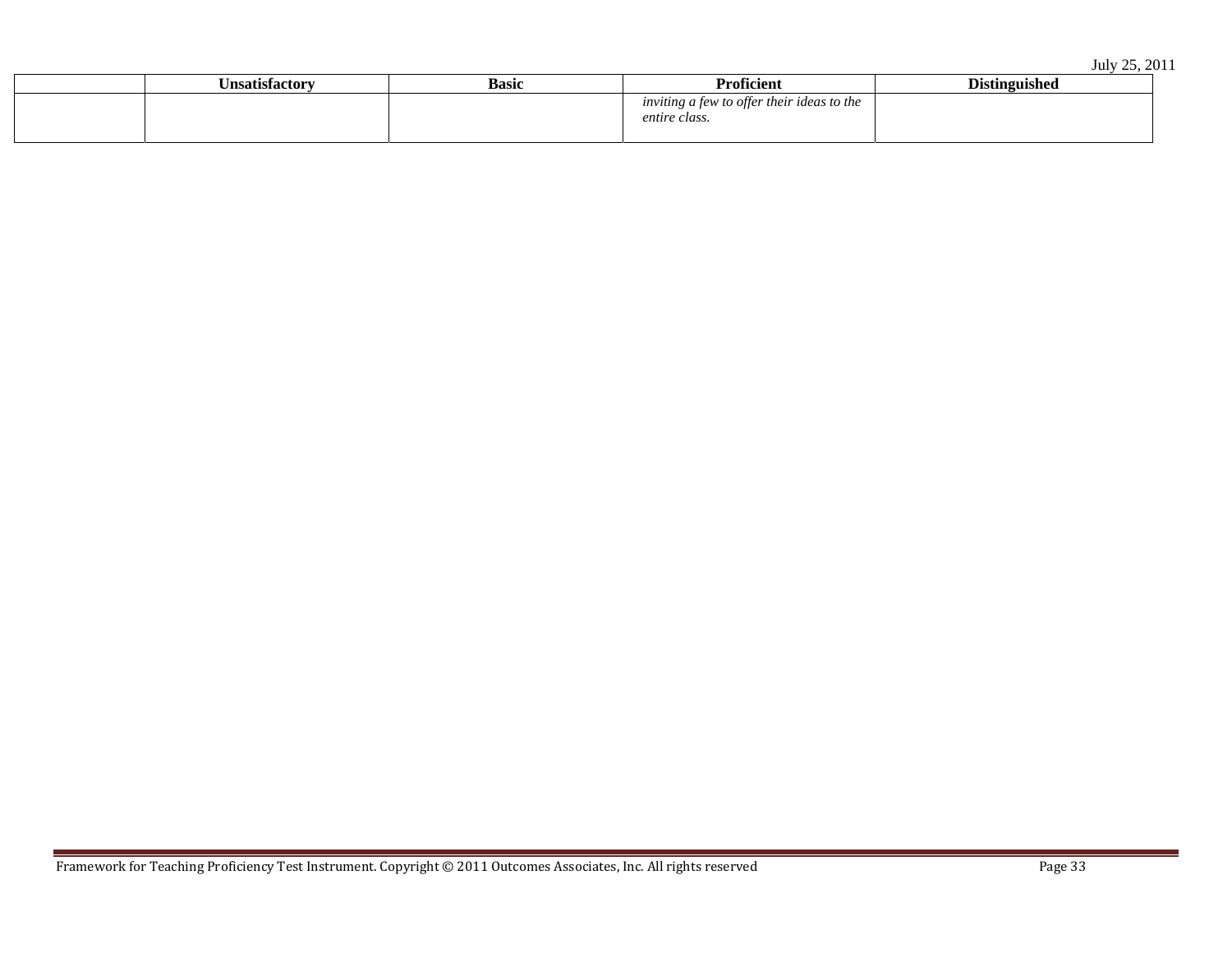| | Unsatisfactory | Basic | Proficient | Distinguished |
|---|---|---|---|---|
| | | | *inviting a few to offer their ideas to the entire class.* | |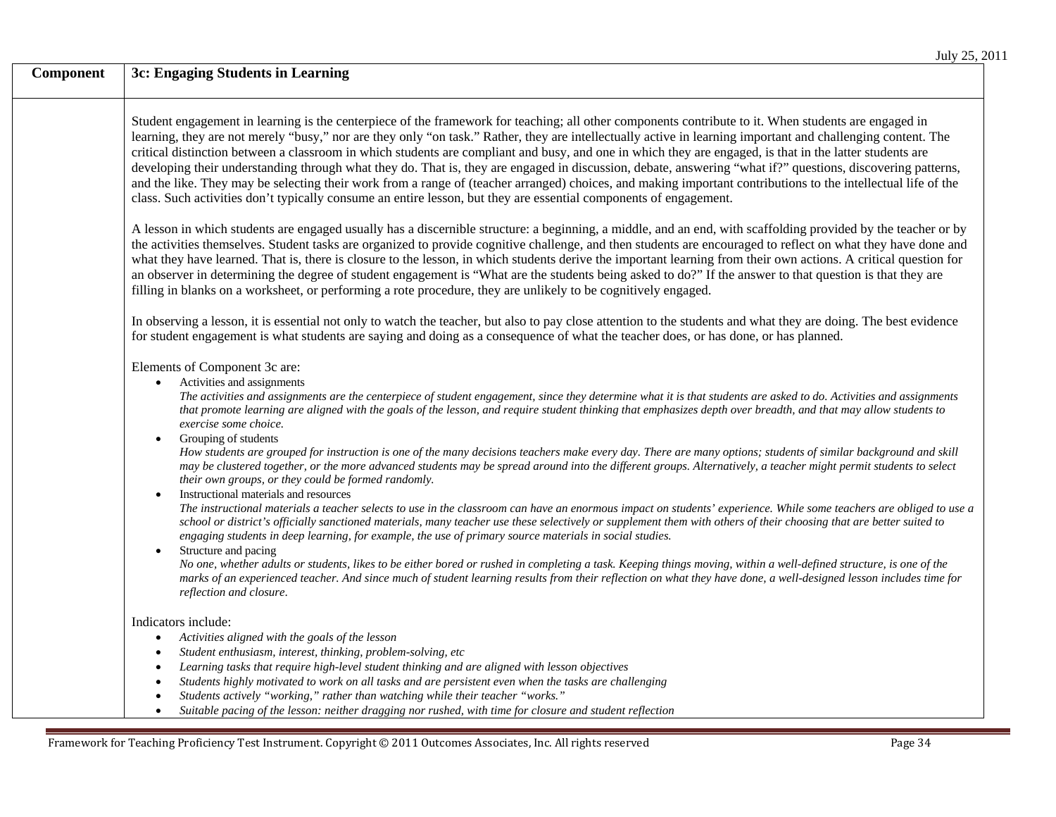| Component | 3c: Engaging Students in Learning |
|---|---|

Student engagement in learning is the centerpiece of the framework for teaching; all other components contribute to it. When students are engaged in learning, they are not merely "busy," nor are they only "on task." Rather, they are intellectually active in learning important and challenging content. The critical distinction between a classroom in which students are compliant and busy, and one in which they are engaged, is that in the latter students are developing their understanding through what they do. That is, they are engaged in discussion, debate, answering "what if?" questions, discovering patterns, and the like. They may be selecting their work from a range of (teacher arranged) choices, and making important contributions to the intellectual life of the class. Such activities don't typically consume an entire lesson, but they are essential components of engagement.

A lesson in which students are engaged usually has a discernible structure: a beginning, a middle, and an end, with scaffolding provided by the teacher or by the activities themselves. Student tasks are organized to provide cognitive challenge, and then students are encouraged to reflect on what they have done and what they have learned. That is, there is closure to the lesson, in which students derive the important learning from their own actions. A critical question for an observer in determining the degree of student engagement is "What are the students being asked to do?" If the answer to that question is that they are filling in blanks on a worksheet, or performing a rote procedure, they are unlikely to be cognitively engaged.

In observing a lesson, it is essential not only to watch the teacher, but also to pay close attention to the students and what they are doing. The best evidence for student engagement is what students are saying and doing as a consequence of what the teacher does, or has done, or has planned.

Elements of Component 3c are:

- Activities and assignments
  *The activities and assignments are the centerpiece of student engagement, since they determine what it is that students are asked to do. Activities and assignments that promote learning are aligned with the goals of the lesson, and require student thinking that emphasizes depth over breadth, and that may allow students to exercise some choice.*
- Grouping of students
  *How students are grouped for instruction is one of the many decisions teachers make every day. There are many options; students of similar background and skill may be clustered together, or the more advanced students may be spread around into the different groups. Alternatively, a teacher might permit students to select their own groups, or they could be formed randomly.*
- Instructional materials and resources
  *The instructional materials a teacher selects to use in the classroom can have an enormous impact on students' experience. While some teachers are obliged to use a school or district's officially sanctioned materials, many teacher use these selectively or supplement them with others of their choosing that are better suited to engaging students in deep learning, for example, the use of primary source materials in social studies.*
- Structure and pacing
  *No one, whether adults or students, likes to be either bored or rushed in completing a task. Keeping things moving, within a well-defined structure, is one of the marks of an experienced teacher. And since much of student learning results from their reflection on what they have done, a well-designed lesson includes time for reflection and closure.*

Indicators include:

- *Activities aligned with the goals of the lesson*
- *Student enthusiasm, interest, thinking, problem-solving, etc*
- *Learning tasks that require high-level student thinking and are aligned with lesson objectives*
- *Students highly motivated to work on all tasks and are persistent even when the tasks are challenging*
- *Students actively "working," rather than watching while their teacher "works."*
- *Suitable pacing of the lesson: neither dragging nor rushed, with time for closure and student reflection*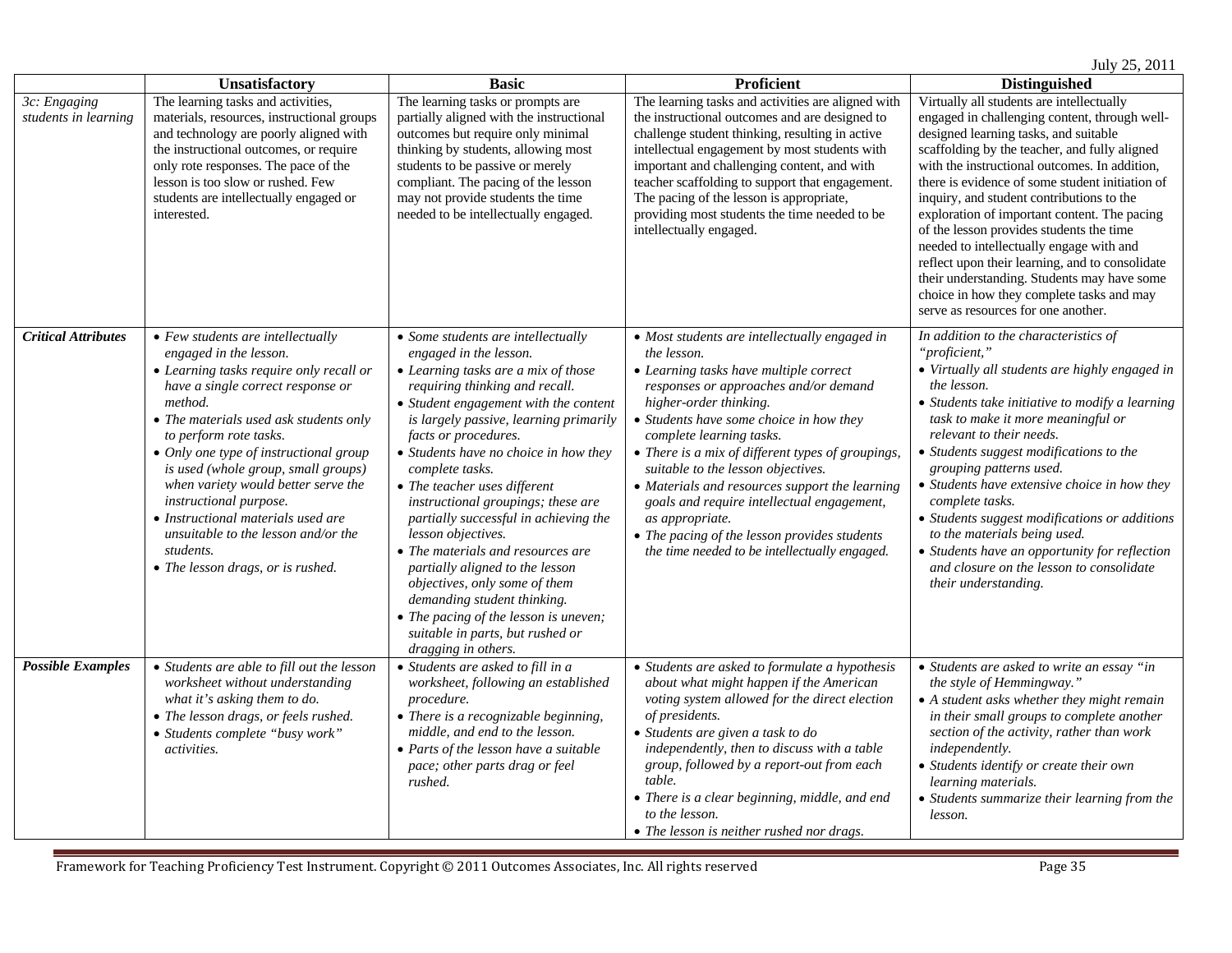July 25, 2011

| | Unsatisfactory | Basic | Proficient | Distinguished |
|---|---|---|---|---|
| 3c: Engaging students in learning | The learning tasks and activities, materials, resources, instructional groups and technology are poorly aligned with the instructional outcomes, or require only rote responses. The pace of the lesson is too slow or rushed. Few students are intellectually engaged or interested. | The learning tasks or prompts are partially aligned with the instructional outcomes but require only minimal thinking by students, allowing most students to be passive or merely compliant. The pacing of the lesson may not provide students the time needed to be intellectually engaged. | The learning tasks and activities are aligned with the instructional outcomes and are designed to challenge student thinking, resulting in active intellectual engagement by most students with important and challenging content, and with teacher scaffolding to support that engagement. The pacing of the lesson is appropriate, providing most students the time needed to be intellectually engaged. | Virtually all students are intellectually engaged in challenging content, through well-designed learning tasks, and suitable scaffolding by the teacher, and fully aligned with the instructional outcomes. In addition, there is evidence of some student initiation of inquiry, and student contributions to the exploration of important content. The pacing of the lesson provides students the time needed to intellectually engage with and reflect upon their learning, and to consolidate their understanding. Students may have some choice in how they complete tasks and may serve as resources for one another. |
| ***Critical Attributes*** | • *Few students are intellectually engaged in the lesson.*<br>• *Learning tasks require only recall or have a single correct response or method.*<br>• *The materials used ask students only to perform rote tasks.*<br>• *Only one type of instructional group is used (whole group, small groups) when variety would better serve the instructional purpose.*<br>• *Instructional materials used are unsuitable to the lesson and/or the students.*<br>• *The lesson drags, or is rushed.* | • *Some students are intellectually engaged in the lesson.*<br>• *Learning tasks are a mix of those requiring thinking and recall.*<br>• *Student engagement with the content is largely passive, learning primarily facts or procedures.*<br>• *Students have no choice in how they complete tasks.*<br>• *The teacher uses different instructional groupings; these are partially successful in achieving the lesson objectives.*<br>• *The materials and resources are partially aligned to the lesson objectives, only some of them demanding student thinking.*<br>• *The pacing of the lesson is uneven; suitable in parts, but rushed or dragging in others.* | • *Most students are intellectually engaged in the lesson.*<br>• *Learning tasks have multiple correct responses or approaches and/or demand higher-order thinking.*<br>• *Students have some choice in how they complete learning tasks.*<br>• *There is a mix of different types of groupings, suitable to the lesson objectives.*<br>• *Materials and resources support the learning goals and require intellectual engagement, as appropriate.*<br>• *The pacing of the lesson provides students the time needed to be intellectually engaged.* | *In addition to the characteristics of "proficient,"*<br>• *Virtually all students are highly engaged in the lesson.*<br>• *Students take initiative to modify a learning task to make it more meaningful or relevant to their needs.*<br>• *Students suggest modifications to the grouping patterns used.*<br>• *Students have extensive choice in how they complete tasks.*<br>• *Students suggest modifications or additions to the materials being used.*<br>• *Students have an opportunity for reflection and closure on the lesson to consolidate their understanding.* |
| ***Possible Examples*** | • *Students are able to fill out the lesson worksheet without understanding what it's asking them to do.*<br>• *The lesson drags, or feels rushed.*<br>• *Students complete "busy work" activities.* | • *Students are asked to fill in a worksheet, following an established procedure.*<br>• *There is a recognizable beginning, middle, and end to the lesson.*<br>• *Parts of the lesson have a suitable pace; other parts drag or feel rushed.* | • *Students are asked to formulate a hypothesis about what might happen if the American voting system allowed for the direct election of presidents.*<br>• *Students are given a task to do independently, then to discuss with a table group, followed by a report-out from each table.*<br>• *There is a clear beginning, middle, and end to the lesson.*<br>• *The lesson is neither rushed nor drags.* | • *Students are asked to write an essay "in the style of Hemmingway."*<br>• *A student asks whether they might remain in their small groups to complete another section of the activity, rather than work independently.*<br>• *Students identify or create their own learning materials.*<br>• *Students summarize their learning from the lesson.* |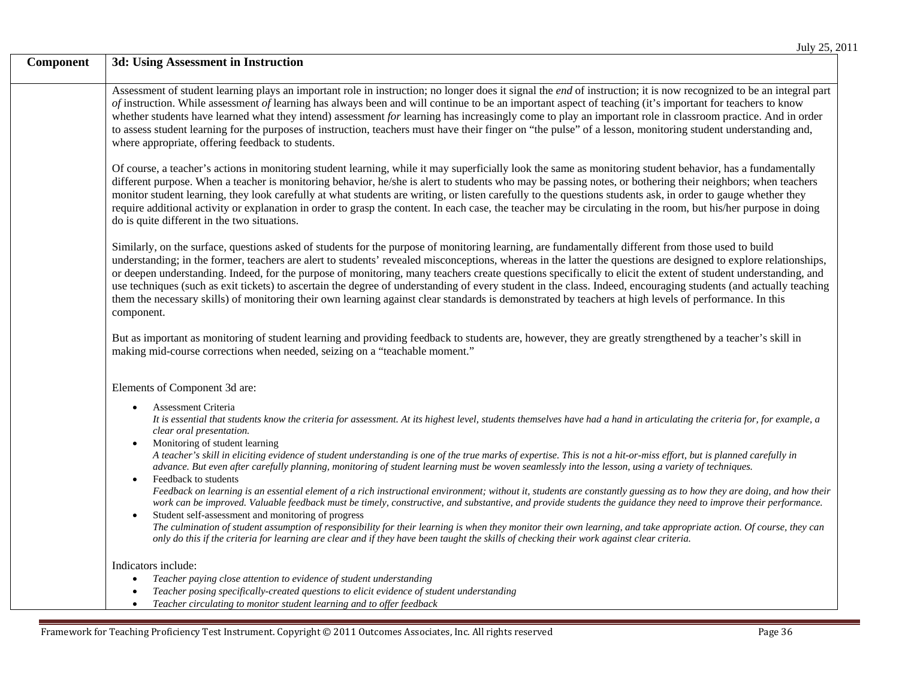| Component | 3d: Using Assessment in Instruction |
|---|---|
| | Assessment of student learning plays an important role in instruction; no longer does it signal the *end* of instruction; it is now recognized to be an integral part *of* instruction. While assessment *of* learning has always been and will continue to be an important aspect of teaching (it's important for teachers to know whether students have learned what they intend) assessment *for* learning has increasingly come to play an important role in classroom practice. And in order to assess student learning for the purposes of instruction, teachers must have their finger on "the pulse" of a lesson, monitoring student understanding and, where appropriate, offering feedback to students.<br><br>Of course, a teacher's actions in monitoring student learning, while it may superficially look the same as monitoring student behavior, has a fundamentally different purpose. When a teacher is monitoring behavior, he/she is alert to students who may be passing notes, or bothering their neighbors; when teachers monitor student learning, they look carefully at what students are writing, or listen carefully to the questions students ask, in order to gauge whether they require additional activity or explanation in order to grasp the content. In each case, the teacher may be circulating in the room, but his/her purpose in doing do is quite different in the two situations.<br><br>Similarly, on the surface, questions asked of students for the purpose of monitoring learning, are fundamentally different from those used to build understanding; in the former, teachers are alert to students' revealed misconceptions, whereas in the latter the questions are designed to explore relationships, or deepen understanding. Indeed, for the purpose of monitoring, many teachers create questions specifically to elicit the extent of student understanding, and use techniques (such as exit tickets) to ascertain the degree of understanding of every student in the class. Indeed, encouraging students (and actually teaching them the necessary skills) of monitoring their own learning against clear standards is demonstrated by teachers at high levels of performance. In this component.<br><br>But as important as monitoring of student learning and providing feedback to students are, however, they are greatly strengthened by a teacher's skill in making mid-course corrections when needed, seizing on a "teachable moment."<br><br>Elements of Component 3d are:<br><br>• Assessment Criteria<br>*It is essential that students know the criteria for assessment. At its highest level, students themselves have had a hand in articulating the criteria for, for example, a clear oral presentation.*<br>• Monitoring of student learning<br>*A teacher's skill in eliciting evidence of student understanding is one of the true marks of expertise. This is not a hit-or-miss effort, but is planned carefully in advance. But even after carefully planning, monitoring of student learning must be woven seamlessly into the lesson, using a variety of techniques.*<br>• Feedback to students<br>*Feedback on learning is an essential element of a rich instructional environment; without it, students are constantly guessing as to how they are doing, and how their work can be improved. Valuable feedback must be timely, constructive, and substantive, and provide students the guidance they need to improve their performance.*<br>• Student self-assessment and monitoring of progress<br>*The culmination of student assumption of responsibility for their learning is when they monitor their own learning, and take appropriate action. Of course, they can only do this if the criteria for learning are clear and if they have been taught the skills of checking their work against clear criteria.*<br><br>Indicators include:<br>• *Teacher paying close attention to evidence of student understanding*<br>• *Teacher posing specifically-created questions to elicit evidence of student understanding*<br>• *Teacher circulating to monitor student learning and to offer feedback* |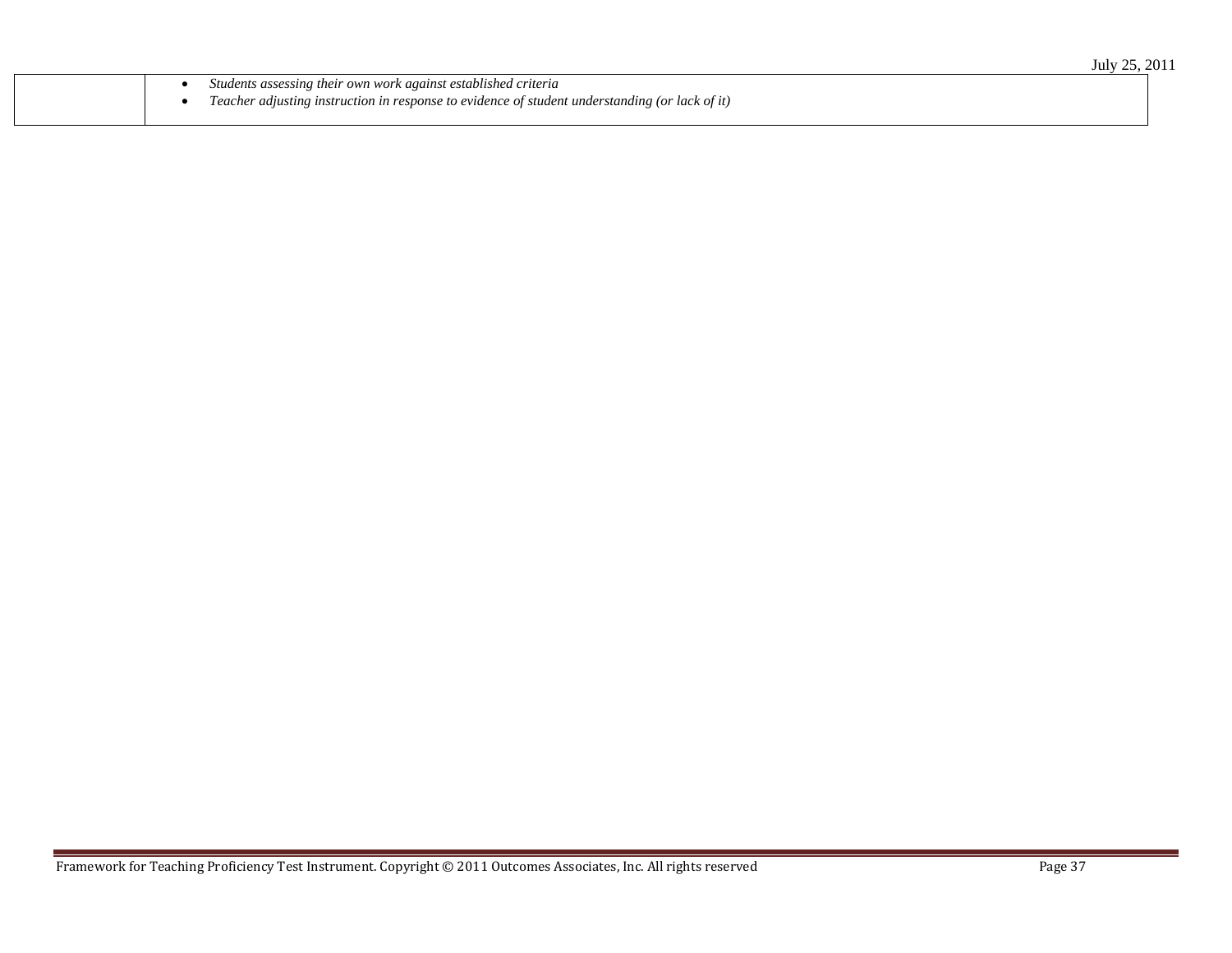|  |  |
|---|---|
|  | • *Students assessing their own work against established criteria*<br>• *Teacher adjusting instruction in response to evidence of student understanding (or lack of it)* |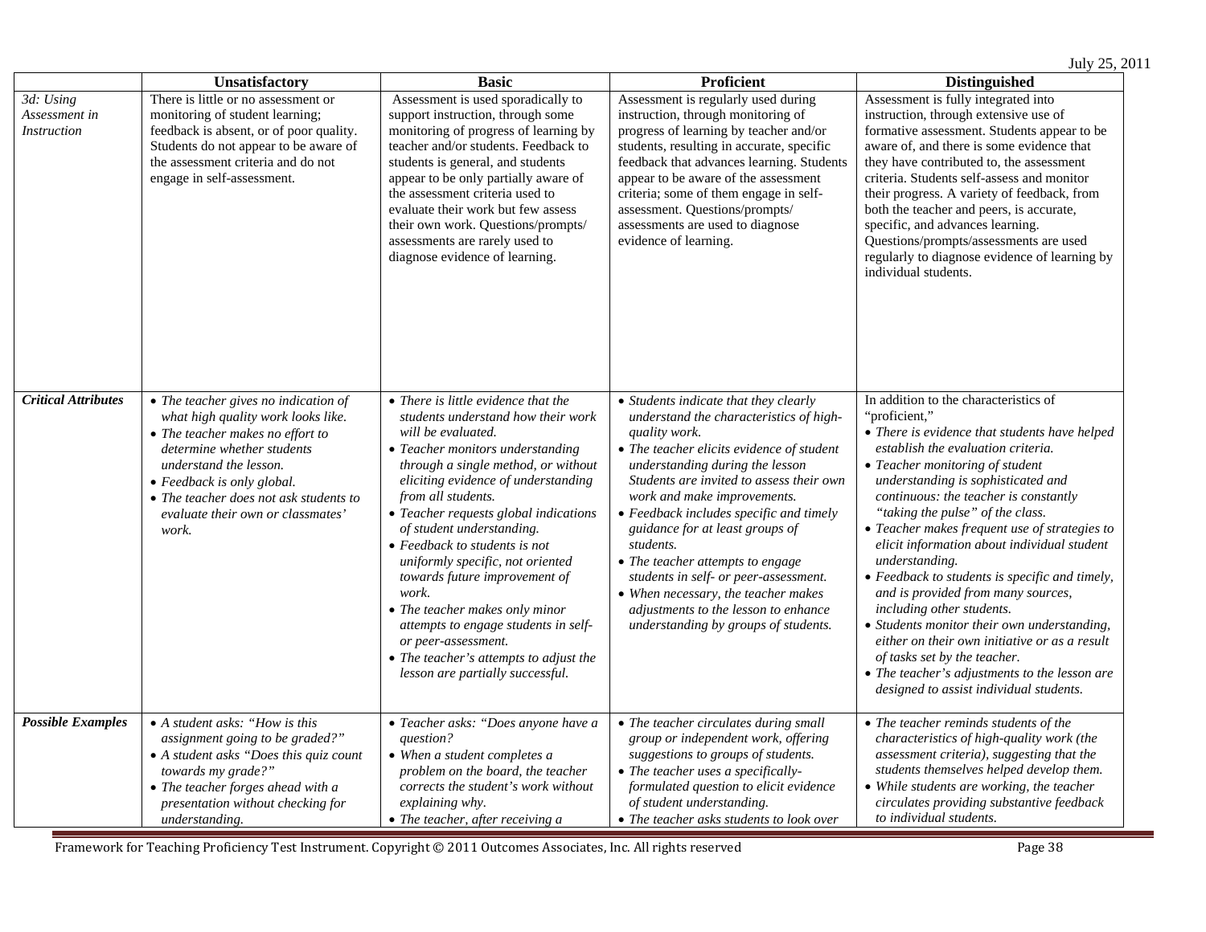| | Unsatisfactory | Basic | Proficient | Distinguished |
|---|---|---|---|---|
| *3d: Using Assessment in Instruction* | There is little or no assessment or monitoring of student learning; feedback is absent, or of poor quality. Students do not appear to be aware of the assessment criteria and do not engage in self-assessment. | Assessment is used sporadically to support instruction, through some monitoring of progress of learning by teacher and/or students. Feedback to students is general, and students appear to be only partially aware of the assessment criteria used to evaluate their work but few assess their own work. Questions/prompts/ assessments are rarely used to diagnose evidence of learning. | Assessment is regularly used during instruction, through monitoring of progress of learning by teacher and/or students, resulting in accurate, specific feedback that advances learning. Students appear to be aware of the assessment criteria; some of them engage in self-assessment. Questions/prompts/ assessments are used to diagnose evidence of learning. | Assessment is fully integrated into instruction, through extensive use of formative assessment. Students appear to be aware of, and there is some evidence that they have contributed to, the assessment criteria. Students self-assess and monitor their progress. A variety of feedback, from both the teacher and peers, is accurate, specific, and advances learning. Questions/prompts/assessments are used regularly to diagnose evidence of learning by individual students. |
| ***Critical Attributes*** | • *The teacher gives no indication of what high quality work looks like.*<br>• *The teacher makes no effort to determine whether students understand the lesson.*<br>• *Feedback is only global.*<br>• *The teacher does not ask students to evaluate their own or classmates' work.* | • *There is little evidence that the students understand how their work will be evaluated.*<br>• *Teacher monitors understanding through a single method, or without eliciting evidence of understanding from all students.*<br>• *Teacher requests global indications of student understanding.*<br>• *Feedback to students is not uniformly specific, not oriented towards future improvement of work.*<br>• *The teacher makes only minor attempts to engage students in self- or peer-assessment.*<br>• *The teacher's attempts to adjust the lesson are partially successful.* | • *Students indicate that they clearly understand the characteristics of high-quality work.*<br>• *The teacher elicits evidence of student understanding during the lesson Students are invited to assess their own work and make improvements.*<br>• *Feedback includes specific and timely guidance for at least groups of students.*<br>• *The teacher attempts to engage students in self- or peer-assessment.*<br>• *When necessary, the teacher makes adjustments to the lesson to enhance understanding by groups of students.* | In addition to the characteristics of "proficient,"<br>• *There is evidence that students have helped establish the evaluation criteria.*<br>• *Teacher monitoring of student understanding is sophisticated and continuous: the teacher is constantly "taking the pulse" of the class.*<br>• *Teacher makes frequent use of strategies to elicit information about individual student understanding.*<br>• *Feedback to students is specific and timely, and is provided from many sources, including other students.*<br>• *Students monitor their own understanding, either on their own initiative or as a result of tasks set by the teacher.*<br>• *The teacher's adjustments to the lesson are designed to assist individual students.* |
| ***Possible Examples*** | • *A student asks: "How is this assignment going to be graded?"*<br>• *A student asks "Does this quiz count towards my grade?"*<br>• *The teacher forges ahead with a presentation without checking for understanding.* | • *Teacher asks: "Does anyone have a question?*<br>• *When a student completes a problem on the board, the teacher corrects the student's work without explaining why.*<br>• *The teacher, after receiving a* | • *The teacher circulates during small group or independent work, offering suggestions to groups of students.*<br>• *The teacher uses a specifically-formulated question to elicit evidence of student understanding.*<br>• *The teacher asks students to look over* | • *The teacher reminds students of the characteristics of high-quality work (the assessment criteria), suggesting that the students themselves helped develop them.*<br>• *While students are working, the teacher circulates providing substantive feedback to individual students.* |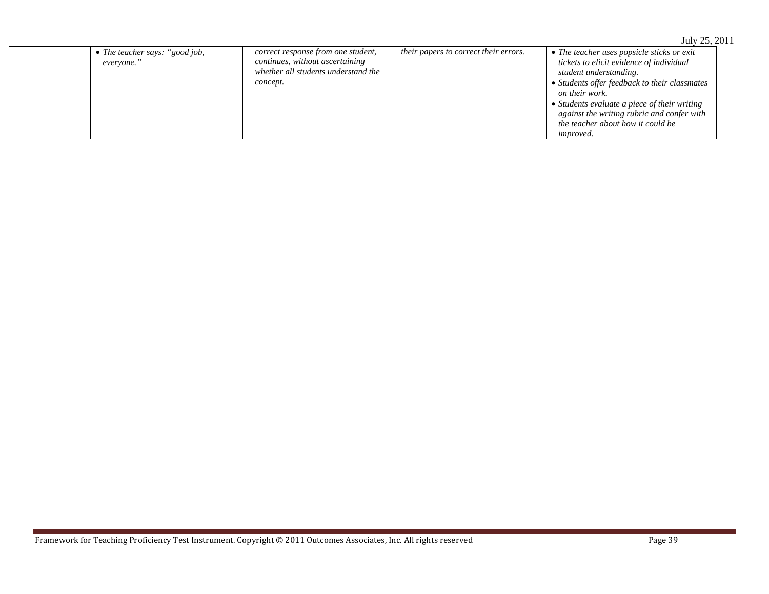| | | | | |
|---|---|---|---|---|
| | • *The teacher says: "good job, everyone."* | *correct response from one student, continues, without ascertaining whether all students understand the concept.* | *their papers to correct their errors.* | • *The teacher uses popsicle sticks or exit tickets to elicit evidence of individual student understanding.*<br>• *Students offer feedback to their classmates on their work.*<br>• *Students evaluate a piece of their writing against the writing rubric and confer with the teacher about how it could be improved.* |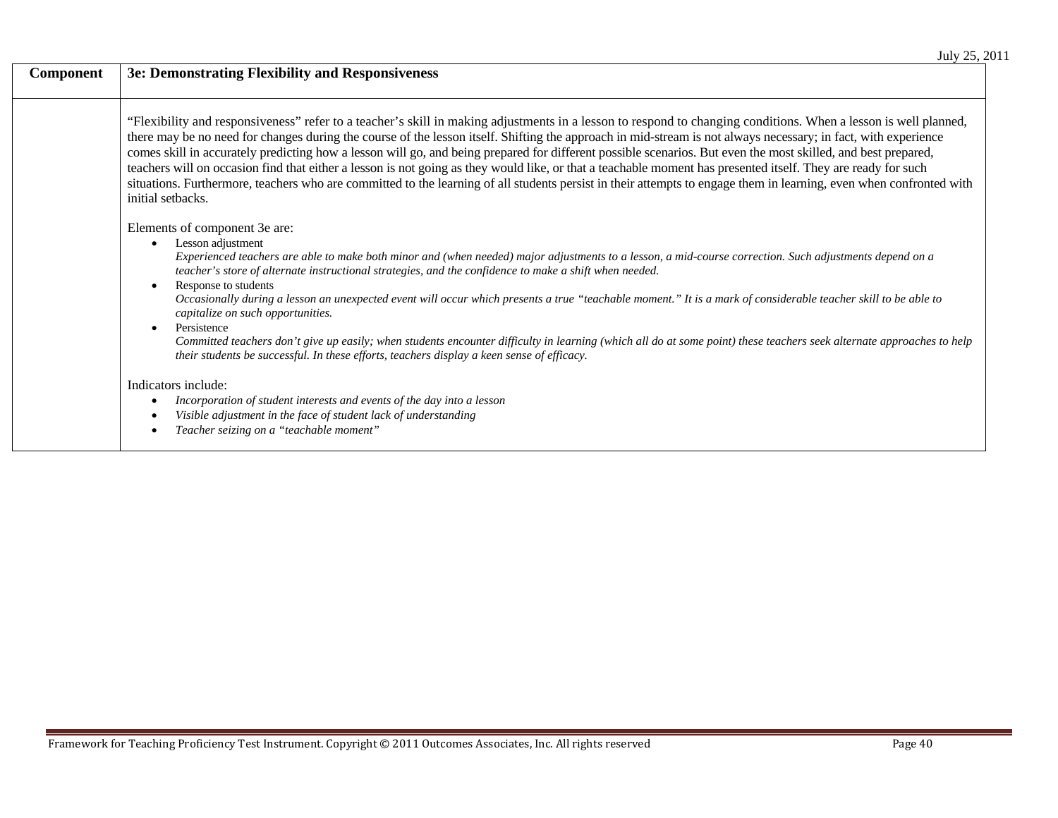| Component | 3e: Demonstrating Flexibility and Responsiveness |
|---|---|
| | "Flexibility and responsiveness" refer to a teacher's skill in making adjustments in a lesson to respond to changing conditions. When a lesson is well planned, there may be no need for changes during the course of the lesson itself. Shifting the approach in mid-stream is not always necessary; in fact, with experience comes skill in accurately predicting how a lesson will go, and being prepared for different possible scenarios. But even the most skilled, and best prepared, teachers will on occasion find that either a lesson is not going as they would like, or that a teachable moment has presented itself. They are ready for such situations. Furthermore, teachers who are committed to the learning of all students persist in their attempts to engage them in learning, even when confronted with initial setbacks.<br><br>Elements of component 3e are:<br>• Lesson adjustment<br>*Experienced teachers are able to make both minor and (when needed) major adjustments to a lesson, a mid-course correction. Such adjustments depend on a teacher's store of alternate instructional strategies, and the confidence to make a shift when needed.*<br>• Response to students<br>*Occasionally during a lesson an unexpected event will occur which presents a true "teachable moment." It is a mark of considerable teacher skill to be able to capitalize on such opportunities.*<br>• Persistence<br>*Committed teachers don't give up easily; when students encounter difficulty in learning (which all do at some point) these teachers seek alternate approaches to help their students be successful. In these efforts, teachers display a keen sense of efficacy.*<br><br>Indicators include:<br>• *Incorporation of student interests and events of the day into a lesson*<br>• *Visible adjustment in the face of student lack of understanding*<br>• *Teacher seizing on a "teachable moment"* |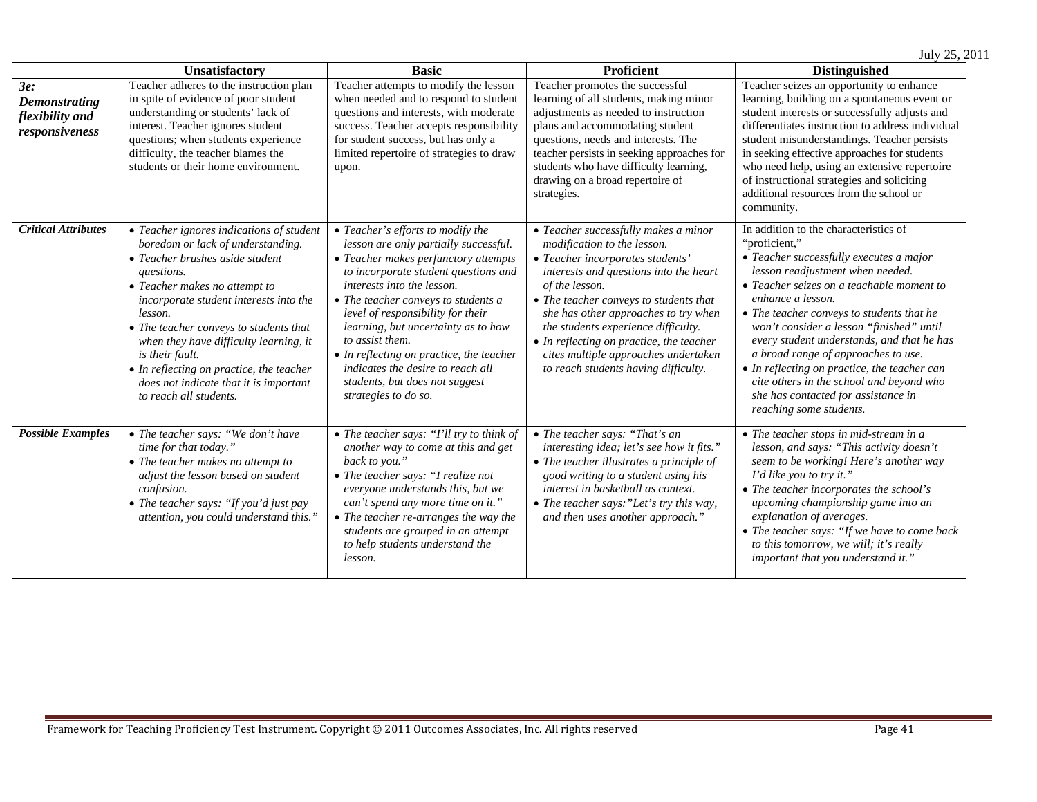| | Unsatisfactory | Basic | Proficient | Distinguished |
|---|---|---|---|---|
| ***3e: Demonstrating flexibility and responsiveness*** | Teacher adheres to the instruction plan in spite of evidence of poor student understanding or students' lack of interest. Teacher ignores student questions; when students experience difficulty, the teacher blames the students or their home environment. | Teacher attempts to modify the lesson when needed and to respond to student questions and interests, with moderate success. Teacher accepts responsibility for student success, but has only a limited repertoire of strategies to draw upon. | Teacher promotes the successful learning of all students, making minor adjustments as needed to instruction plans and accommodating student questions, needs and interests. The teacher persists in seeking approaches for students who have difficulty learning, drawing on a broad repertoire of strategies. | Teacher seizes an opportunity to enhance learning, building on a spontaneous event or student interests or successfully adjusts and differentiates instruction to address individual student misunderstandings. Teacher persists in seeking effective approaches for students who need help, using an extensive repertoire of instructional strategies and soliciting additional resources from the school or community. |
| ***Critical Attributes*** | • *Teacher ignores indications of student boredom or lack of understanding.*<br>• *Teacher brushes aside student questions.*<br>• *Teacher makes no attempt to incorporate student interests into the lesson.*<br>• *The teacher conveys to students that when they have difficulty learning, it is their fault.*<br>• *In reflecting on practice, the teacher does not indicate that it is important to reach all students.* | • *Teacher's efforts to modify the lesson are only partially successful.*<br>• *Teacher makes perfunctory attempts to incorporate student questions and interests into the lesson.*<br>• *The teacher conveys to students a level of responsibility for their learning, but uncertainty as to how to assist them.*<br>• *In reflecting on practice, the teacher indicates the desire to reach all students, but does not suggest strategies to do so.* | • *Teacher successfully makes a minor modification to the lesson.*<br>• *Teacher incorporates students' interests and questions into the heart of the lesson.*<br>• *The teacher conveys to students that she has other approaches to try when the students experience difficulty.*<br>• *In reflecting on practice, the teacher cites multiple approaches undertaken to reach students having difficulty.* | In addition to the characteristics of "proficient,"<br>• *Teacher successfully executes a major lesson readjustment when needed.*<br>• *Teacher seizes on a teachable moment to enhance a lesson.*<br>• *The teacher conveys to students that he won't consider a lesson "finished" until every student understands, and that he has a broad range of approaches to use.*<br>• *In reflecting on practice, the teacher can cite others in the school and beyond who she has contacted for assistance in reaching some students.* |
| ***Possible Examples*** | • *The teacher says: "We don't have time for that today."*<br>• *The teacher makes no attempt to adjust the lesson based on student confusion.*<br>• *The teacher says: "If you'd just pay attention, you could understand this."* | • *The teacher says: "I'll try to think of another way to come at this and get back to you."*<br>• *The teacher says: "I realize not everyone understands this, but we can't spend any more time on it."*<br>• *The teacher re-arranges the way the students are grouped in an attempt to help students understand the lesson.* | • *The teacher says: "That's an interesting idea; let's see how it fits."*<br>• *The teacher illustrates a principle of good writing to a student using his interest in basketball as context.*<br>• *The teacher says:"Let's try this way, and then uses another approach."* | • *The teacher stops in mid-stream in a lesson, and says: "This activity doesn't seem to be working! Here's another way I'd like you to try it."*<br>• *The teacher incorporates the school's upcoming championship game into an explanation of averages.*<br>• *The teacher says: "If we have to come back to this tomorrow, we will; it's really important that you understand it."* |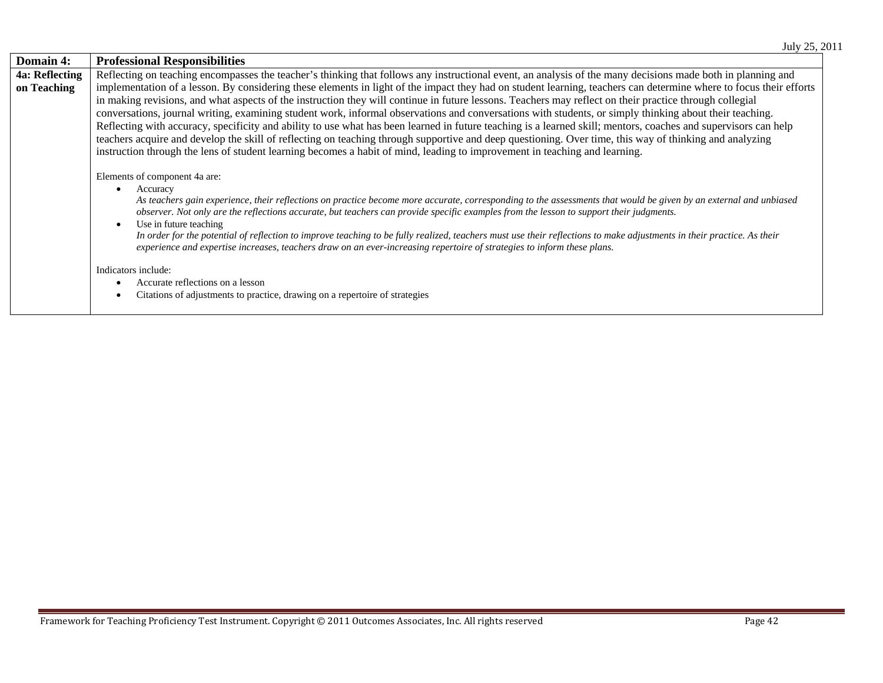| Domain 4: | Professional Responsibilities |
|---|---|
| **4a: Reflecting on Teaching** | Reflecting on teaching encompasses the teacher's thinking that follows any instructional event, an analysis of the many decisions made both in planning and implementation of a lesson. By considering these elements in light of the impact they had on student learning, teachers can determine where to focus their efforts in making revisions, and what aspects of the instruction they will continue in future lessons. Teachers may reflect on their practice through collegial conversations, journal writing, examining student work, informal observations and conversations with students, or simply thinking about their teaching. Reflecting with accuracy, specificity and ability to use what has been learned in future teaching is a learned skill; mentors, coaches and supervisors can help teachers acquire and develop the skill of reflecting on teaching through supportive and deep questioning. Over time, this way of thinking and analyzing instruction through the lens of student learning becomes a habit of mind, leading to improvement in teaching and learning.<br><br>Elements of component 4a are:<br>• Accuracy<br>*As teachers gain experience, their reflections on practice become more accurate, corresponding to the assessments that would be given by an external and unbiased observer. Not only are the reflections accurate, but teachers can provide specific examples from the lesson to support their judgments.*<br>• Use in future teaching<br>*In order for the potential of reflection to improve teaching to be fully realized, teachers must use their reflections to make adjustments in their practice. As their experience and expertise increases, teachers draw on an ever-increasing repertoire of strategies to inform these plans.*<br><br>Indicators include:<br>• Accurate reflections on a lesson<br>• Citations of adjustments to practice, drawing on a repertoire of strategies |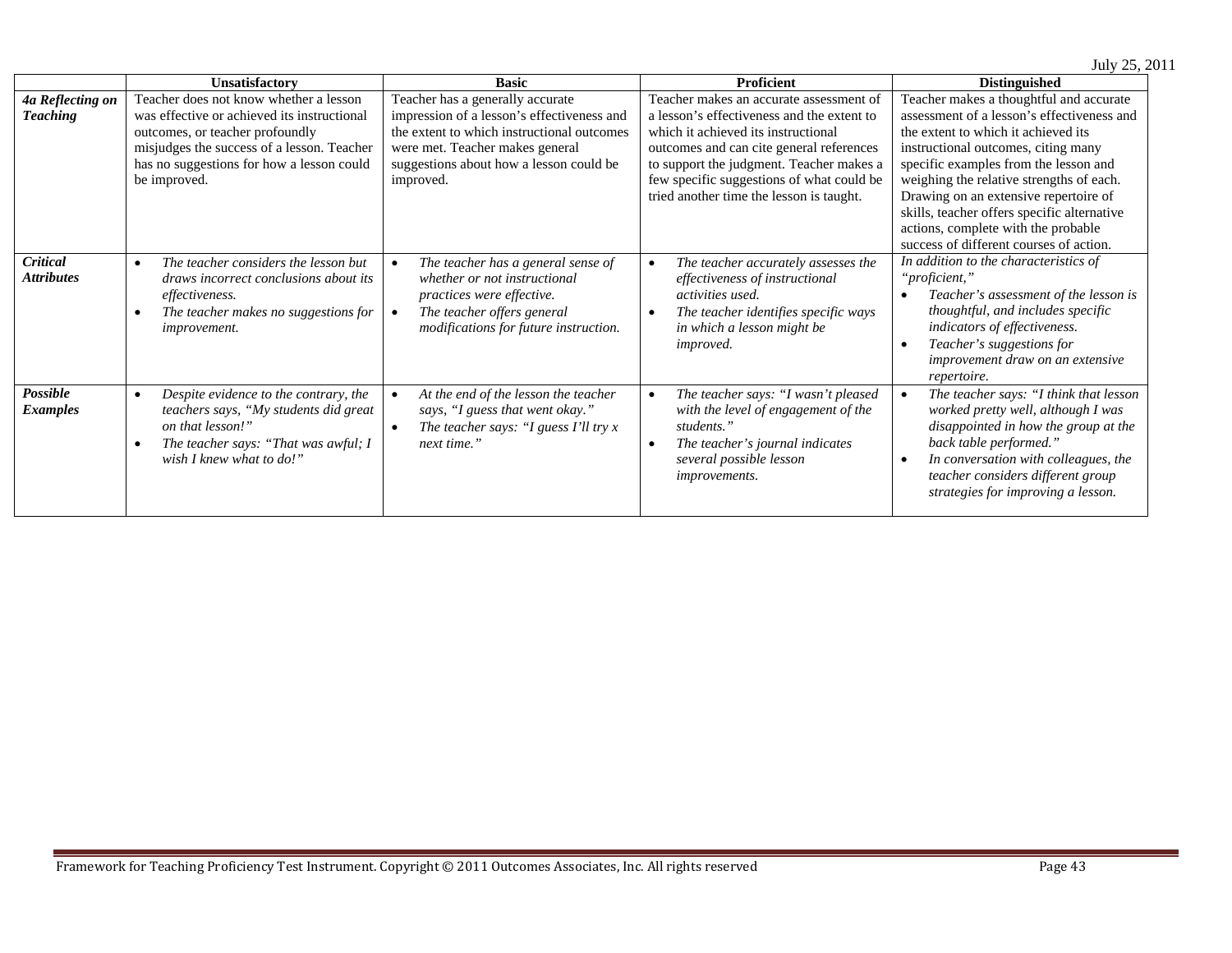July 25, 2011

| | Unsatisfactory | Basic | Proficient | Distinguished |
|---|---|---|---|---|
| ***4a Reflecting on Teaching*** | Teacher does not know whether a lesson was effective or achieved its instructional outcomes, or teacher profoundly misjudges the success of a lesson. Teacher has no suggestions for how a lesson could be improved. | Teacher has a generally accurate impression of a lesson's effectiveness and the extent to which instructional outcomes were met. Teacher makes general suggestions about how a lesson could be improved. | Teacher makes an accurate assessment of a lesson's effectiveness and the extent to which it achieved its instructional outcomes and can cite general references to support the judgment. Teacher makes a few specific suggestions of what could be tried another time the lesson is taught. | Teacher makes a thoughtful and accurate assessment of a lesson's effectiveness and the extent to which it achieved its instructional outcomes, citing many specific examples from the lesson and weighing the relative strengths of each. Drawing on an extensive repertoire of skills, teacher offers specific alternative actions, complete with the probable success of different courses of action. |
| ***Critical Attributes*** | • *The teacher considers the lesson but draws incorrect conclusions about its effectiveness.*<br>• *The teacher makes no suggestions for improvement.* | • *The teacher has a general sense of whether or not instructional practices were effective.*<br>• *The teacher offers general modifications for future instruction.* | • *The teacher accurately assesses the effectiveness of instructional activities used.*<br>• *The teacher identifies specific ways in which a lesson might be improved.* | *In addition to the characteristics of "proficient,"*<br>• *Teacher's assessment of the lesson is thoughtful, and includes specific indicators of effectiveness.*<br>• *Teacher's suggestions for improvement draw on an extensive repertoire.* |
| ***Possible Examples*** | • *Despite evidence to the contrary, the teachers says, "My students did great on that lesson!"*<br>• *The teacher says: "That was awful; I wish I knew what to do!"* | • *At the end of the lesson the teacher says, "I guess that went okay."*<br>• *The teacher says: "I guess I'll try x next time."* | • *The teacher says: "I wasn't pleased with the level of engagement of the students."*<br>• *The teacher's journal indicates several possible lesson improvements.* | • *The teacher says: "I think that lesson worked pretty well, although I was disappointed in how the group at the back table performed."*<br>• *In conversation with colleagues, the teacher considers different group strategies for improving a lesson.* |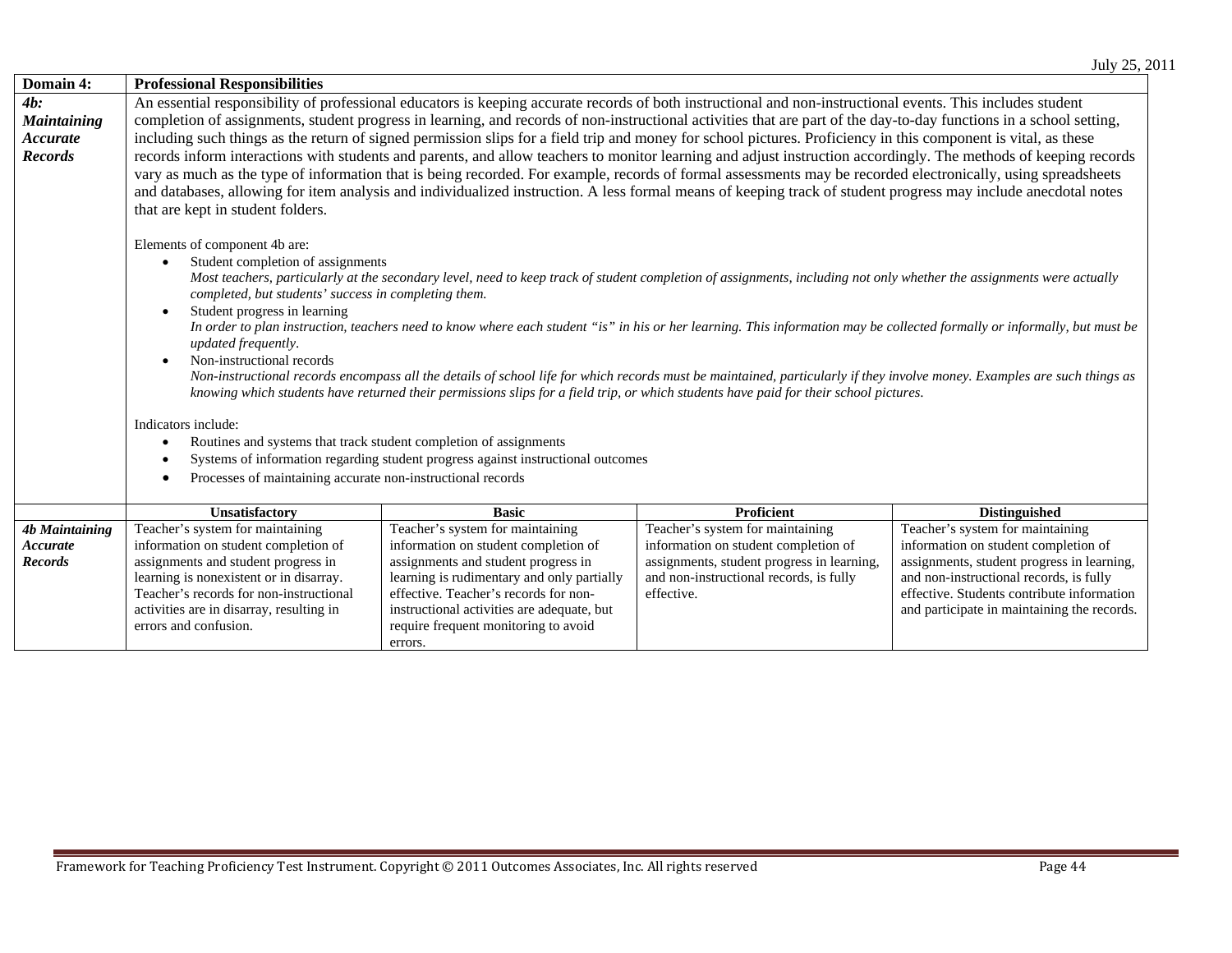| Domain 4: | Professional Responsibilities | | | |
|---|---|---|---|---|
| ***4b: Maintaining Accurate Records*** | An essential responsibility of professional educators is keeping accurate records of both instructional and non-instructional events. This includes student completion of assignments, student progress in learning, and records of non-instructional activities that are part of the day-to-day functions in a school setting, including such things as the return of signed permission slips for a field trip and money for school pictures. Proficiency in this component is vital, as these records inform interactions with students and parents, and allow teachers to monitor learning and adjust instruction accordingly. The methods of keeping records vary as much as the type of information that is being recorded. For example, records of formal assessments may be recorded electronically, using spreadsheets and databases, allowing for item analysis and individualized instruction. A less formal means of keeping track of student progress may include anecdotal notes that are kept in student folders.<br><br>Elements of component 4b are:<br>• Student completion of assignments<br>*Most teachers, particularly at the secondary level, need to keep track of student completion of assignments, including not only whether the assignments were actually completed, but students' success in completing them.*<br>• Student progress in learning<br>*In order to plan instruction, teachers need to know where each student "is" in his or her learning. This information may be collected formally or informally, but must be updated frequently.*<br>• Non-instructional records<br>*Non-instructional records encompass all the details of school life for which records must be maintained, particularly if they involve money. Examples are such things as knowing which students have returned their permissions slips for a field trip, or which students have paid for their school pictures.*<br><br>Indicators include:<br>• Routines and systems that track student completion of assignments<br>• Systems of information regarding student progress against instructional outcomes<br>• Processes of maintaining accurate non-instructional records | | | |
| | **Unsatisfactory** | **Basic** | **Proficient** | **Distinguished** |
| ***4b Maintaining Accurate Records*** | Teacher's system for maintaining information on student completion of assignments and student progress in learning is nonexistent or in disarray. Teacher's records for non-instructional activities are in disarray, resulting in errors and confusion. | Teacher's system for maintaining information on student completion of assignments and student progress in learning is rudimentary and only partially effective. Teacher's records for non-instructional activities are adequate, but require frequent monitoring to avoid errors. | Teacher's system for maintaining information on student completion of assignments, student progress in learning, and non-instructional records, is fully effective. | Teacher's system for maintaining information on student completion of assignments, student progress in learning, and non-instructional records, is fully effective. Students contribute information and participate in maintaining the records. |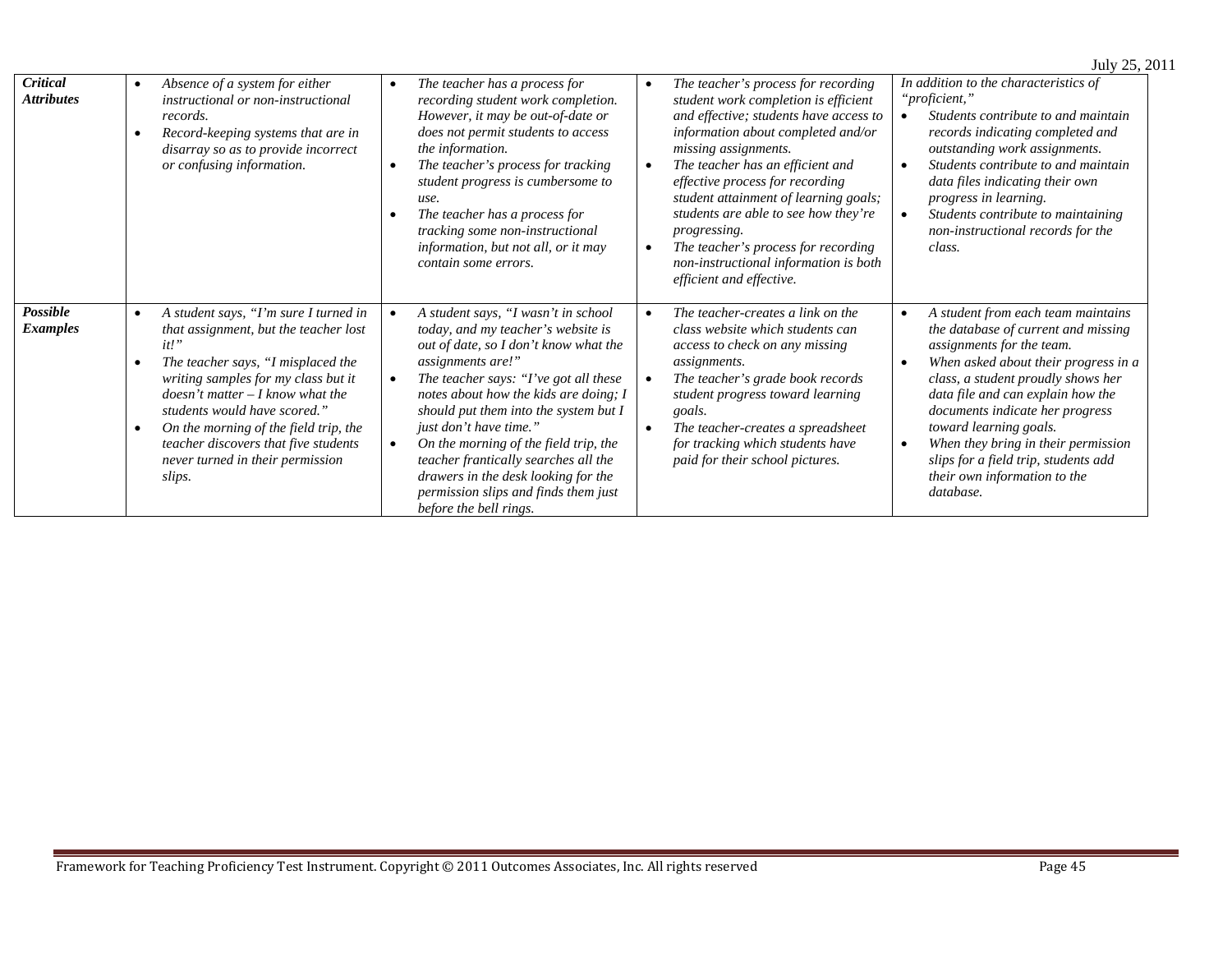| | | | | |
|---|---|---|---|---|
| ***Critical Attributes*** | • *Absence of a system for either instructional or non-instructional records.*<br>• *Record-keeping systems that are in disarray so as to provide incorrect or confusing information.* | • *The teacher has a process for recording student work completion. However, it may be out-of-date or does not permit students to access the information.*<br>• *The teacher's process for tracking student progress is cumbersome to use.*<br>• *The teacher has a process for tracking some non-instructional information, but not all, or it may contain some errors.* | • *The teacher's process for recording student work completion is efficient and effective; students have access to information about completed and/or missing assignments.*<br>• *The teacher has an efficient and effective process for recording student attainment of learning goals; students are able to see how they're progressing.*<br>• *The teacher's process for recording non-instructional information is both efficient and effective.* | *In addition to the characteristics of "proficient,"*<br>• *Students contribute to and maintain records indicating completed and outstanding work assignments.*<br>• *Students contribute to and maintain data files indicating their own progress in learning.*<br>• *Students contribute to maintaining non-instructional records for the class.* |
| ***Possible Examples*** | • *A student says, "I'm sure I turned in that assignment, but the teacher lost it!"*<br>• *The teacher says, "I misplaced the writing samples for my class but it doesn't matter – I know what the students would have scored."*<br>• *On the morning of the field trip, the teacher discovers that five students never turned in their permission slips.* | • *A student says, "I wasn't in school today, and my teacher's website is out of date, so I don't know what the assignments are!"*<br>• *The teacher says: "I've got all these notes about how the kids are doing; I should put them into the system but I just don't have time."*<br>• *On the morning of the field trip, the teacher frantically searches all the drawers in the desk looking for the permission slips and finds them just before the bell rings.* | • *The teacher-creates a link on the class website which students can access to check on any missing assignments.*<br>• *The teacher's grade book records student progress toward learning goals.*<br>• *The teacher-creates a spreadsheet for tracking which students have paid for their school pictures.* | • *A student from each team maintains the database of current and missing assignments for the team.*<br>• *When asked about their progress in a class, a student proudly shows her data file and can explain how the documents indicate her progress toward learning goals.*<br>• *When they bring in their permission slips for a field trip, students add their own information to the database.* |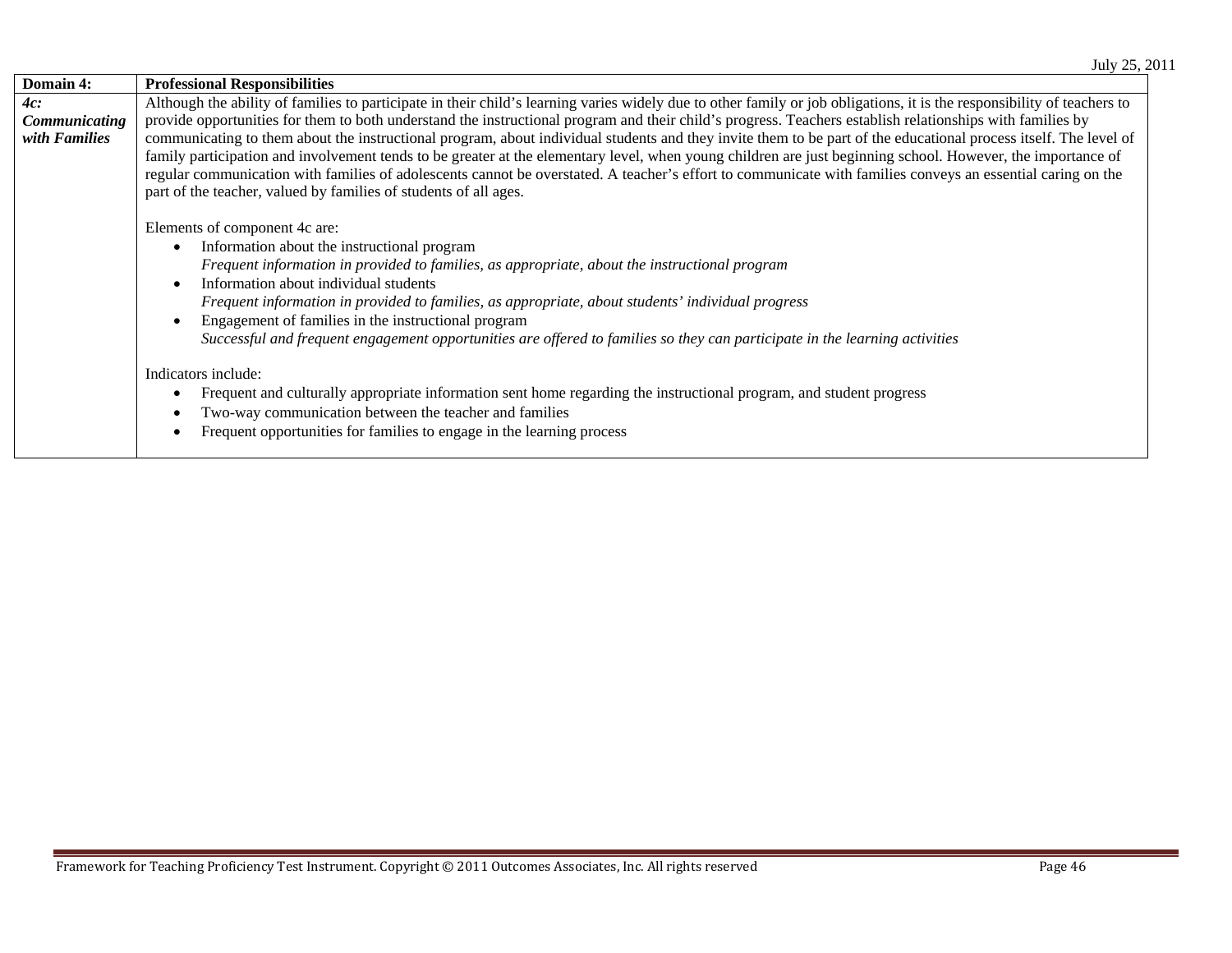| Domain 4: | Professional Responsibilities |
|---|---|
| *4c: Communicating with Families* | Although the ability of families to participate in their child's learning varies widely due to other family or job obligations, it is the responsibility of teachers to provide opportunities for them to both understand the instructional program and their child's progress. Teachers establish relationships with families by communicating to them about the instructional program, about individual students and they invite them to be part of the educational process itself. The level of family participation and involvement tends to be greater at the elementary level, when young children are just beginning school. However, the importance of regular communication with families of adolescents cannot be overstated. A teacher's effort to communicate with families conveys an essential caring on the part of the teacher, valued by families of students of all ages.<br><br>Elements of component 4c are:<br>• Information about the instructional program<br>*Frequent information in provided to families, as appropriate, about the instructional program*<br>• Information about individual students<br>*Frequent information in provided to families, as appropriate, about students' individual progress*<br>• Engagement of families in the instructional program<br>*Successful and frequent engagement opportunities are offered to families so they can participate in the learning activities*<br><br>Indicators include:<br>• Frequent and culturally appropriate information sent home regarding the instructional program, and student progress<br>• Two-way communication between the teacher and families<br>• Frequent opportunities for families to engage in the learning process |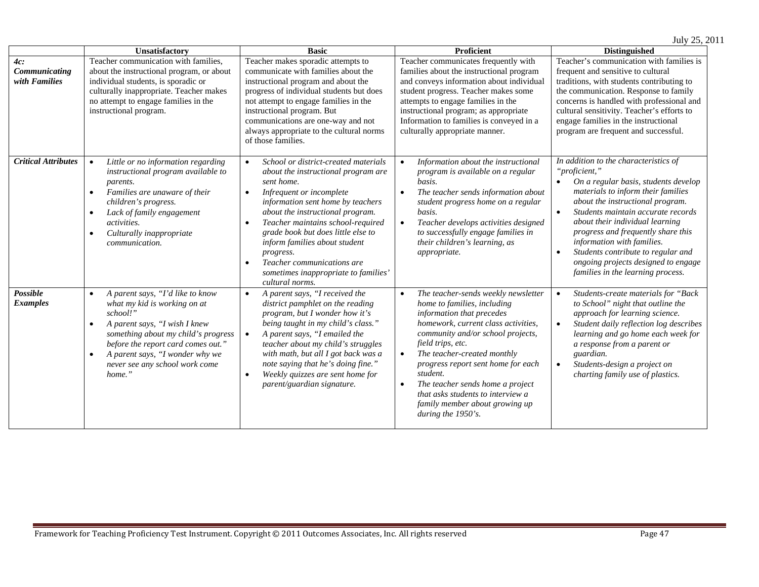July 25, 2011

| | Unsatisfactory | Basic | Proficient | Distinguished |
|---|---|---|---|---|
| ***4c: Communicating with Families*** | Teacher communication with families, about the instructional program, or about individual students, is sporadic or culturally inappropriate. Teacher makes no attempt to engage families in the instructional program. | Teacher makes sporadic attempts to communicate with families about the instructional program and about the progress of individual students but does not attempt to engage families in the instructional program. But communications are one-way and not always appropriate to the cultural norms of those families. | Teacher communicates frequently with families about the instructional program and conveys information about individual student progress. Teacher makes some attempts to engage families in the instructional program; as appropriate Information to families is conveyed in a culturally appropriate manner. | Teacher's communication with families is frequent and sensitive to cultural traditions, with students contributing to the communication. Response to family concerns is handled with professional and cultural sensitivity. Teacher's efforts to engage families in the instructional program are frequent and successful. |
| ***Critical Attributes*** | • *Little or no information regarding instructional program available to parents.*<br>• *Families are unaware of their children's progress.*<br>• *Lack of family engagement activities.*<br>• *Culturally inappropriate communication.* | • *School or district-created materials about the instructional program are sent home.*<br>• *Infrequent or incomplete information sent home by teachers about the instructional program.*<br>• *Teacher maintains school-required grade book but does little else to inform families about student progress.*<br>• *Teacher communications are sometimes inappropriate to families' cultural norms.* | • *Information about the instructional program is available on a regular basis.*<br>• *The teacher sends information about student progress home on a regular basis.*<br>• *Teacher develops activities designed to successfully engage families in their children's learning, as appropriate.* | *In addition to the characteristics of "proficient,"*<br>• *On a regular basis, students develop materials to inform their families about the instructional program.*<br>• *Students maintain accurate records about their individual learning progress and frequently share this information with families.*<br>• *Students contribute to regular and ongoing projects designed to engage families in the learning process.* |
| ***Possible Examples*** | • *A parent says, "I'd like to know what my kid is working on at school!"*<br>• *A parent says, "I wish I knew something about my child's progress before the report card comes out."*<br>• *A parent says, "I wonder why we never see any school work come home."* | • *A parent says, "I received the district pamphlet on the reading program, but I wonder how it's being taught in my child's class."*<br>• *A parent says, "I emailed the teacher about my child's struggles with math, but all I got back was a note saying that he's doing fine."*<br>• *Weekly quizzes are sent home for parent/guardian signature.* | • *The teacher-sends weekly newsletter home to families, including information that precedes homework, current class activities, community and/or school projects, field trips, etc.*<br>• *The teacher-created monthly progress report sent home for each student.*<br>• *The teacher sends home a project that asks students to interview a family member about growing up during the 1950's.* | • *Students-create materials for "Back to School" night that outline the approach for learning science.*<br>• *Student daily reflection log describes learning and go home each week for a response from a parent or guardian.*<br>• *Students-design a project on charting family use of plastics.* |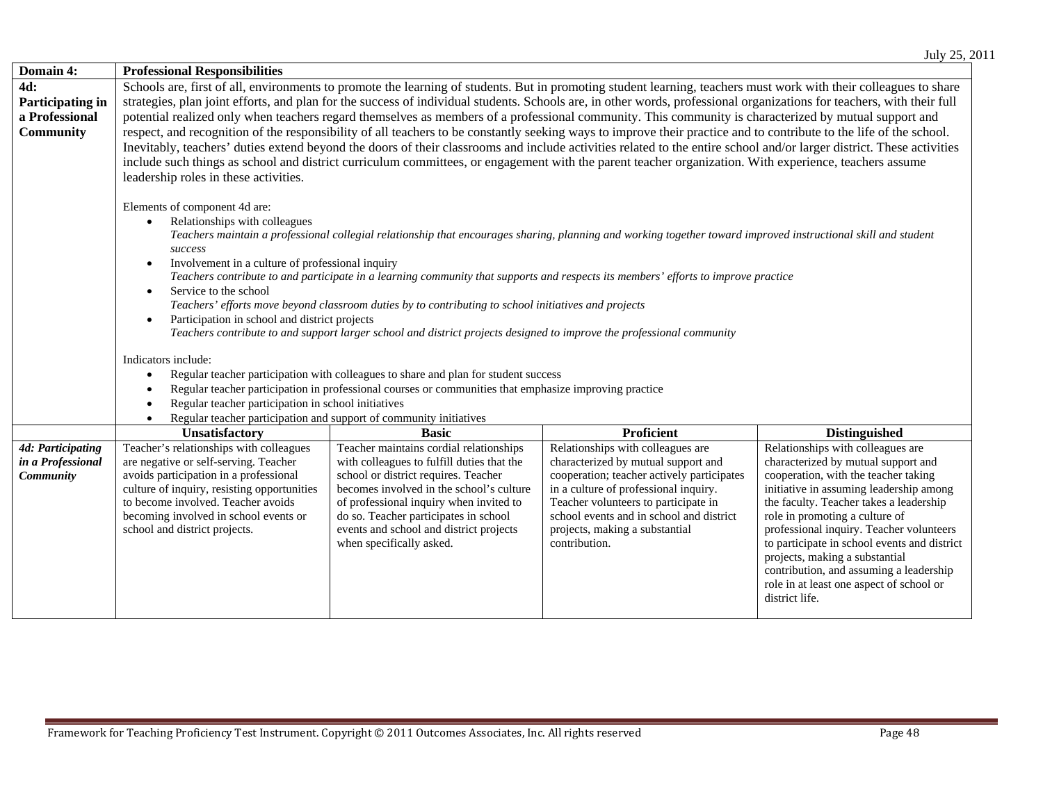| Domain 4: | Professional Responsibilities | | | |
|---|---|---|---|---|
| **4d: Participating in a Professional Community** | Schools are, first of all, environments to promote the learning of students. But in promoting student learning, teachers must work with their colleagues to share strategies, plan joint efforts, and plan for the success of individual students. Schools are, in other words, professional organizations for teachers, with their full potential realized only when teachers regard themselves as members of a professional community. This community is characterized by mutual support and respect, and recognition of the responsibility of all teachers to be constantly seeking ways to improve their practice and to contribute to the life of the school. Inevitably, teachers' duties extend beyond the doors of their classrooms and include activities related to the entire school and/or larger district. These activities include such things as school and district curriculum committees, or engagement with the parent teacher organization. With experience, teachers assume leadership roles in these activities.<br><br>Elements of component 4d are:<br>• Relationships with colleagues<br>*Teachers maintain a professional collegial relationship that encourages sharing, planning and working together toward improved instructional skill and student success*<br>• Involvement in a culture of professional inquiry<br>*Teachers contribute to and participate in a learning community that supports and respects its members' efforts to improve practice*<br>• Service to the school<br>*Teachers' efforts move beyond classroom duties by to contributing to school initiatives and projects*<br>• Participation in school and district projects<br>*Teachers contribute to and support larger school and district projects designed to improve the professional community*<br><br>Indicators include:<br>• Regular teacher participation with colleagues to share and plan for student success<br>• Regular teacher participation in professional courses or communities that emphasize improving practice<br>• Regular teacher participation in school initiatives<br>• Regular teacher participation and support of community initiatives | | | |
| | **Unsatisfactory** | **Basic** | **Proficient** | **Distinguished** |
| ***4d: Participating in a Professional Community*** | Teacher's relationships with colleagues are negative or self-serving. Teacher avoids participation in a professional culture of inquiry, resisting opportunities to become involved. Teacher avoids becoming involved in school events or school and district projects. | Teacher maintains cordial relationships with colleagues to fulfill duties that the school or district requires. Teacher becomes involved in the school's culture of professional inquiry when invited to do so. Teacher participates in school events and school and district projects when specifically asked. | Relationships with colleagues are characterized by mutual support and cooperation; teacher actively participates in a culture of professional inquiry. Teacher volunteers to participate in school events and in school and district projects, making a substantial contribution. | Relationships with colleagues are characterized by mutual support and cooperation, with the teacher taking initiative in assuming leadership among the faculty. Teacher takes a leadership role in promoting a culture of professional inquiry. Teacher volunteers to participate in school events and district projects, making a substantial contribution, and assuming a leadership role in at least one aspect of school or district life. |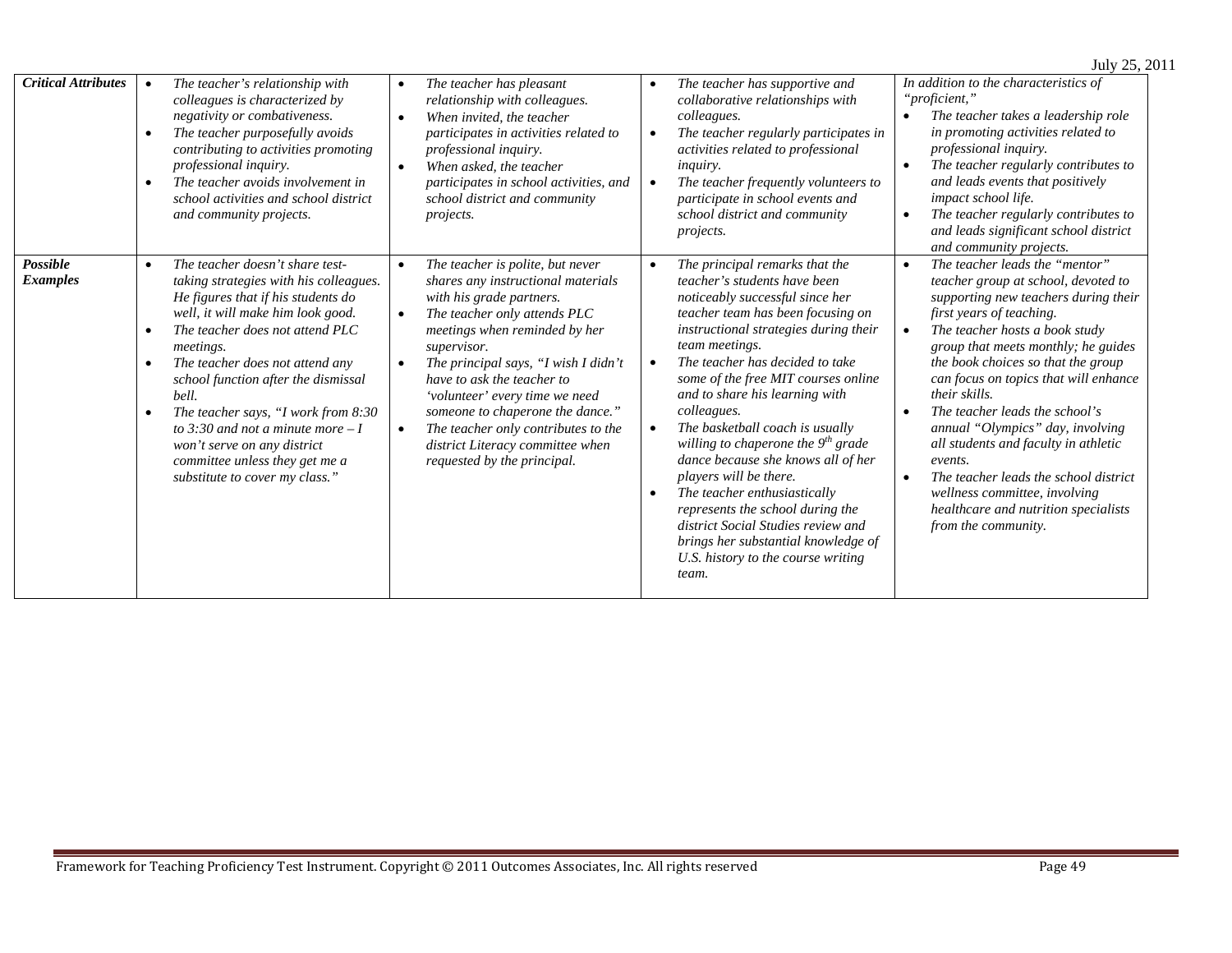| | | | | |
|---|---|---|---|---|
| ***Critical Attributes*** | • *The teacher's relationship with colleagues is characterized by negativity or combativeness.*<br>• *The teacher purposefully avoids contributing to activities promoting professional inquiry.*<br>• *The teacher avoids involvement in school activities and school district and community projects.* | • *The teacher has pleasant relationship with colleagues.*<br>• *When invited, the teacher participates in activities related to professional inquiry.*<br>• *When asked, the teacher participates in school activities, and school district and community projects.* | • *The teacher has supportive and collaborative relationships with colleagues.*<br>• *The teacher regularly participates in activities related to professional inquiry.*<br>• *The teacher frequently volunteers to participate in school events and school district and community projects.* | *In addition to the characteristics of "proficient,"*<br>• *The teacher takes a leadership role in promoting activities related to professional inquiry.*<br>• *The teacher regularly contributes to and leads events that positively impact school life.*<br>• *The teacher regularly contributes to and leads significant school district and community projects.* |
| ***Possible Examples*** | • *The teacher doesn't share test-taking strategies with his colleagues. He figures that if his students do well, it will make him look good.*<br>• *The teacher does not attend PLC meetings.*<br>• *The teacher does not attend any school function after the dismissal bell.*<br>• *The teacher says, "I work from 8:30 to 3:30 and not a minute more – I won't serve on any district committee unless they get me a substitute to cover my class."* | • *The teacher is polite, but never shares any instructional materials with his grade partners.*<br>• *The teacher only attends PLC meetings when reminded by her supervisor.*<br>• *The principal says, "I wish I didn't have to ask the teacher to 'volunteer' every time we need someone to chaperone the dance."*<br>• *The teacher only contributes to the district Literacy committee when requested by the principal.* | • *The principal remarks that the teacher's students have been noticeably successful since her teacher team has been focusing on instructional strategies during their team meetings.*<br>• *The teacher has decided to take some of the free MIT courses online and to share his learning with colleagues.*<br>• *The basketball coach is usually willing to chaperone the 9th grade dance because she knows all of her players will be there.*<br>• *The teacher enthusiastically represents the school during the district Social Studies review and brings her substantial knowledge of U.S. history to the course writing team.* | • *The teacher leads the "mentor" teacher group at school, devoted to supporting new teachers during their first years of teaching.*<br>• *The teacher hosts a book study group that meets monthly; he guides the book choices so that the group can focus on topics that will enhance their skills.*<br>• *The teacher leads the school's annual "Olympics" day, involving all students and faculty in athletic events.*<br>• *The teacher leads the school district wellness committee, involving healthcare and nutrition specialists from the community.* |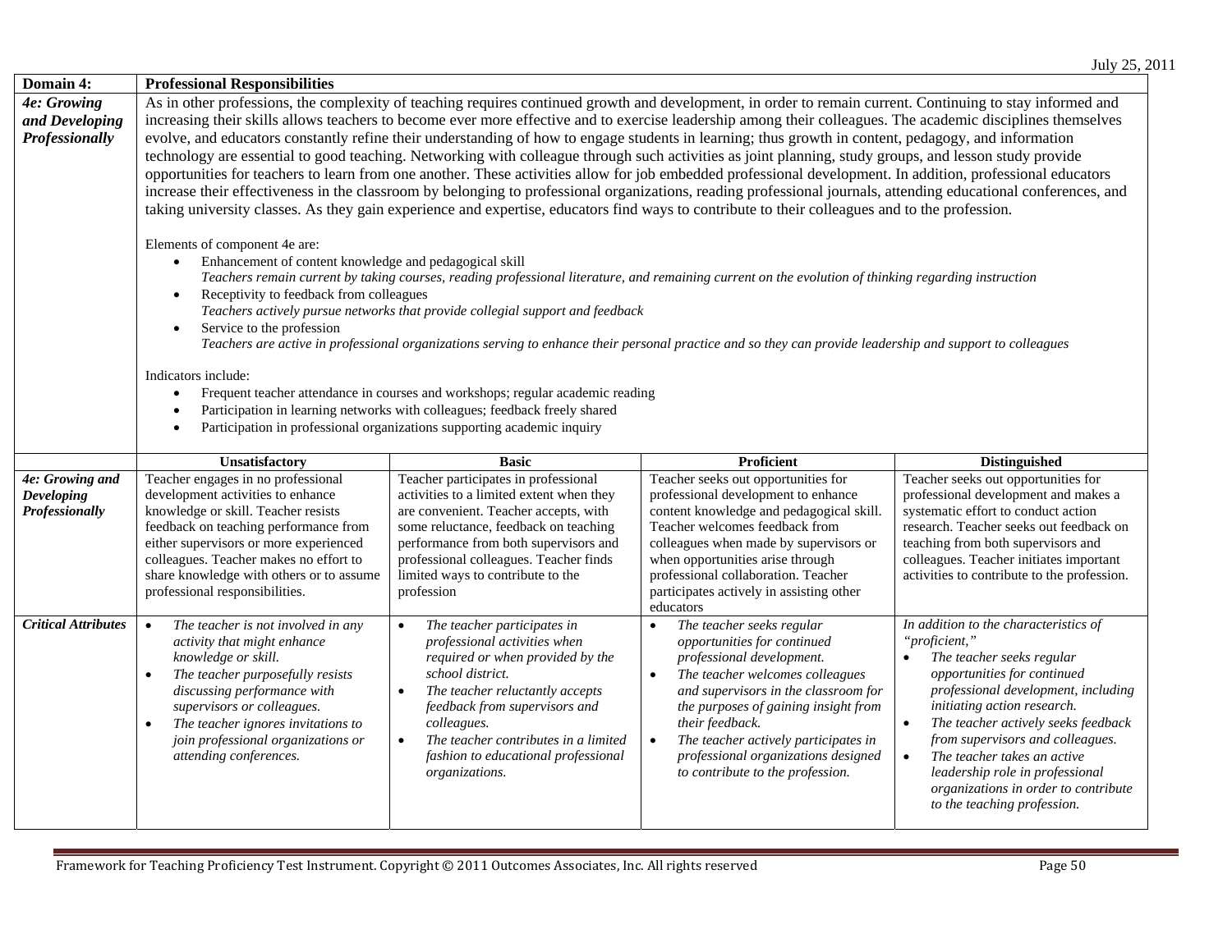| Domain 4: | Professional Responsibilities | | | |
|---|---|---|---|---|
| ***4e: Growing and Developing Professionally*** | As in other professions, the complexity of teaching requires continued growth and development, in order to remain current. Continuing to stay informed and increasing their skills allows teachers to become ever more effective and to exercise leadership among their colleagues. The academic disciplines themselves evolve, and educators constantly refine their understanding of how to engage students in learning; thus growth in content, pedagogy, and information technology are essential to good teaching. Networking with colleague through such activities as joint planning, study groups, and lesson study provide opportunities for teachers to learn from one another. These activities allow for job embedded professional development. In addition, professional educators increase their effectiveness in the classroom by belonging to professional organizations, reading professional journals, attending educational conferences, and taking university classes. As they gain experience and expertise, educators find ways to contribute to their colleagues and to the profession.<br><br>Elements of component 4e are:<br>• Enhancement of content knowledge and pedagogical skill<br>*Teachers remain current by taking courses, reading professional literature, and remaining current on the evolution of thinking regarding instruction*<br>• Receptivity to feedback from colleagues<br>*Teachers actively pursue networks that provide collegial support and feedback*<br>• Service to the profession<br>*Teachers are active in professional organizations serving to enhance their personal practice and so they can provide leadership and support to colleagues*<br><br>Indicators include:<br>• Frequent teacher attendance in courses and workshops; regular academic reading<br>• Participation in learning networks with colleagues; feedback freely shared<br>• Participation in professional organizations supporting academic inquiry | | | |
| | **Unsatisfactory** | **Basic** | **Proficient** | **Distinguished** |
| ***4e: Growing and Developing Professionally*** | Teacher engages in no professional development activities to enhance knowledge or skill. Teacher resists feedback on teaching performance from either supervisors or more experienced colleagues. Teacher makes no effort to share knowledge with others or to assume professional responsibilities. | Teacher participates in professional activities to a limited extent when they are convenient. Teacher accepts, with some reluctance, feedback on teaching performance from both supervisors and professional colleagues. Teacher finds limited ways to contribute to the profession | Teacher seeks out opportunities for professional development to enhance content knowledge and pedagogical skill. Teacher welcomes feedback from colleagues when made by supervisors or when opportunities arise through professional collaboration. Teacher participates actively in assisting other educators | Teacher seeks out opportunities for professional development and makes a systematic effort to conduct action research. Teacher seeks out feedback on teaching from both supervisors and colleagues. Teacher initiates important activities to contribute to the profession. |
| ***Critical Attributes*** | • *The teacher is not involved in any activity that might enhance knowledge or skill.*<br>• *The teacher purposefully resists discussing performance with supervisors or colleagues.*<br>• *The teacher ignores invitations to join professional organizations or attending conferences.* | • *The teacher participates in professional activities when required or when provided by the school district.*<br>• *The teacher reluctantly accepts feedback from supervisors and colleagues.*<br>• *The teacher contributes in a limited fashion to educational professional organizations.* | • *The teacher seeks regular opportunities for continued professional development.*<br>• *The teacher welcomes colleagues and supervisors in the classroom for the purposes of gaining insight from their feedback.*<br>• *The teacher actively participates in professional organizations designed to contribute to the profession.* | *In addition to the characteristics of "proficient,"*<br>• *The teacher seeks regular opportunities for continued professional development, including initiating action research.*<br>• *The teacher actively seeks feedback from supervisors and colleagues.*<br>• *The teacher takes an active leadership role in professional organizations in order to contribute to the teaching profession.* |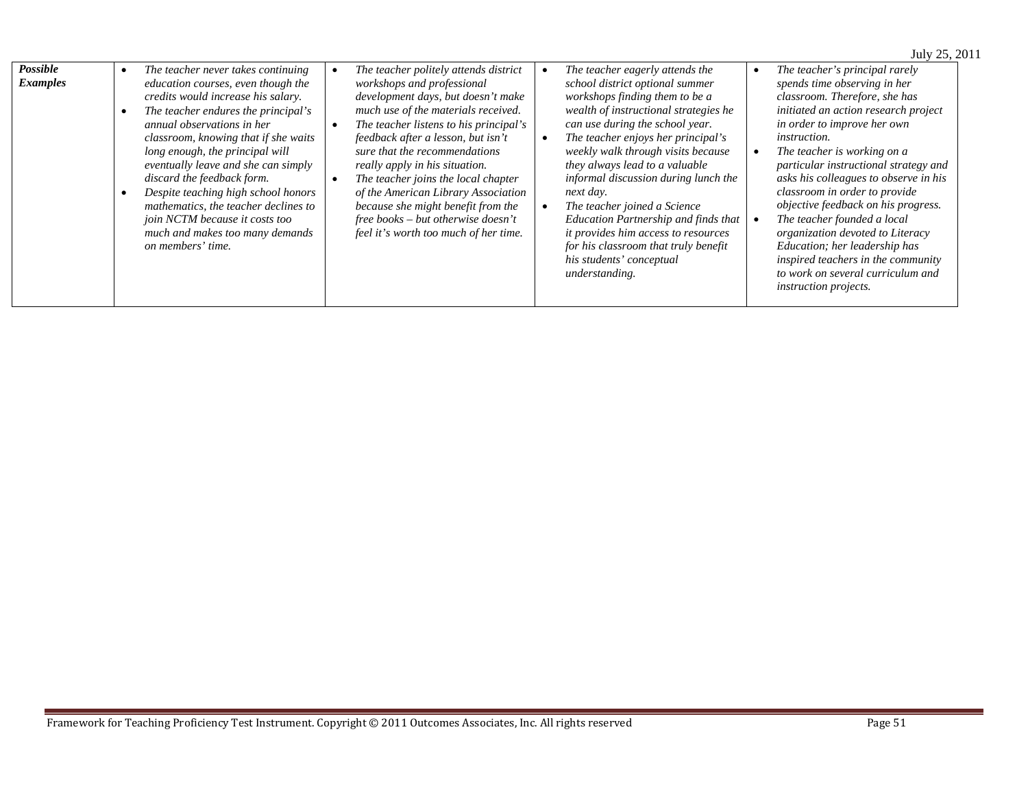| *Possible Examples* | | | | |
|---|---|---|---|---|
| ***Possible Examples*** | • *The teacher never takes continuing education courses, even though the credits would increase his salary.*<br>• *The teacher endures the principal's annual observations in her classroom, knowing that if she waits long enough, the principal will eventually leave and she can simply discard the feedback form.*<br>• *Despite teaching high school honors mathematics, the teacher declines to join NCTM because it costs too much and makes too many demands on members' time.* | • *The teacher politely attends district workshops and professional development days, but doesn't make much use of the materials received.*<br>• *The teacher listens to his principal's feedback after a lesson, but isn't sure that the recommendations really apply in his situation.*<br>• *The teacher joins the local chapter of the American Library Association because she might benefit from the free books – but otherwise doesn't feel it's worth too much of her time.* | • *The teacher eagerly attends the school district optional summer workshops finding them to be a wealth of instructional strategies he can use during the school year.*<br>• *The teacher enjoys her principal's weekly walk through visits because they always lead to a valuable informal discussion during lunch the next day.*<br>• *The teacher joined a Science Education Partnership and finds that it provides him access to resources for his classroom that truly benefit his students' conceptual understanding.* | • *The teacher's principal rarely spends time observing in her classroom. Therefore, she has initiated an action research project in order to improve her own instruction.*<br>• *The teacher is working on a particular instructional strategy and asks his colleagues to observe in his classroom in order to provide objective feedback on his progress.*<br>• *The teacher founded a local organization devoted to Literacy Education; her leadership has inspired teachers in the community to work on several curriculum and instruction projects.* |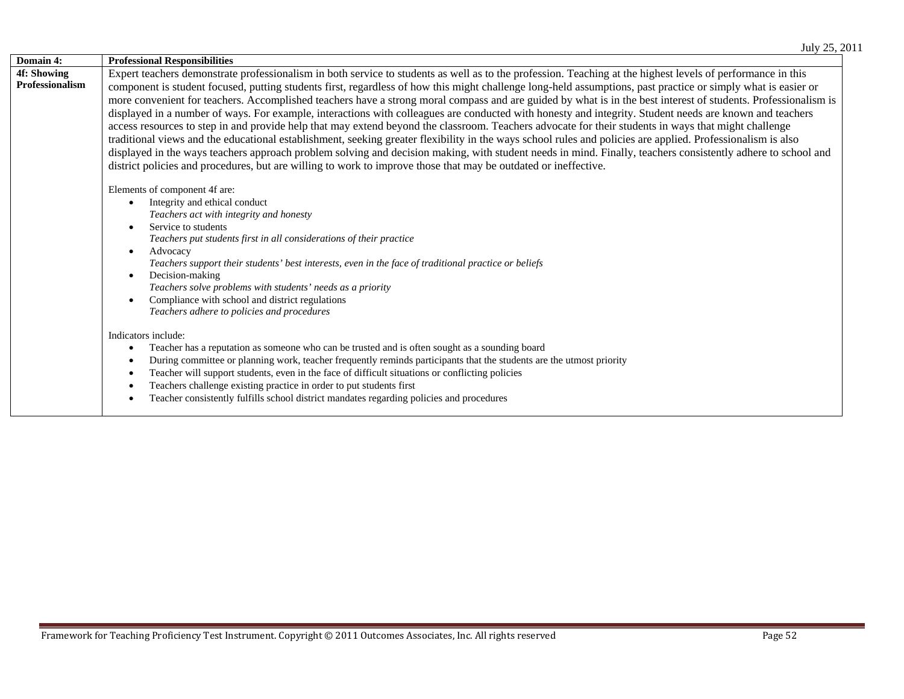| Domain 4: | Professional Responsibilities |
|---|---|
| **4f: Showing Professionalism** | Expert teachers demonstrate professionalism in both service to students as well as to the profession. Teaching at the highest levels of performance in this component is student focused, putting students first, regardless of how this might challenge long-held assumptions, past practice or simply what is easier or more convenient for teachers. Accomplished teachers have a strong moral compass and are guided by what is in the best interest of students. Professionalism is displayed in a number of ways. For example, interactions with colleagues are conducted with honesty and integrity. Student needs are known and teachers access resources to step in and provide help that may extend beyond the classroom. Teachers advocate for their students in ways that might challenge traditional views and the educational establishment, seeking greater flexibility in the ways school rules and policies are applied. Professionalism is also displayed in the ways teachers approach problem solving and decision making, with student needs in mind. Finally, teachers consistently adhere to school and district policies and procedures, but are willing to work to improve those that may be outdated or ineffective.<br><br>Elements of component 4f are:<br>• Integrity and ethical conduct<br>*Teachers act with integrity and honesty*<br>• Service to students<br>*Teachers put students first in all considerations of their practice*<br>• Advocacy<br>*Teachers support their students' best interests, even in the face of traditional practice or beliefs*<br>• Decision-making<br>*Teachers solve problems with students' needs as a priority*<br>• Compliance with school and district regulations<br>*Teachers adhere to policies and procedures*<br><br>Indicators include:<br>• Teacher has a reputation as someone who can be trusted and is often sought as a sounding board<br>• During committee or planning work, teacher frequently reminds participants that the students are the utmost priority<br>• Teacher will support students, even in the face of difficult situations or conflicting policies<br>• Teachers challenge existing practice in order to put students first<br>• Teacher consistently fulfills school district mandates regarding policies and procedures |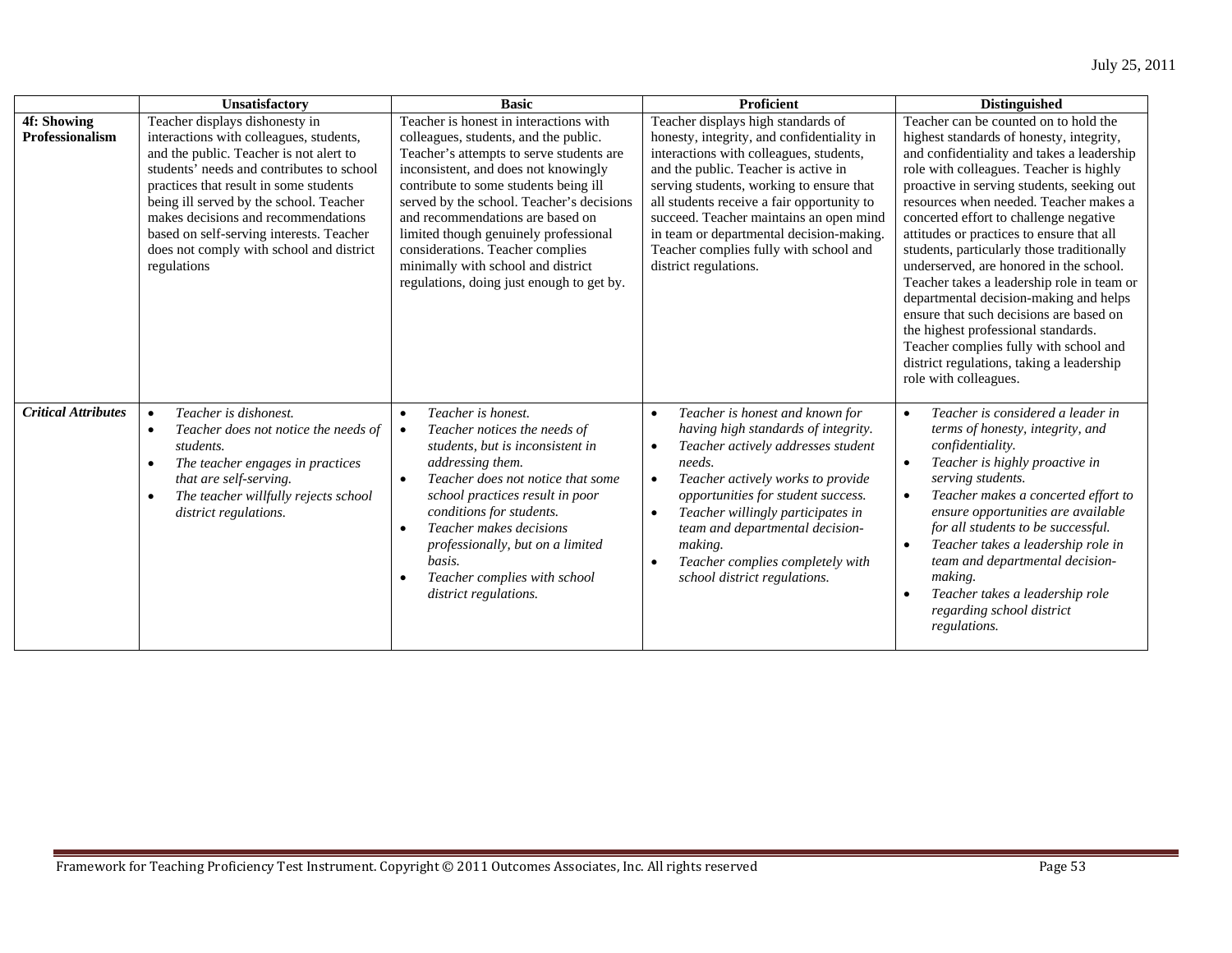| | Unsatisfactory | Basic | Proficient | Distinguished |
|---|---|---|---|---|
| **4f: Showing Professionalism** | Teacher displays dishonesty in interactions with colleagues, students, and the public. Teacher is not alert to students' needs and contributes to school practices that result in some students being ill served by the school. Teacher makes decisions and recommendations based on self-serving interests. Teacher does not comply with school and district regulations | Teacher is honest in interactions with colleagues, students, and the public. Teacher's attempts to serve students are inconsistent, and does not knowingly contribute to some students being ill served by the school. Teacher's decisions and recommendations are based on limited though genuinely professional considerations. Teacher complies minimally with school and district regulations, doing just enough to get by. | Teacher displays high standards of honesty, integrity, and confidentiality in interactions with colleagues, students, and the public. Teacher is active in serving students, working to ensure that all students receive a fair opportunity to succeed. Teacher maintains an open mind in team or departmental decision-making. Teacher complies fully with school and district regulations. | Teacher can be counted on to hold the highest standards of honesty, integrity, and confidentiality and takes a leadership role with colleagues. Teacher is highly proactive in serving students, seeking out resources when needed. Teacher makes a concerted effort to challenge negative attitudes or practices to ensure that all students, particularly those traditionally underserved, are honored in the school. Teacher takes a leadership role in team or departmental decision-making and helps ensure that such decisions are based on the highest professional standards. Teacher complies fully with school and district regulations, taking a leadership role with colleagues. |
| ***Critical Attributes*** | • *Teacher is dishonest.*<br>• *Teacher does not notice the needs of students.*<br>• *The teacher engages in practices that are self-serving.*<br>• *The teacher willfully rejects school district regulations.* | • *Teacher is honest.*<br>• *Teacher notices the needs of students, but is inconsistent in addressing them.*<br>• *Teacher does not notice that some school practices result in poor conditions for students.*<br>• *Teacher makes decisions professionally, but on a limited basis.*<br>• *Teacher complies with school district regulations.* | • *Teacher is honest and known for having high standards of integrity.*<br>• *Teacher actively addresses student needs.*<br>• *Teacher actively works to provide opportunities for student success.*<br>• *Teacher willingly participates in team and departmental decision-making.*<br>• *Teacher complies completely with school district regulations.* | • *Teacher is considered a leader in terms of honesty, integrity, and confidentiality.*<br>• *Teacher is highly proactive in serving students.*<br>• *Teacher makes a concerted effort to ensure opportunities are available for all students to be successful.*<br>• *Teacher takes a leadership role in team and departmental decision-making.*<br>• *Teacher takes a leadership role regarding school district regulations.* |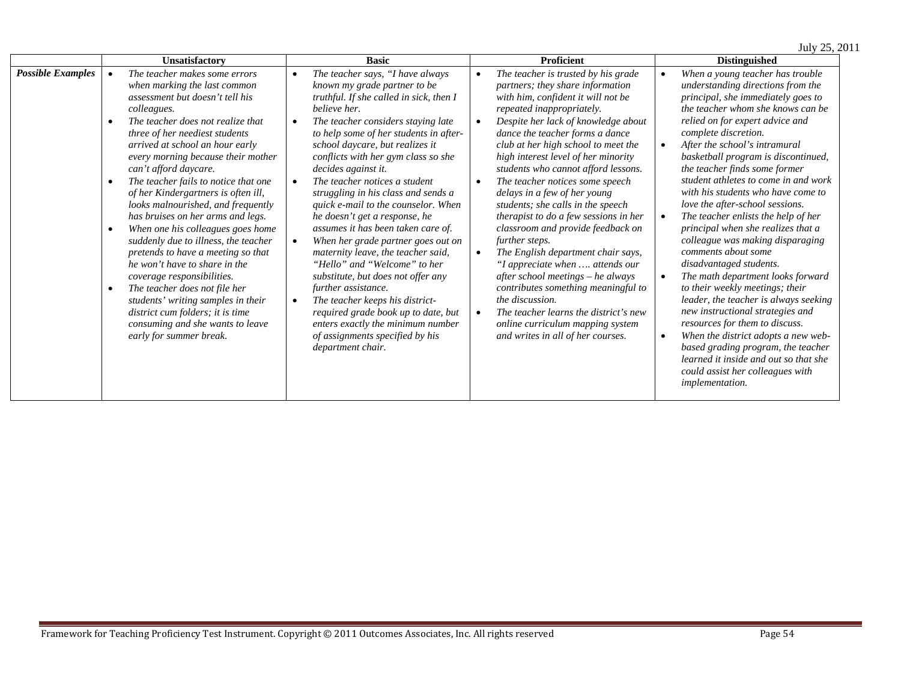| | Unsatisfactory | Basic | Proficient | Distinguished |
|---|---|---|---|---|
| ***Possible Examples*** | • *The teacher makes some errors when marking the last common assessment but doesn't tell his colleagues.*<br>• *The teacher does not realize that three of her neediest students arrived at school an hour early every morning because their mother can't afford daycare.*<br>• *The teacher fails to notice that one of her Kindergartners is often ill, looks malnourished, and frequently has bruises on her arms and legs.*<br>• *When one his colleagues goes home suddenly due to illness, the teacher pretends to have a meeting so that he won't have to share in the coverage responsibilities.*<br>• *The teacher does not file her students' writing samples in their district cum folders; it is time consuming and she wants to leave early for summer break.* | • *The teacher says, "I have always known my grade partner to be truthful. If she called in sick, then I believe her.*<br>• *The teacher considers staying late to help some of her students in after-school daycare, but realizes it conflicts with her gym class so she decides against it.*<br>• *The teacher notices a student struggling in his class and sends a quick e-mail to the counselor. When he doesn't get a response, he assumes it has been taken care of.*<br>• *When her grade partner goes out on maternity leave, the teacher said, "Hello" and "Welcome" to her substitute, but does not offer any further assistance.*<br>• *The teacher keeps his district-required grade book up to date, but enters exactly the minimum number of assignments specified by his department chair.* | • *The teacher is trusted by his grade partners; they share information with him, confident it will not be repeated inappropriately.*<br>• *Despite her lack of knowledge about dance the teacher forms a dance club at her high school to meet the high interest level of her minority students who cannot afford lessons.*<br>• *The teacher notices some speech delays in a few of her young students; she calls in the speech therapist to do a few sessions in her classroom and provide feedback on further steps.*<br>• *The English department chair says, "I appreciate when …. attends our after school meetings – he always contributes something meaningful to the discussion.*<br>• *The teacher learns the district's new online curriculum mapping system and writes in all of her courses.* | • *When a young teacher has trouble understanding directions from the principal, she immediately goes to the teacher whom she knows can be relied on for expert advice and complete discretion.*<br>• *After the school's intramural basketball program is discontinued, the teacher finds some former student athletes to come in and work with his students who have come to love the after-school sessions.*<br>• *The teacher enlists the help of her principal when she realizes that a colleague was making disparaging comments about some disadvantaged students.*<br>• *The math department looks forward to their weekly meetings; their leader, the teacher is always seeking new instructional strategies and resources for them to discuss.*<br>• *When the district adopts a new web-based grading program, the teacher learned it inside and out so that she could assist her colleagues with implementation.* |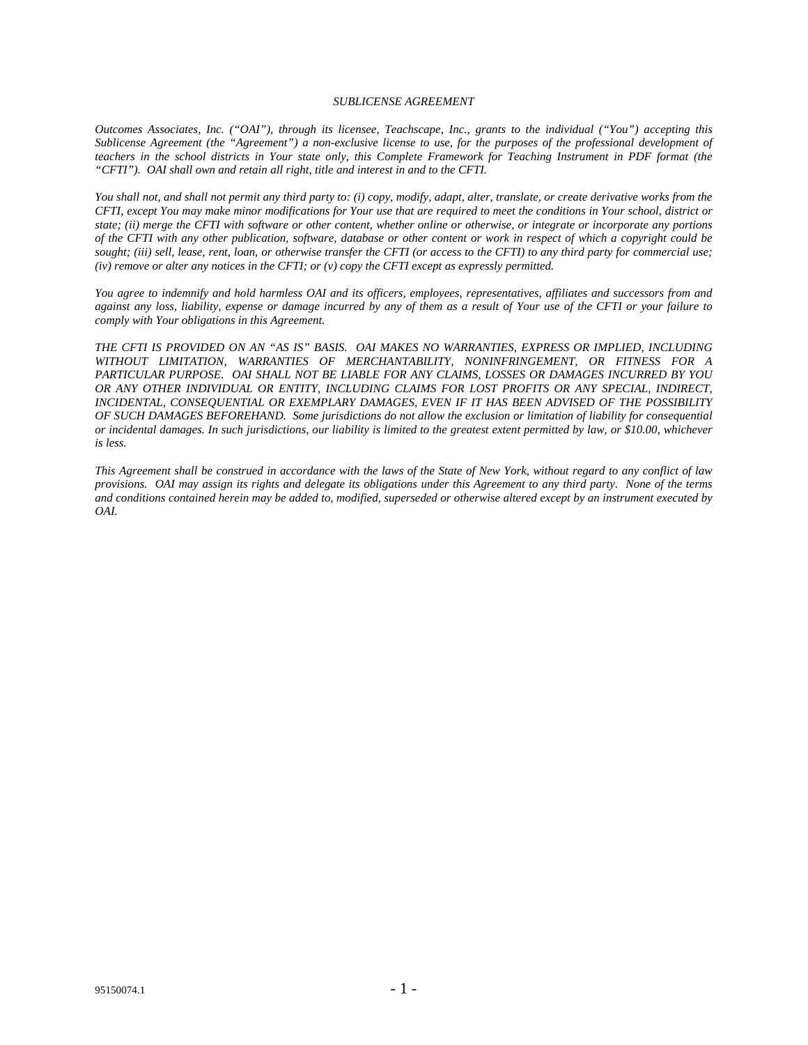*SUBLICENSE AGREEMENT*

*Outcomes Associates, Inc. ("OAI"), through its licensee, Teachscape, Inc., grants to the individual ("You") accepting this Sublicense Agreement (the "Agreement") a non-exclusive license to use, for the purposes of the professional development of teachers in the school districts in Your state only, this Complete Framework for Teaching Instrument in PDF format (the "CFTI"). OAI shall own and retain all right, title and interest in and to the CFTI.*

*You shall not, and shall not permit any third party to: (i) copy, modify, adapt, alter, translate, or create derivative works from the CFTI, except You may make minor modifications for Your use that are required to meet the conditions in Your school, district or state; (ii) merge the CFTI with software or other content, whether online or otherwise, or integrate or incorporate any portions of the CFTI with any other publication, software, database or other content or work in respect of which a copyright could be sought; (iii) sell, lease, rent, loan, or otherwise transfer the CFTI (or access to the CFTI) to any third party for commercial use; (iv) remove or alter any notices in the CFTI; or (v) copy the CFTI except as expressly permitted.*

*You agree to indemnify and hold harmless OAI and its officers, employees, representatives, affiliates and successors from and against any loss, liability, expense or damage incurred by any of them as a result of Your use of the CFTI or your failure to comply with Your obligations in this Agreement.*

*THE CFTI IS PROVIDED ON AN "AS IS" BASIS. OAI MAKES NO WARRANTIES, EXPRESS OR IMPLIED, INCLUDING WITHOUT LIMITATION, WARRANTIES OF MERCHANTABILITY, NONINFRINGEMENT, OR FITNESS FOR A PARTICULAR PURPOSE. OAI SHALL NOT BE LIABLE FOR ANY CLAIMS, LOSSES OR DAMAGES INCURRED BY YOU OR ANY OTHER INDIVIDUAL OR ENTITY, INCLUDING CLAIMS FOR LOST PROFITS OR ANY SPECIAL, INDIRECT, INCIDENTAL, CONSEQUENTIAL OR EXEMPLARY DAMAGES, EVEN IF IT HAS BEEN ADVISED OF THE POSSIBILITY OF SUCH DAMAGES BEFOREHAND. Some jurisdictions do not allow the exclusion or limitation of liability for consequential or incidental damages. In such jurisdictions, our liability is limited to the greatest extent permitted by law, or $10.00, whichever is less.*

*This Agreement shall be construed in accordance with the laws of the State of New York, without regard to any conflict of law provisions. OAI may assign its rights and delegate its obligations under this Agreement to any third party. None of the terms and conditions contained herein may be added to, modified, superseded or otherwise altered except by an instrument executed by OAI.*

95150074.1